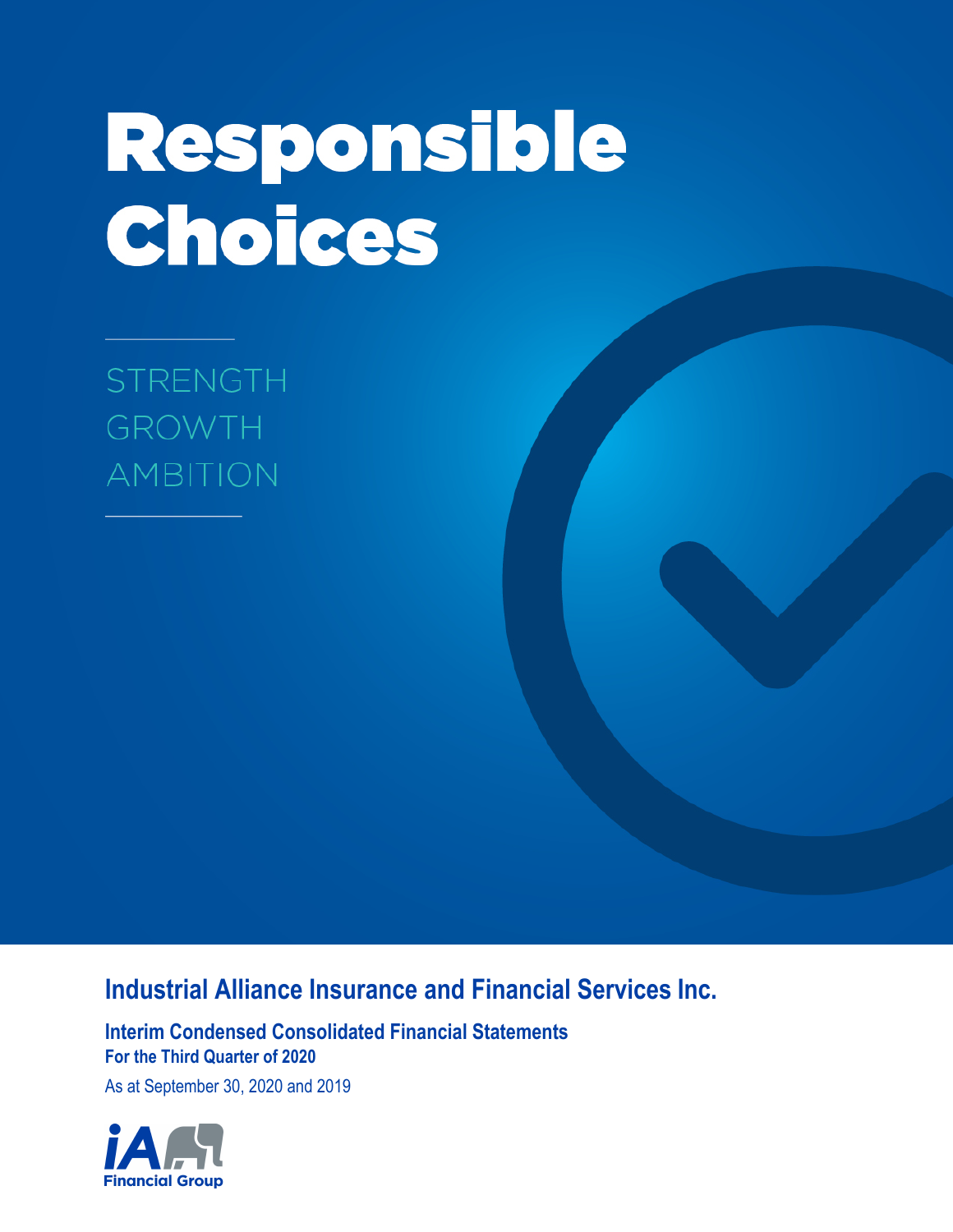# Responsible Choices

STRENGTH
GROWTH
AMBITION

## Industrial Alliance Insurance and Financial Services Inc.

**Interim Condensed Consolidated Financial Statements**
**For the Third Quarter of 2020**

As at September 30, 2020 and 2019

iA Financial Group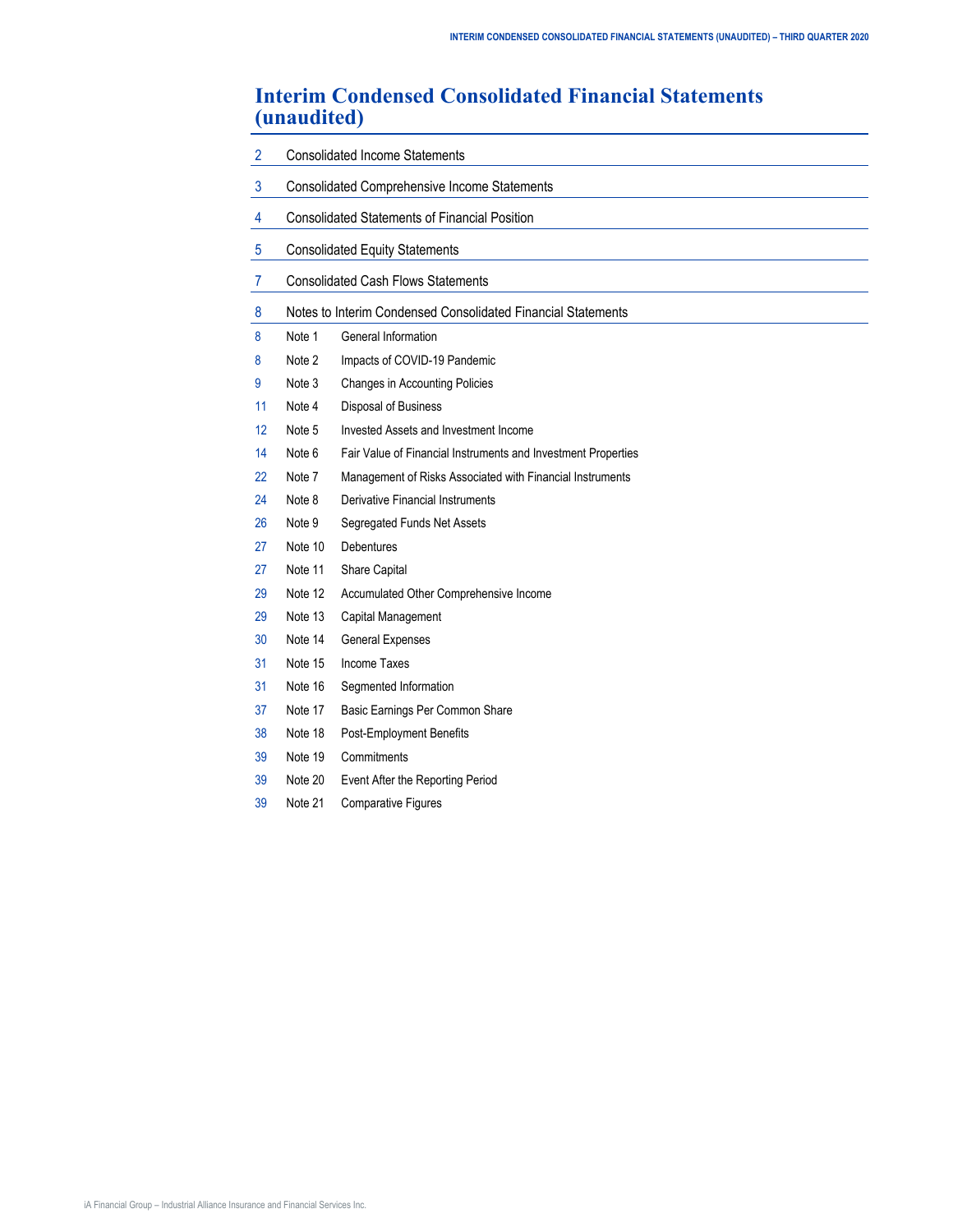# Interim Condensed Consolidated Financial Statements (unaudited)

| | | |
|---|---|---|
| 2 | Consolidated Income Statements | |
| 3 | Consolidated Comprehensive Income Statements | |
| 4 | Consolidated Statements of Financial Position | |
| 5 | Consolidated Equity Statements | |
| 7 | Consolidated Cash Flows Statements | |
| 8 | Notes to Interim Condensed Consolidated Financial Statements | |
| 8 | Note 1 | General Information |
| 8 | Note 2 | Impacts of COVID-19 Pandemic |
| 9 | Note 3 | Changes in Accounting Policies |
| 11 | Note 4 | Disposal of Business |
| 12 | Note 5 | Invested Assets and Investment Income |
| 14 | Note 6 | Fair Value of Financial Instruments and Investment Properties |
| 22 | Note 7 | Management of Risks Associated with Financial Instruments |
| 24 | Note 8 | Derivative Financial Instruments |
| 26 | Note 9 | Segregated Funds Net Assets |
| 27 | Note 10 | Debentures |
| 27 | Note 11 | Share Capital |
| 29 | Note 12 | Accumulated Other Comprehensive Income |
| 29 | Note 13 | Capital Management |
| 30 | Note 14 | General Expenses |
| 31 | Note 15 | Income Taxes |
| 31 | Note 16 | Segmented Information |
| 37 | Note 17 | Basic Earnings Per Common Share |
| 38 | Note 18 | Post-Employment Benefits |
| 39 | Note 19 | Commitments |
| 39 | Note 20 | Event After the Reporting Period |
| 39 | Note 21 | Comparative Figures |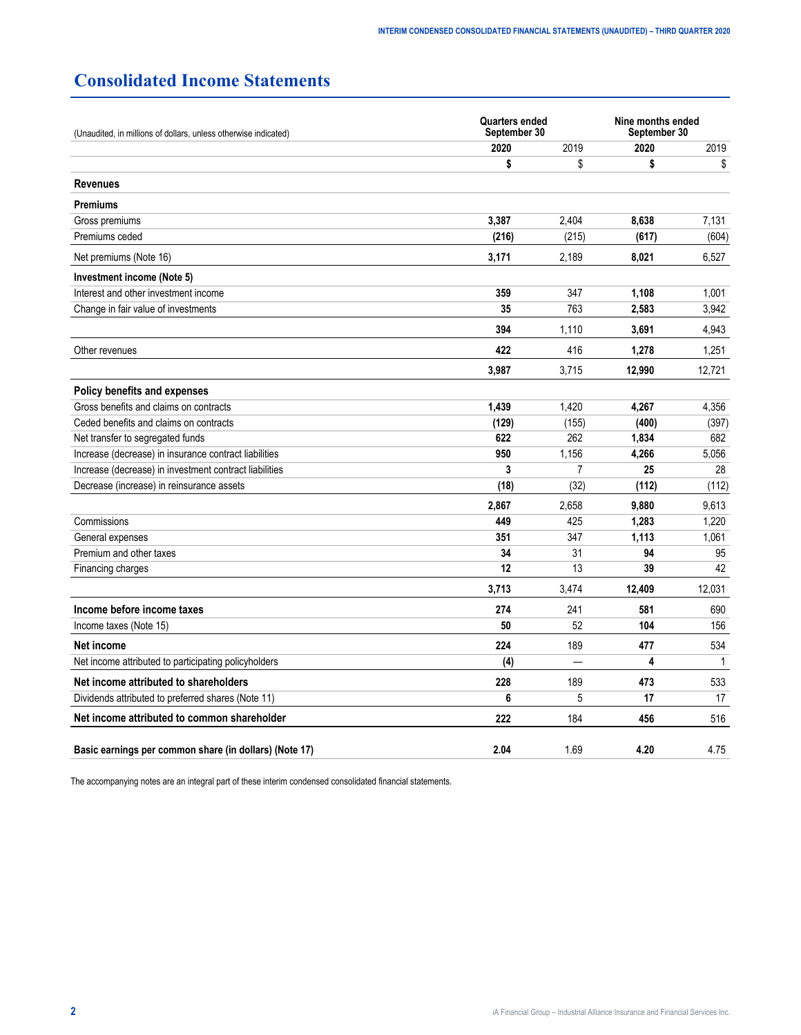# Consolidated Income Statements

| (Unaudited, in millions of dollars, unless otherwise indicated) | Quarters ended September 30 | | Nine months ended September 30 | |
|---|---|---|---|---|
| | **2020** | 2019 | **2020** | 2019 |
| | **$** | $ | **$** | $ |
| **Revenues** | | | | |
| **Premiums** | | | | |
| Gross premiums | **3,387** | 2,404 | **8,638** | 7,131 |
| Premiums ceded | **(216)** | (215) | **(617)** | (604) |
| Net premiums (Note 16) | **3,171** | 2,189 | **8,021** | 6,527 |
| **Investment income (Note 5)** | | | | |
| Interest and other investment income | **359** | 347 | **1,108** | 1,001 |
| Change in fair value of investments | **35** | 763 | **2,583** | 3,942 |
| | **394** | 1,110 | **3,691** | 4,943 |
| Other revenues | **422** | 416 | **1,278** | 1,251 |
| | **3,987** | 3,715 | **12,990** | 12,721 |
| **Policy benefits and expenses** | | | | |
| Gross benefits and claims on contracts | **1,439** | 1,420 | **4,267** | 4,356 |
| Ceded benefits and claims on contracts | **(129)** | (155) | **(400)** | (397) |
| Net transfer to segregated funds | **622** | 262 | **1,834** | 682 |
| Increase (decrease) in insurance contract liabilities | **950** | 1,156 | **4,266** | 5,056 |
| Increase (decrease) in investment contract liabilities | **3** | 7 | **25** | 28 |
| Decrease (increase) in reinsurance assets | **(18)** | (32) | **(112)** | (112) |
| | **2,867** | 2,658 | **9,880** | 9,613 |
| Commissions | **449** | 425 | **1,283** | 1,220 |
| General expenses | **351** | 347 | **1,113** | 1,061 |
| Premium and other taxes | **34** | 31 | **94** | 95 |
| Financing charges | **12** | 13 | **39** | 42 |
| | **3,713** | 3,474 | **12,409** | 12,031 |
| **Income before income taxes** | **274** | 241 | **581** | 690 |
| Income taxes (Note 15) | **50** | 52 | **104** | 156 |
| **Net income** | **224** | 189 | **477** | 534 |
| Net income attributed to participating policyholders | **(4)** | — | **4** | 1 |
| **Net income attributed to shareholders** | **228** | 189 | **473** | 533 |
| Dividends attributed to preferred shares (Note 11) | **6** | 5 | **17** | 17 |
| **Net income attributed to common shareholder** | **222** | 184 | **456** | 516 |
| **Basic earnings per common share (in dollars) (Note 17)** | **2.04** | 1.69 | **4.20** | 4.75 |

The accompanying notes are an integral part of these interim condensed consolidated financial statements.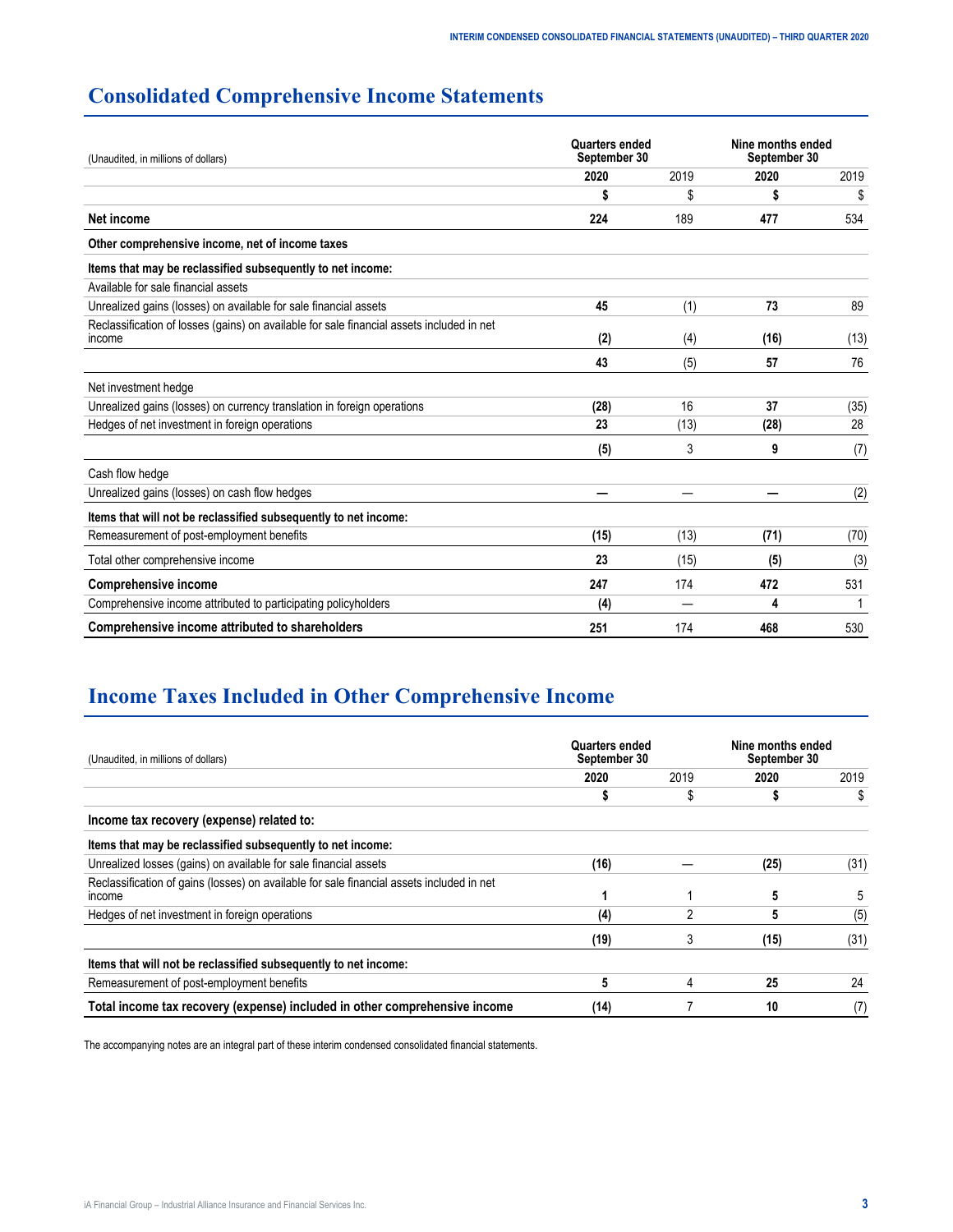# Consolidated Comprehensive Income Statements

| (Unaudited, in millions of dollars) | Quarters ended September 30 | | Nine months ended September 30 | |
|---|---|---|---|---|
| | **2020** | 2019 | **2020** | 2019 |
| | **$** | $ | **$** | $ |
| **Net income** | **224** | 189 | **477** | 534 |
| **Other comprehensive income, net of income taxes** | | | | |
| **Items that may be reclassified subsequently to net income:** | | | | |
| Available for sale financial assets | | | | |
| Unrealized gains (losses) on available for sale financial assets | **45** | (1) | **73** | 89 |
| Reclassification of losses (gains) on available for sale financial assets included in net income | **(2)** | (4) | **(16)** | (13) |
| | **43** | (5) | **57** | 76 |
| Net investment hedge | | | | |
| Unrealized gains (losses) on currency translation in foreign operations | **(28)** | 16 | **37** | (35) |
| Hedges of net investment in foreign operations | **23** | (13) | **(28)** | 28 |
| | **(5)** | 3 | **9** | (7) |
| Cash flow hedge | | | | |
| Unrealized gains (losses) on cash flow hedges | **—** | — | **—** | (2) |
| **Items that will not be reclassified subsequently to net income:** | | | | |
| Remeasurement of post-employment benefits | **(15)** | (13) | **(71)** | (70) |
| Total other comprehensive income | **23** | (15) | **(5)** | (3) |
| **Comprehensive income** | **247** | 174 | **472** | 531 |
| Comprehensive income attributed to participating policyholders | **(4)** | — | **4** | 1 |
| **Comprehensive income attributed to shareholders** | **251** | 174 | **468** | 530 |

# Income Taxes Included in Other Comprehensive Income

| (Unaudited, in millions of dollars) | Quarters ended September 30 | | Nine months ended September 30 | |
|---|---|---|---|---|
| | **2020** | 2019 | **2020** | 2019 |
| | **$** | $ | **$** | $ |
| **Income tax recovery (expense) related to:** | | | | |
| **Items that may be reclassified subsequently to net income:** | | | | |
| Unrealized losses (gains) on available for sale financial assets | **(16)** | — | **(25)** | (31) |
| Reclassification of gains (losses) on available for sale financial assets included in net income | **1** | 1 | **5** | 5 |
| Hedges of net investment in foreign operations | **(4)** | 2 | **5** | (5) |
| | **(19)** | 3 | **(15)** | (31) |
| **Items that will not be reclassified subsequently to net income:** | | | | |
| Remeasurement of post-employment benefits | **5** | 4 | **25** | 24 |
| **Total income tax recovery (expense) included in other comprehensive income** | **(14)** | 7 | **10** | (7) |

The accompanying notes are an integral part of these interim condensed consolidated financial statements.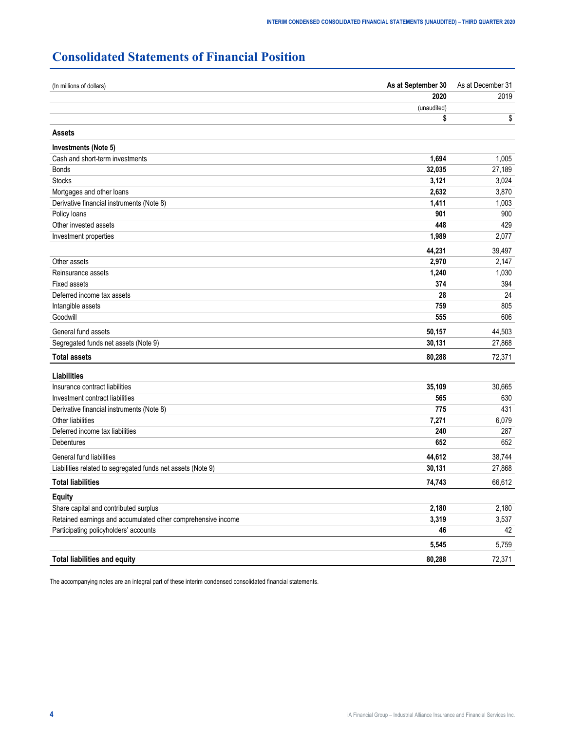# Consolidated Statements of Financial Position

| (In millions of dollars) | As at September 30 | As at December 31 |
|---|---|---|
| | **2020** | 2019 |
| | (unaudited) | |
| | **$** | $ |
| **Assets** | | |
| **Investments (Note 5)** | | |
| Cash and short-term investments | **1,694** | 1,005 |
| Bonds | **32,035** | 27,189 |
| Stocks | **3,121** | 3,024 |
| Mortgages and other loans | **2,632** | 3,870 |
| Derivative financial instruments (Note 8) | **1,411** | 1,003 |
| Policy loans | **901** | 900 |
| Other invested assets | **448** | 429 |
| Investment properties | **1,989** | 2,077 |
| | **44,231** | 39,497 |
| Other assets | **2,970** | 2,147 |
| Reinsurance assets | **1,240** | 1,030 |
| Fixed assets | **374** | 394 |
| Deferred income tax assets | **28** | 24 |
| Intangible assets | **759** | 805 |
| Goodwill | **555** | 606 |
| General fund assets | **50,157** | 44,503 |
| Segregated funds net assets (Note 9) | **30,131** | 27,868 |
| **Total assets** | **80,288** | 72,371 |
| **Liabilities** | | |
| Insurance contract liabilities | **35,109** | 30,665 |
| Investment contract liabilities | **565** | 630 |
| Derivative financial instruments (Note 8) | **775** | 431 |
| Other liabilities | **7,271** | 6,079 |
| Deferred income tax liabilities | **240** | 287 |
| Debentures | **652** | 652 |
| General fund liabilities | **44,612** | 38,744 |
| Liabilities related to segregated funds net assets (Note 9) | **30,131** | 27,868 |
| **Total liabilities** | **74,743** | 66,612 |
| **Equity** | | |
| Share capital and contributed surplus | **2,180** | 2,180 |
| Retained earnings and accumulated other comprehensive income | **3,319** | 3,537 |
| Participating policyholders' accounts | **46** | 42 |
| | **5,545** | 5,759 |
| **Total liabilities and equity** | **80,288** | 72,371 |

The accompanying notes are an integral part of these interim condensed consolidated financial statements.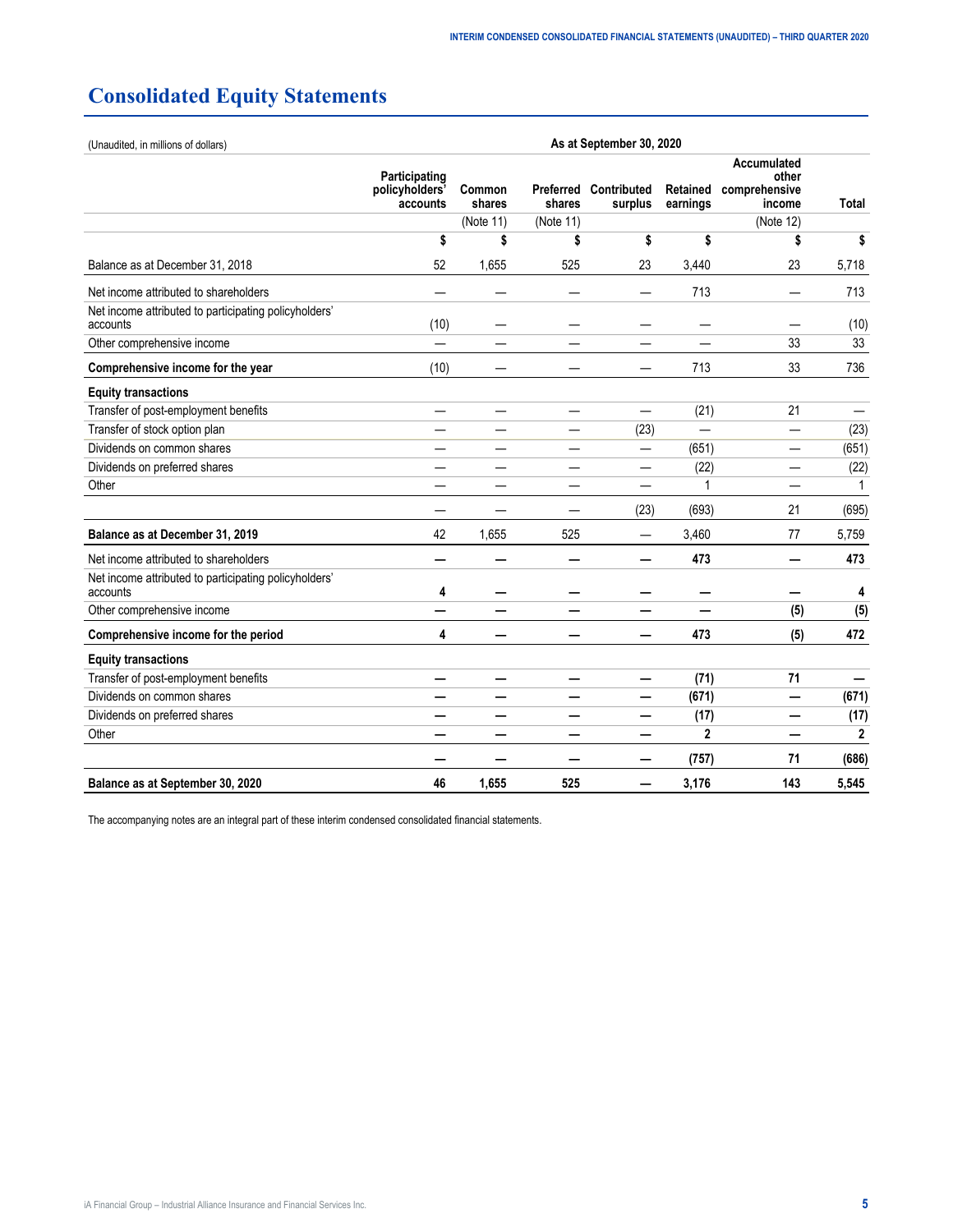# Consolidated Equity Statements

| (Unaudited, in millions of dollars) | As at September 30, 2020 | | | | | | |
|---|---|---|---|---|---|---|---|
| | Participating policyholders' accounts | Common shares | Preferred shares | Contributed surplus | Retained earnings | Accumulated other comprehensive income | Total |
| | | (Note 11) | (Note 11) | | | (Note 12) | |
| | $ | $ | $ | $ | $ | $ | $ |
| Balance as at December 31, 2018 | 52 | 1,655 | 525 | 23 | 3,440 | 23 | 5,718 |
| Net income attributed to shareholders | — | — | — | — | 713 | — | 713 |
| Net income attributed to participating policyholders' accounts | (10) | — | — | — | — | — | (10) |
| Other comprehensive income | — | — | — | — | — | 33 | 33 |
| **Comprehensive income for the year** | (10) | — | — | — | 713 | 33 | 736 |
| **Equity transactions** | | | | | | | |
| Transfer of post-employment benefits | — | — | — | — | (21) | 21 | — |
| Transfer of stock option plan | — | — | — | (23) | — | — | (23) |
| Dividends on common shares | — | — | — | — | (651) | — | (651) |
| Dividends on preferred shares | — | — | — | — | (22) | — | (22) |
| Other | — | — | — | — | 1 | — | 1 |
| | — | — | — | (23) | (693) | 21 | (695) |
| **Balance as at December 31, 2019** | 42 | 1,655 | 525 | — | 3,460 | 77 | 5,759 |
| Net income attributed to shareholders | **—** | **—** | **—** | **—** | **473** | **—** | **473** |
| Net income attributed to participating policyholders' accounts | **4** | **—** | **—** | **—** | **—** | **—** | **4** |
| Other comprehensive income | **—** | **—** | **—** | **—** | **—** | **(5)** | **(5)** |
| **Comprehensive income for the period** | **4** | **—** | **—** | **—** | **473** | **(5)** | **472** |
| **Equity transactions** | | | | | | | |
| Transfer of post-employment benefits | **—** | **—** | **—** | **—** | **(71)** | **71** | **—** |
| Dividends on common shares | **—** | **—** | **—** | **—** | **(671)** | **—** | **(671)** |
| Dividends on preferred shares | **—** | **—** | **—** | **—** | **(17)** | **—** | **(17)** |
| Other | **—** | **—** | **—** | **—** | **2** | **—** | **2** |
| | **—** | **—** | **—** | **—** | **(757)** | **71** | **(686)** |
| **Balance as at September 30, 2020** | **46** | **1,655** | **525** | **—** | **3,176** | **143** | **5,545** |

The accompanying notes are an integral part of these interim condensed consolidated financial statements.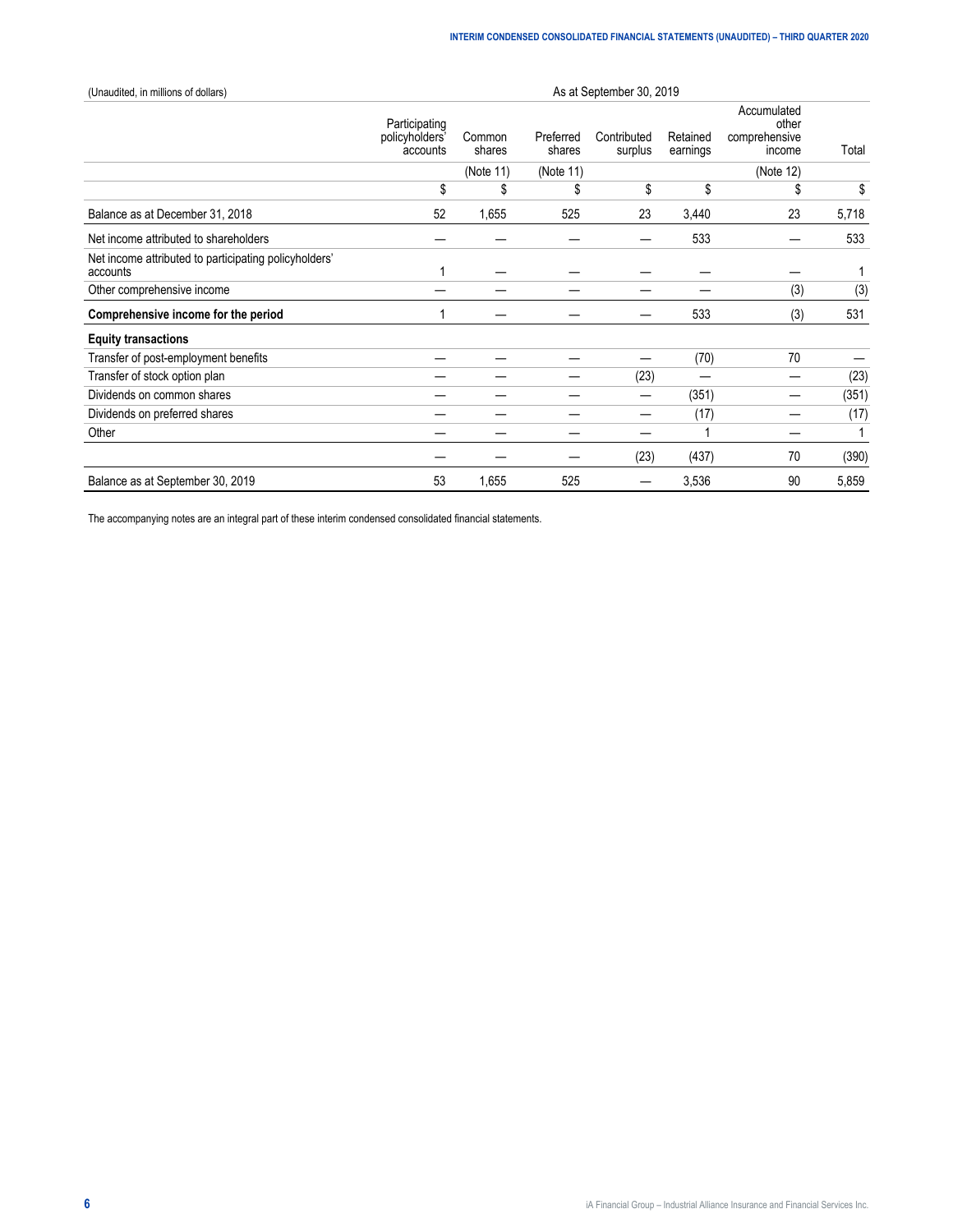(Unaudited, in millions of dollars)

| | As at September 30, 2019 | | | | | | |
|---|---|---|---|---|---|---|---|
| | Participating policyholders' accounts | Common shares | Preferred shares | Contributed surplus | Retained earnings | Accumulated other comprehensive income | Total |
| | | (Note 11) | (Note 11) | | | (Note 12) | |
| | $ | $ | $ | $ | $ | $ | $ |
| Balance as at December 31, 2018 | 52 | 1,655 | 525 | 23 | 3,440 | 23 | 5,718 |
| Net income attributed to shareholders | — | — | — | — | 533 | — | 533 |
| Net income attributed to participating policyholders' accounts | 1 | — | — | — | — | — | 1 |
| Other comprehensive income | — | — | — | — | — | (3) | (3) |
| **Comprehensive income for the period** | 1 | — | — | — | 533 | (3) | 531 |
| **Equity transactions** | | | | | | | |
| Transfer of post-employment benefits | — | — | — | — | (70) | 70 | — |
| Transfer of stock option plan | — | — | — | (23) | — | — | (23) |
| Dividends on common shares | — | — | — | — | (351) | — | (351) |
| Dividends on preferred shares | — | — | — | — | (17) | — | (17) |
| Other | — | — | — | — | 1 | — | 1 |
| | — | — | — | (23) | (437) | 70 | (390) |
| Balance as at September 30, 2019 | 53 | 1,655 | 525 | — | 3,536 | 90 | 5,859 |

The accompanying notes are an integral part of these interim condensed consolidated financial statements.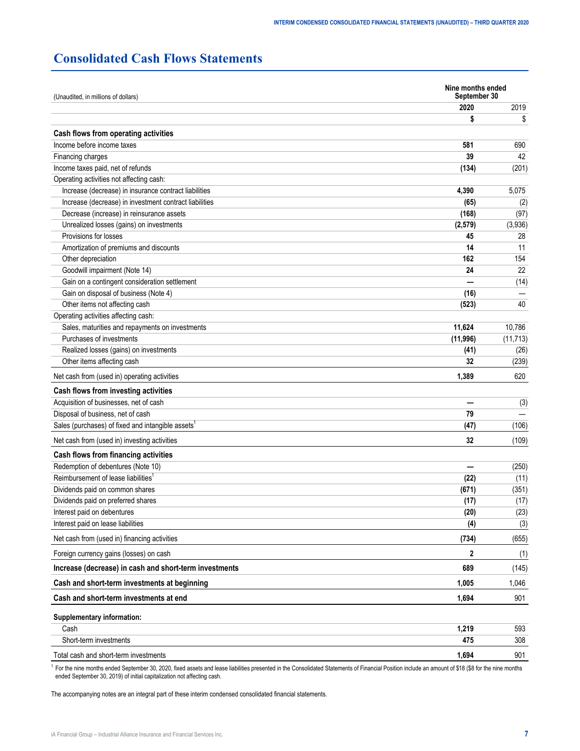# Consolidated Cash Flows Statements

| (Unaudited, in millions of dollars) | Nine months ended September 30 | |
|---|---|---|
| | **2020** | 2019 |
| | **$** | $ |
| **Cash flows from operating activities** | | |
| Income before income taxes | **581** | 690 |
| Financing charges | **39** | 42 |
| Income taxes paid, net of refunds | **(134)** | (201) |
| Operating activities not affecting cash: | | |
| Increase (decrease) in insurance contract liabilities | **4,390** | 5,075 |
| Increase (decrease) in investment contract liabilities | **(65)** | (2) |
| Decrease (increase) in reinsurance assets | **(168)** | (97) |
| Unrealized losses (gains) on investments | **(2,579)** | (3,936) |
| Provisions for losses | **45** | 28 |
| Amortization of premiums and discounts | **14** | 11 |
| Other depreciation | **162** | 154 |
| Goodwill impairment (Note 14) | **24** | 22 |
| Gain on a contingent consideration settlement | **—** | (14) |
| Gain on disposal of business (Note 4) | **(16)** | — |
| Other items not affecting cash | **(523)** | 40 |
| Operating activities affecting cash: | | |
| Sales, maturities and repayments on investments | **11,624** | 10,786 |
| Purchases of investments | **(11,996)** | (11,713) |
| Realized losses (gains) on investments | **(41)** | (26) |
| Other items affecting cash | **32** | (239) |
| Net cash from (used in) operating activities | **1,389** | 620 |
| **Cash flows from investing activities** | | |
| Acquisition of businesses, net of cash | **—** | (3) |
| Disposal of business, net of cash | **79** | — |
| Sales (purchases) of fixed and intangible assets[1] | **(47)** | (106) |
| Net cash from (used in) investing activities | **32** | (109) |
| **Cash flows from financing activities** | | |
| Redemption of debentures (Note 10) | **—** | (250) |
| Reimbursement of lease liabilities[1] | **(22)** | (11) |
| Dividends paid on common shares | **(671)** | (351) |
| Dividends paid on preferred shares | **(17)** | (17) |
| Interest paid on debentures | **(20)** | (23) |
| Interest paid on lease liabilities | **(4)** | (3) |
| Net cash from (used in) financing activities | **(734)** | (655) |
| Foreign currency gains (losses) on cash | **2** | (1) |
| **Increase (decrease) in cash and short-term investments** | **689** | (145) |
| **Cash and short-term investments at beginning** | **1,005** | 1,046 |
| **Cash and short-term investments at end** | **1,694** | 901 |
| **Supplementary information:** | | |
| Cash | **1,219** | 593 |
| Short-term investments | **475** | 308 |
| Total cash and short-term investments | **1,694** | 901 |

[1] For the nine months ended September 30, 2020, fixed assets and lease liabilities presented in the Consolidated Statements of Financial Position include an amount of $18 ($8 for the nine months ended September 30, 2019) of initial capitalization not affecting cash.

The accompanying notes are an integral part of these interim condensed consolidated financial statements.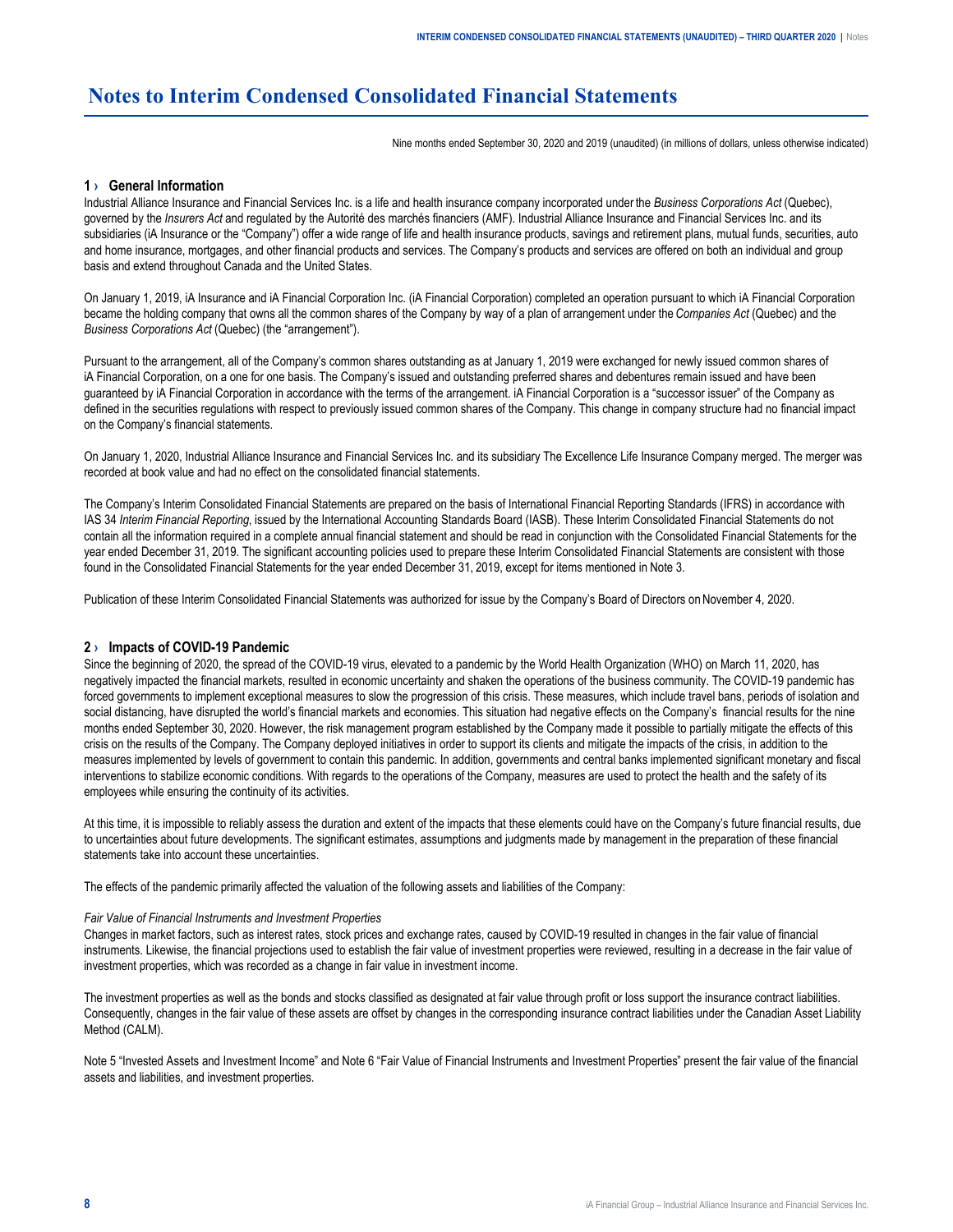# Notes to Interim Condensed Consolidated Financial Statements

Nine months ended September 30, 2020 and 2019 (unaudited) (in millions of dollars, unless otherwise indicated)

## 1 › General Information

Industrial Alliance Insurance and Financial Services Inc. is a life and health insurance company incorporated under the *Business Corporations Act* (Quebec), governed by the *Insurers Act* and regulated by the Autorité des marchés financiers (AMF). Industrial Alliance Insurance and Financial Services Inc. and its subsidiaries (iA Insurance or the "Company") offer a wide range of life and health insurance products, savings and retirement plans, mutual funds, securities, auto and home insurance, mortgages, and other financial products and services. The Company's products and services are offered on both an individual and group basis and extend throughout Canada and the United States.

On January 1, 2019, iA Insurance and iA Financial Corporation Inc. (iA Financial Corporation) completed an operation pursuant to which iA Financial Corporation became the holding company that owns all the common shares of the Company by way of a plan of arrangement under the *Companies Act* (Quebec) and the *Business Corporations Act* (Quebec) (the "arrangement").

Pursuant to the arrangement, all of the Company's common shares outstanding as at January 1, 2019 were exchanged for newly issued common shares of iA Financial Corporation, on a one for one basis. The Company's issued and outstanding preferred shares and debentures remain issued and have been guaranteed by iA Financial Corporation in accordance with the terms of the arrangement. iA Financial Corporation is a "successor issuer" of the Company as defined in the securities regulations with respect to previously issued common shares of the Company. This change in company structure had no financial impact on the Company's financial statements.

On January 1, 2020, Industrial Alliance Insurance and Financial Services Inc. and its subsidiary The Excellence Life Insurance Company merged. The merger was recorded at book value and had no effect on the consolidated financial statements.

The Company's Interim Consolidated Financial Statements are prepared on the basis of International Financial Reporting Standards (IFRS) in accordance with IAS 34 *Interim Financial Reporting*, issued by the International Accounting Standards Board (IASB). These Interim Consolidated Financial Statements do not contain all the information required in a complete annual financial statement and should be read in conjunction with the Consolidated Financial Statements for the year ended December 31, 2019. The significant accounting policies used to prepare these Interim Consolidated Financial Statements are consistent with those found in the Consolidated Financial Statements for the year ended December 31, 2019, except for items mentioned in Note 3.

Publication of these Interim Consolidated Financial Statements was authorized for issue by the Company's Board of Directors on November 4, 2020.

## 2 › Impacts of COVID-19 Pandemic

Since the beginning of 2020, the spread of the COVID-19 virus, elevated to a pandemic by the World Health Organization (WHO) on March 11, 2020, has negatively impacted the financial markets, resulted in economic uncertainty and shaken the operations of the business community. The COVID-19 pandemic has forced governments to implement exceptional measures to slow the progression of this crisis. These measures, which include travel bans, periods of isolation and social distancing, have disrupted the world's financial markets and economies. This situation had negative effects on the Company's financial results for the nine months ended September 30, 2020. However, the risk management program established by the Company made it possible to partially mitigate the effects of this crisis on the results of the Company. The Company deployed initiatives in order to support its clients and mitigate the impacts of the crisis, in addition to the measures implemented by levels of government to contain this pandemic. In addition, governments and central banks implemented significant monetary and fiscal interventions to stabilize economic conditions. With regards to the operations of the Company, measures are used to protect the health and the safety of its employees while ensuring the continuity of its activities.

At this time, it is impossible to reliably assess the duration and extent of the impacts that these elements could have on the Company's future financial results, due to uncertainties about future developments. The significant estimates, assumptions and judgments made by management in the preparation of these financial statements take into account these uncertainties.

The effects of the pandemic primarily affected the valuation of the following assets and liabilities of the Company:

*Fair Value of Financial Instruments and Investment Properties*

Changes in market factors, such as interest rates, stock prices and exchange rates, caused by COVID-19 resulted in changes in the fair value of financial instruments. Likewise, the financial projections used to establish the fair value of investment properties were reviewed, resulting in a decrease in the fair value of investment properties, which was recorded as a change in fair value in investment income.

The investment properties as well as the bonds and stocks classified as designated at fair value through profit or loss support the insurance contract liabilities. Consequently, changes in the fair value of these assets are offset by changes in the corresponding insurance contract liabilities under the Canadian Asset Liability Method (CALM).

Note 5 "Invested Assets and Investment Income" and Note 6 "Fair Value of Financial Instruments and Investment Properties" present the fair value of the financial assets and liabilities, and investment properties.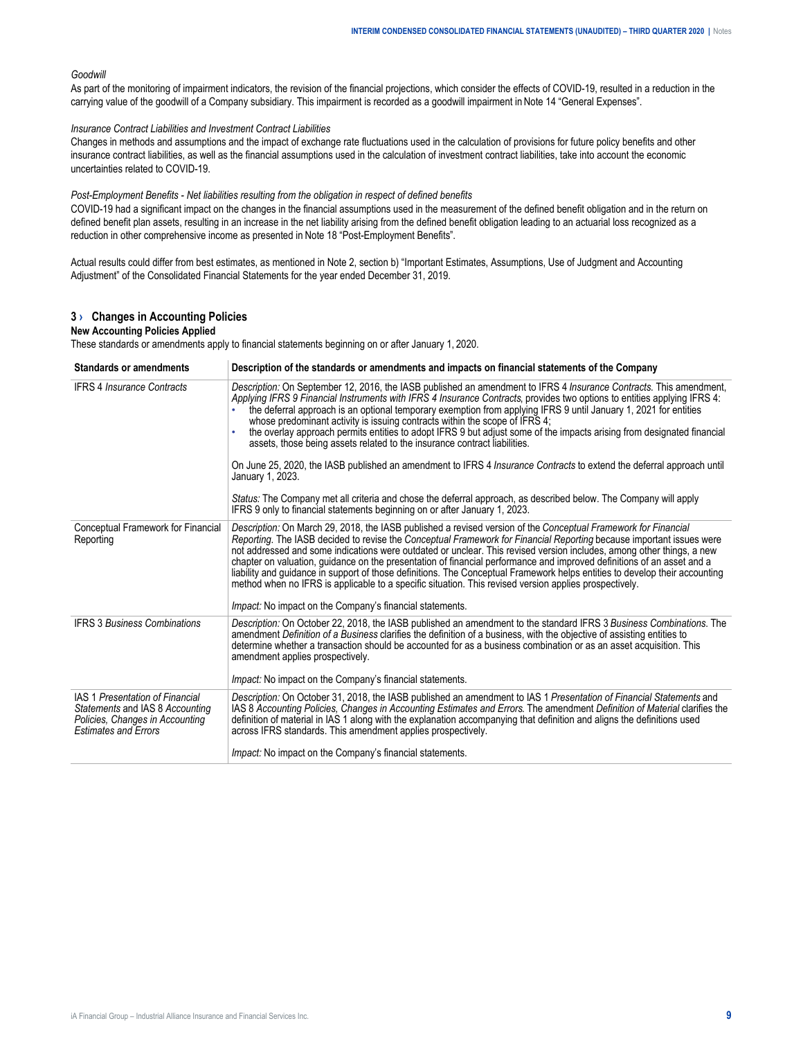*Goodwill*

As part of the monitoring of impairment indicators, the revision of the financial projections, which consider the effects of COVID-19, resulted in a reduction in the carrying value of the goodwill of a Company subsidiary. This impairment is recorded as a goodwill impairment in Note 14 "General Expenses".

*Insurance Contract Liabilities and Investment Contract Liabilities*

Changes in methods and assumptions and the impact of exchange rate fluctuations used in the calculation of provisions for future policy benefits and other insurance contract liabilities, as well as the financial assumptions used in the calculation of investment contract liabilities, take into account the economic uncertainties related to COVID-19.

*Post-Employment Benefits - Net liabilities resulting from the obligation in respect of defined benefits*

COVID-19 had a significant impact on the changes in the financial assumptions used in the measurement of the defined benefit obligation and in the return on defined benefit plan assets, resulting in an increase in the net liability arising from the defined benefit obligation leading to an actuarial loss recognized as a reduction in other comprehensive income as presented in Note 18 "Post-Employment Benefits".

Actual results could differ from best estimates, as mentioned in Note 2, section b) "Important Estimates, Assumptions, Use of Judgment and Accounting Adjustment" of the Consolidated Financial Statements for the year ended December 31, 2019.

## 3 › Changes in Accounting Policies

**New Accounting Policies Applied**

These standards or amendments apply to financial statements beginning on or after January 1, 2020.

| Standards or amendments | Description of the standards or amendments and impacts on financial statements of the Company |
|---|---|
| IFRS 4 *Insurance Contracts* | *Description:* On September 12, 2016, the IASB published an amendment to IFRS 4 *Insurance Contracts*. This amendment, *Applying IFRS 9 Financial Instruments with IFRS 4 Insurance Contracts*, provides two options to entities applying IFRS 4:<br>• the deferral approach is an optional temporary exemption from applying IFRS 9 until January 1, 2021 for entities whose predominant activity is issuing contracts within the scope of IFRS 4;<br>• the overlay approach permits entities to adopt IFRS 9 but adjust some of the impacts arising from designated financial assets, those being assets related to the insurance contract liabilities.<br><br>On June 25, 2020, the IASB published an amendment to IFRS 4 *Insurance Contracts* to extend the deferral approach until January 1, 2023.<br><br>*Status:* The Company met all criteria and chose the deferral approach, as described below. The Company will apply IFRS 9 only to financial statements beginning on or after January 1, 2023. |
| Conceptual Framework for Financial Reporting | *Description:* On March 29, 2018, the IASB published a revised version of the *Conceptual Framework for Financial Reporting*. The IASB decided to revise the *Conceptual Framework for Financial Reporting* because important issues were not addressed and some indications were outdated or unclear. This revised version includes, among other things, a new chapter on valuation, guidance on the presentation of financial performance and improved definitions of an asset and a liability and guidance in support of those definitions. The Conceptual Framework helps entities to develop their accounting method when no IFRS is applicable to a specific situation. This revised version applies prospectively.<br><br>*Impact:* No impact on the Company's financial statements. |
| IFRS 3 *Business Combinations* | *Description:* On October 22, 2018, the IASB published an amendment to the standard IFRS 3 *Business Combinations*. The amendment *Definition of a Business* clarifies the definition of a business, with the objective of assisting entities to determine whether a transaction should be accounted for as a business combination or as an asset acquisition. This amendment applies prospectively.<br><br>*Impact:* No impact on the Company's financial statements. |
| IAS 1 *Presentation of Financial Statements* and IAS 8 *Accounting Policies, Changes in Accounting Estimates and Errors* | *Description:* On October 31, 2018, the IASB published an amendment to IAS 1 *Presentation of Financial Statements* and IAS 8 *Accounting Policies, Changes in Accounting Estimates and Errors*. The amendment *Definition of Material* clarifies the definition of material in IAS 1 along with the explanation accompanying that definition and aligns the definitions used across IFRS standards. This amendment applies prospectively.<br><br>*Impact:* No impact on the Company's financial statements. |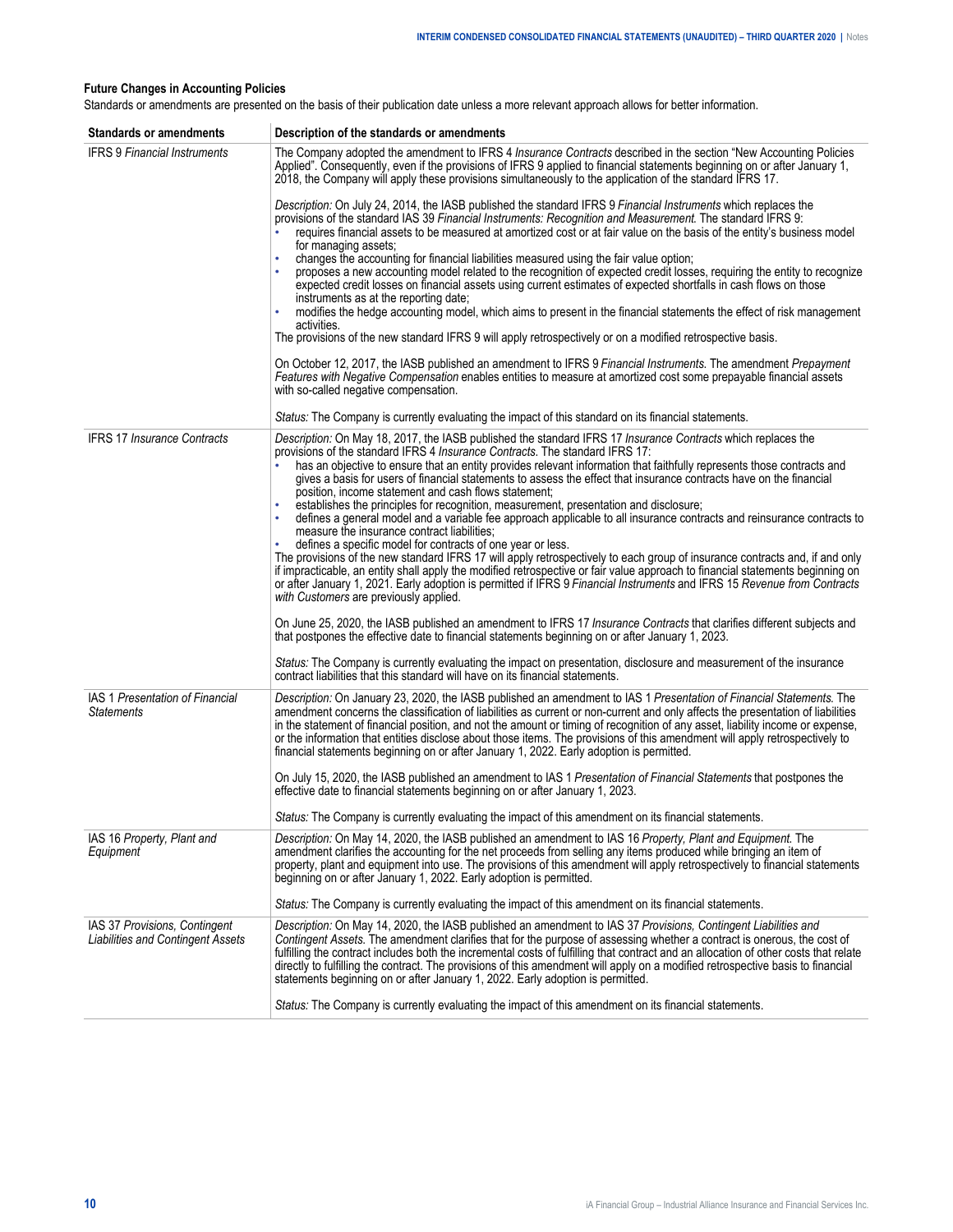**Future Changes in Accounting Policies**

Standards or amendments are presented on the basis of their publication date unless a more relevant approach allows for better information.

| Standards or amendments | Description of the standards or amendments |
|---|---|
| IFRS 9 *Financial Instruments* | The Company adopted the amendment to IFRS 4 *Insurance Contracts* described in the section "New Accounting Policies Applied". Consequently, even if the provisions of IFRS 9 applied to financial statements beginning on or after January 1, 2018, the Company will apply these provisions simultaneously to the application of the standard IFRS 17.<br><br>*Description:* On July 24, 2014, the IASB published the standard IFRS 9 *Financial Instruments* which replaces the provisions of the standard IAS 39 *Financial Instruments: Recognition and Measurement*. The standard IFRS 9:<br>• requires financial assets to be measured at amortized cost or at fair value on the basis of the entity's business model for managing assets;<br>• changes the accounting for financial liabilities measured using the fair value option;<br>• proposes a new accounting model related to the recognition of expected credit losses, requiring the entity to recognize expected credit losses on financial assets using current estimates of expected shortfalls in cash flows on those instruments as at the reporting date;<br>• modifies the hedge accounting model, which aims to present in the financial statements the effect of risk management activities.<br>The provisions of the new standard IFRS 9 will apply retrospectively or on a modified retrospective basis.<br><br>On October 12, 2017, the IASB published an amendment to IFRS 9 *Financial Instruments*. The amendment *Prepayment Features with Negative Compensation* enables entities to measure at amortized cost some prepayable financial assets with so-called negative compensation.<br><br>*Status:* The Company is currently evaluating the impact of this standard on its financial statements. |
| IFRS 17 *Insurance Contracts* | *Description:* On May 18, 2017, the IASB published the standard IFRS 17 *Insurance Contracts* which replaces the provisions of the standard IFRS 4 *Insurance Contracts*. The standard IFRS 17:<br>• has an objective to ensure that an entity provides relevant information that faithfully represents those contracts and gives a basis for users of financial statements to assess the effect that insurance contracts have on the financial position, income statement and cash flows statement;<br>• establishes the principles for recognition, measurement, presentation and disclosure;<br>• defines a general model and a variable fee approach applicable to all insurance contracts and reinsurance contracts to measure the insurance contract liabilities;<br>• defines a specific model for contracts of one year or less.<br>The provisions of the new standard IFRS 17 will apply retrospectively to each group of insurance contracts and, if and only if impracticable, an entity shall apply the modified retrospective or fair value approach to financial statements beginning on or after January 1, 2021. Early adoption is permitted if IFRS 9 *Financial Instruments* and IFRS 15 *Revenue from Contracts with Customers* are previously applied.<br><br>On June 25, 2020, the IASB published an amendment to IFRS 17 *Insurance Contracts* that clarifies different subjects and that postpones the effective date to financial statements beginning on or after January 1, 2023.<br><br>*Status:* The Company is currently evaluating the impact on presentation, disclosure and measurement of the insurance contract liabilities that this standard will have on its financial statements. |
| IAS 1 *Presentation of Financial Statements* | *Description:* On January 23, 2020, the IASB published an amendment to IAS 1 *Presentation of Financial Statements*. The amendment concerns the classification of liabilities as current or non-current and only affects the presentation of liabilities in the statement of financial position, and not the amount or timing of recognition of any asset, liability income or expense, or the information that entities disclose about those items. The provisions of this amendment will apply retrospectively to financial statements beginning on or after January 1, 2022. Early adoption is permitted.<br><br>On July 15, 2020, the IASB published an amendment to IAS 1 *Presentation of Financial Statements* that postpones the effective date to financial statements beginning on or after January 1, 2023.<br><br>*Status:* The Company is currently evaluating the impact of this amendment on its financial statements. |
| IAS 16 *Property, Plant and Equipment* | *Description:* On May 14, 2020, the IASB published an amendment to IAS 16 *Property, Plant and Equipment*. The amendment clarifies the accounting for the net proceeds from selling any items produced while bringing an item of property, plant and equipment into use. The provisions of this amendment will apply retrospectively to financial statements beginning on or after January 1, 2022. Early adoption is permitted.<br><br>*Status:* The Company is currently evaluating the impact of this amendment on its financial statements. |
| IAS 37 *Provisions, Contingent Liabilities and Contingent Assets* | *Description:* On May 14, 2020, the IASB published an amendment to IAS 37 *Provisions, Contingent Liabilities and Contingent Assets*. The amendment clarifies that for the purpose of assessing whether a contract is onerous, the cost of fulfilling the contract includes both the incremental costs of fulfilling that contract and an allocation of other costs that relate directly to fulfilling the contract. The provisions of this amendment will apply on a modified retrospective basis to financial statements beginning on or after January 1, 2022. Early adoption is permitted.<br><br>*Status:* The Company is currently evaluating the impact of this amendment on its financial statements. |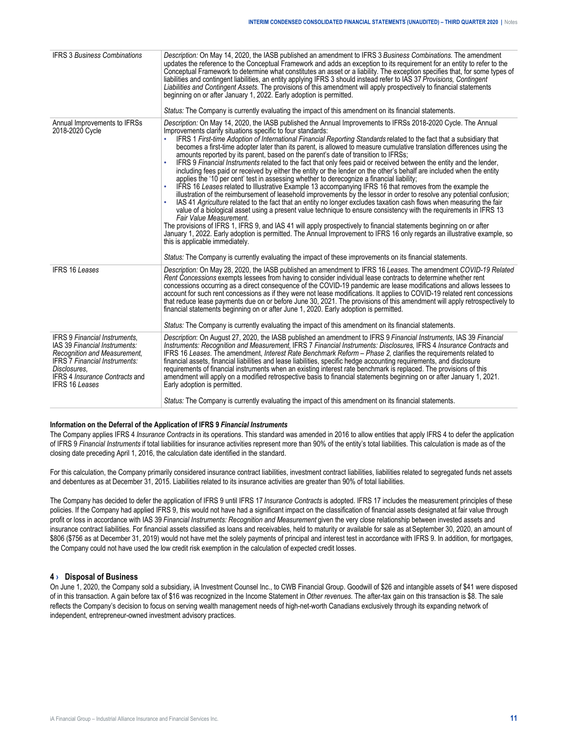| | |
|---|---|
| IFRS 3 *Business Combinations* | *Description:* On May 14, 2020, the IASB published an amendment to IFRS 3 *Business Combinations.* The amendment updates the reference to the Conceptual Framework and adds an exception to its requirement for an entity to refer to the Conceptual Framework to determine what constitutes an asset or a liability. The exception specifies that, for some types of liabilities and contingent liabilities, an entity applying IFRS 3 should instead refer to IAS 37 *Provisions, Contingent Liabilities and Contingent Assets.* The provisions of this amendment will apply prospectively to financial statements beginning on or after January 1, 2022. Early adoption is permitted.<br><br>*Status:* The Company is currently evaluating the impact of this amendment on its financial statements. |
| Annual Improvements to IFRSs 2018-2020 Cycle | *Description:* On May 14, 2020, the IASB published the Annual Improvements to IFRSs 2018-2020 Cycle. The Annual Improvements clarify situations specific to four standards:<br>• IFRS 1 *First-time Adoption of International Financial Reporting Standards* related to the fact that a subsidiary that becomes a first-time adopter later than its parent, is allowed to measure cumulative translation differences using the amounts reported by its parent, based on the parent's date of transition to IFRSs;<br>• IFRS 9 *Financial Instruments* related to the fact that only fees paid or received between the entity and the lender, including fees paid or received by either the entity or the lender on the other's behalf are included when the entity applies the '10 per cent' test in assessing whether to derecognize a financial liability;<br>• IFRS 16 *Leases* related to Illustrative Example 13 accompanying IFRS 16 that removes from the example the illustration of the reimbursement of leasehold improvements by the lessor in order to resolve any potential confusion;<br>• IAS 41 *Agriculture* related to the fact that an entity no longer excludes taxation cash flows when measuring the fair value of a biological asset using a present value technique to ensure consistency with the requirements in IFRS 13 *Fair Value Measurement.*<br>The provisions of IFRS 1, IFRS 9, and IAS 41 will apply prospectively to financial statements beginning on or after January 1, 2022. Early adoption is permitted. The Annual Improvement to IFRS 16 only regards an illustrative example, so this is applicable immediately.<br><br>*Status:* The Company is currently evaluating the impact of these improvements on its financial statements. |
| IFRS 16 *Leases* | *Description:* On May 28, 2020, the IASB published an amendment to IFRS 16 *Leases*. The amendment *COVID-19 Related Rent Concessions* exempts lessees from having to consider individual lease contracts to determine whether rent concessions occurring as a direct consequence of the COVID-19 pandemic are lease modifications and allows lessees to account for such rent concessions as if they were not lease modifications. It applies to COVID-19 related rent concessions that reduce lease payments due on or before June 30, 2021. The provisions of this amendment will apply retrospectively to financial statements beginning on or after June 1, 2020. Early adoption is permitted.<br><br>*Status:* The Company is currently evaluating the impact of this amendment on its financial statements. |
| IFRS 9 *Financial Instruments*, IAS 39 *Financial Instruments: Recognition and Measurement*, IFRS 7 *Financial Instruments: Disclosures*, IFRS 4 *Insurance Contracts* and IFRS 16 *Leases* | *Description*: On August 27, 2020, the IASB published an amendment to IFRS 9 *Financial Instruments*, IAS 39 *Financial Instruments: Recognition and Measurement*, IFRS 7 *Financial Instruments: Disclosures*, IFRS 4 *Insurance Contracts* and IFRS 16 *Leases*. The amendment, *Interest Rate Benchmark Reform – Phase 2*, clarifies the requirements related to financial assets, financial liabilities and lease liabilities, specific hedge accounting requirements, and disclosure requirements of financial instruments when an existing interest rate benchmark is replaced. The provisions of this amendment will apply on a modified retrospective basis to financial statements beginning on or after January 1, 2021. Early adoption is permitted.<br><br>*Status:* The Company is currently evaluating the impact of this amendment on its financial statements. |

**Information on the Deferral of the Application of IFRS 9 *Financial Instruments***

The Company applies IFRS 4 *Insurance Contracts* in its operations. This standard was amended in 2016 to allow entities that apply IFRS 4 to defer the application of IFRS 9 *Financial Instruments* if total liabilities for insurance activities represent more than 90% of the entity's total liabilities. This calculation is made as of the closing date preceding April 1, 2016, the calculation date identified in the standard.

For this calculation, the Company primarily considered insurance contract liabilities, investment contract liabilities, liabilities related to segregated funds net assets and debentures as at December 31, 2015. Liabilities related to its insurance activities are greater than 90% of total liabilities.

The Company has decided to defer the application of IFRS 9 until IFRS 17 *Insurance Contracts* is adopted. IFRS 17 includes the measurement principles of these policies. If the Company had applied IFRS 9, this would not have had a significant impact on the classification of financial assets designated at fair value through profit or loss in accordance with IAS 39 *Financial Instruments: Recognition and Measurement* given the very close relationship between invested assets and insurance contract liabilities. For financial assets classified as loans and receivables, held to maturity or available for sale as at September 30, 2020, an amount of \$806 (\$756 as at December 31, 2019) would not have met the solely payments of principal and interest test in accordance with IFRS 9. In addition, for mortgages, the Company could not have used the low credit risk exemption in the calculation of expected credit losses.

## 4 › Disposal of Business

On June 1, 2020, the Company sold a subsidiary, iA Investment Counsel Inc., to CWB Financial Group. Goodwill of \$26 and intangible assets of \$41 were disposed of in this transaction. A gain before tax of \$16 was recognized in the Income Statement in *Other revenues.* The after-tax gain on this transaction is \$8. The sale reflects the Company's decision to focus on serving wealth management needs of high-net-worth Canadians exclusively through its expanding network of independent, entrepreneur-owned investment advisory practices.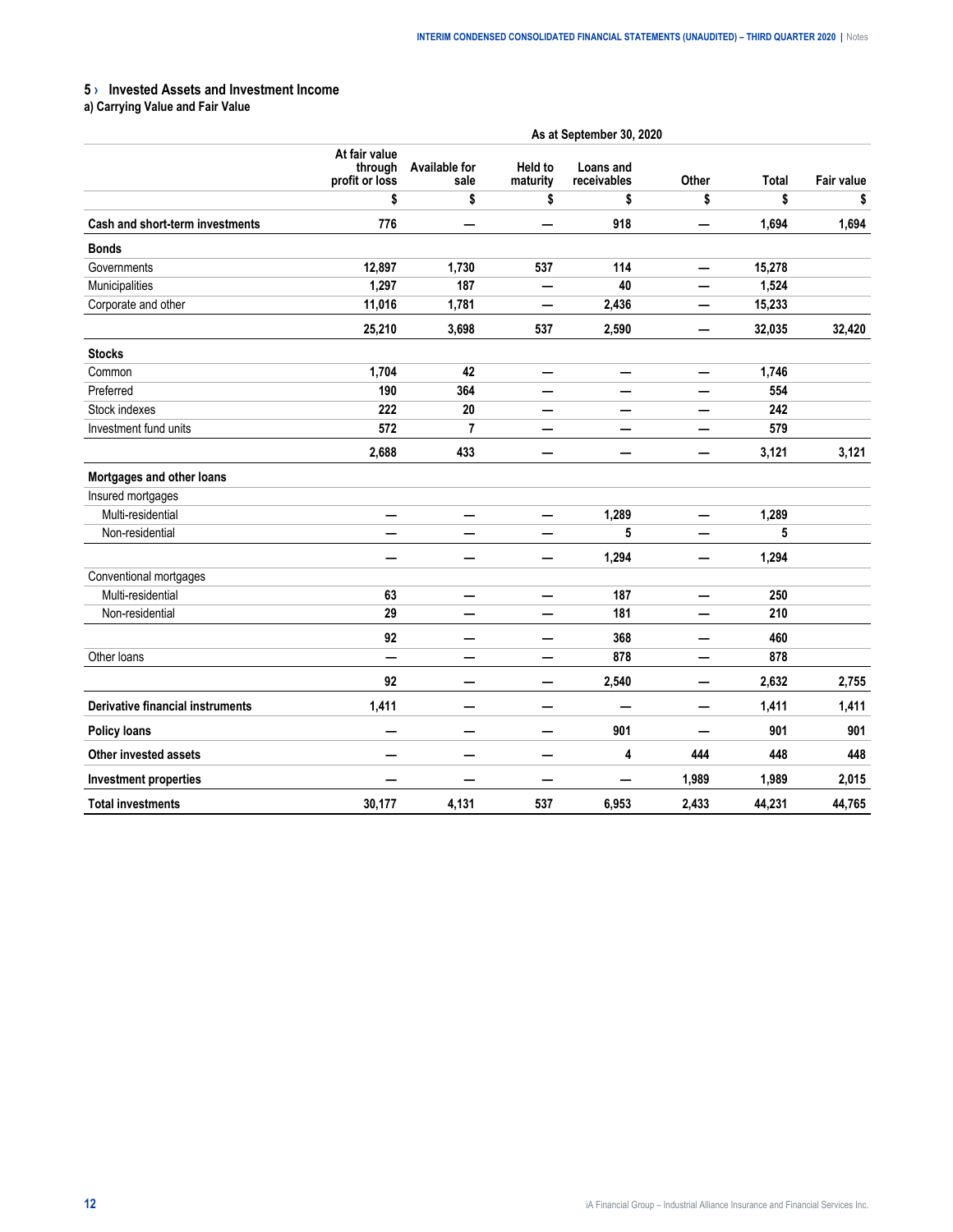## 5 › Invested Assets and Investment Income

### a) Carrying Value and Fair Value

| | As at September 30, 2020 | | | | | | |
|---|---|---|---|---|---|---|---|
| | At fair value through profit or loss | Available for sale | Held to maturity | Loans and receivables | Other | Total | Fair value |
| | $ | $ | $ | $ | $ | $ | $ |
| **Cash and short-term investments** | 776 | — | — | 918 | — | 1,694 | 1,694 |
| **Bonds** | | | | | | | |
| Governments | 12,897 | 1,730 | 537 | 114 | — | 15,278 | |
| Municipalities | 1,297 | 187 | — | 40 | — | 1,524 | |
| Corporate and other | 11,016 | 1,781 | — | 2,436 | — | 15,233 | |
| | 25,210 | 3,698 | 537 | 2,590 | — | 32,035 | 32,420 |
| **Stocks** | | | | | | | |
| Common | 1,704 | 42 | — | — | — | 1,746 | |
| Preferred | 190 | 364 | — | — | — | 554 | |
| Stock indexes | 222 | 20 | — | — | — | 242 | |
| Investment fund units | 572 | 7 | — | — | — | 579 | |
| | 2,688 | 433 | — | — | — | 3,121 | 3,121 |
| **Mortgages and other loans** | | | | | | | |
| Insured mortgages | | | | | | | |
| Multi-residential | — | — | — | 1,289 | — | 1,289 | |
| Non-residential | — | — | — | 5 | — | 5 | |
| | — | — | — | 1,294 | — | 1,294 | |
| Conventional mortgages | | | | | | | |
| Multi-residential | 63 | — | — | 187 | — | 250 | |
| Non-residential | 29 | — | — | 181 | — | 210 | |
| | 92 | — | — | 368 | — | 460 | |
| Other loans | — | — | — | 878 | — | 878 | |
| | 92 | — | — | 2,540 | — | 2,632 | 2,755 |
| **Derivative financial instruments** | 1,411 | — | — | — | — | 1,411 | 1,411 |
| **Policy loans** | — | — | — | 901 | — | 901 | 901 |
| **Other invested assets** | — | — | — | 4 | 444 | 448 | 448 |
| **Investment properties** | — | — | — | — | 1,989 | 1,989 | 2,015 |
| **Total investments** | 30,177 | 4,131 | 537 | 6,953 | 2,433 | 44,231 | 44,765 |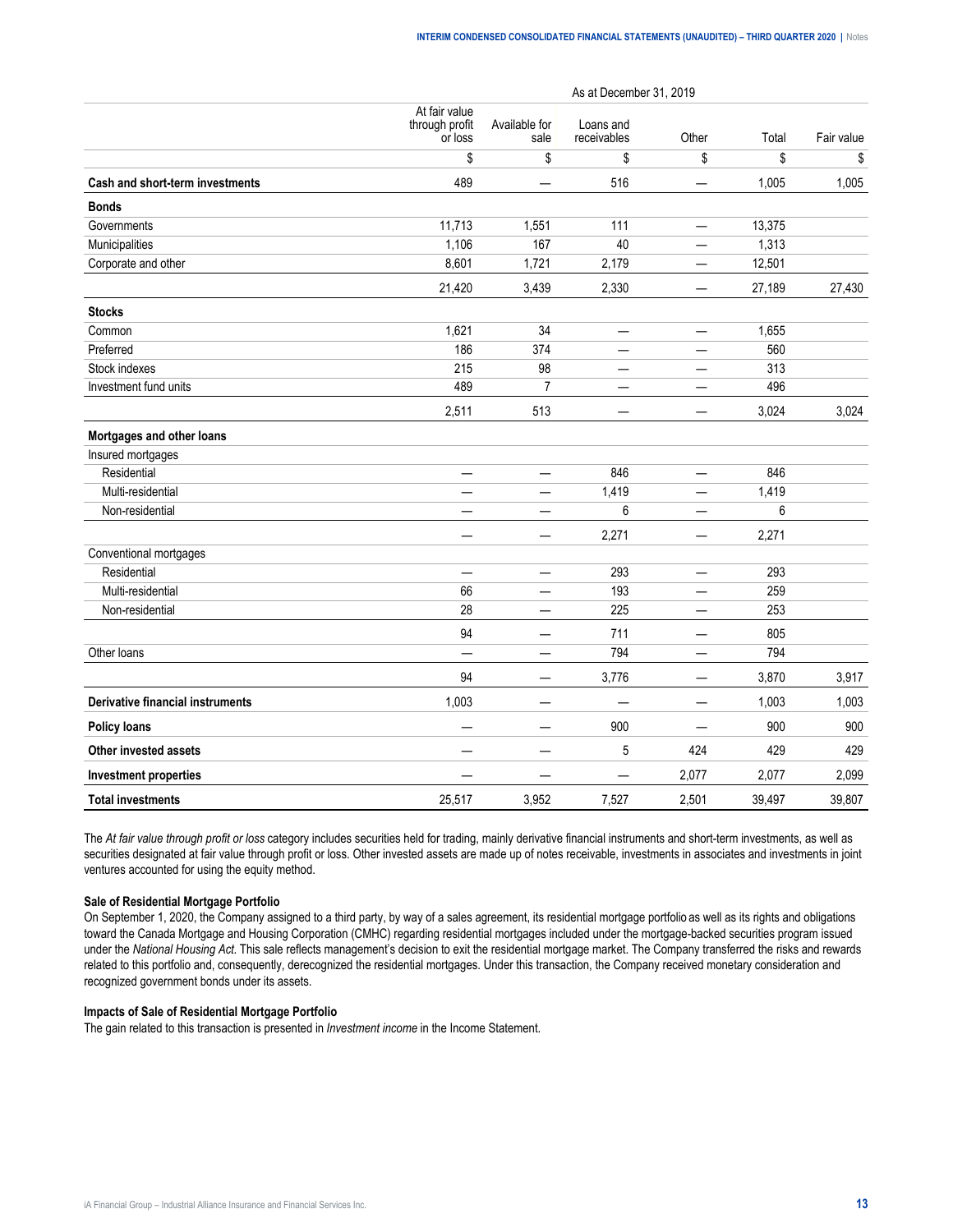| | As at December 31, 2019 | | | | | |
|---|---|---|---|---|---|---|
| | At fair value through profit or loss | Available for sale | Loans and receivables | Other | Total | Fair value |
| | $ | $ | $ | $ | $ | $ |
| **Cash and short-term investments** | 489 | — | 516 | — | 1,005 | 1,005 |
| **Bonds** | | | | | | |
| Governments | 11,713 | 1,551 | 111 | — | 13,375 | |
| Municipalities | 1,106 | 167 | 40 | — | 1,313 | |
| Corporate and other | 8,601 | 1,721 | 2,179 | — | 12,501 | |
| | 21,420 | 3,439 | 2,330 | — | 27,189 | 27,430 |
| **Stocks** | | | | | | |
| Common | 1,621 | 34 | — | — | 1,655 | |
| Preferred | 186 | 374 | — | — | 560 | |
| Stock indexes | 215 | 98 | — | — | 313 | |
| Investment fund units | 489 | 7 | — | — | 496 | |
| | 2,511 | 513 | — | — | 3,024 | 3,024 |
| **Mortgages and other loans** | | | | | | |
| Insured mortgages | | | | | | |
| Residential | — | — | 846 | — | 846 | |
| Multi-residential | — | — | 1,419 | — | 1,419 | |
| Non-residential | — | — | 6 | — | 6 | |
| | — | — | 2,271 | — | 2,271 | |
| Conventional mortgages | | | | | | |
| Residential | — | — | 293 | — | 293 | |
| Multi-residential | 66 | — | 193 | — | 259 | |
| Non-residential | 28 | — | 225 | — | 253 | |
| | 94 | — | 711 | — | 805 | |
| Other loans | — | — | 794 | — | 794 | |
| | 94 | — | 3,776 | — | 3,870 | 3,917 |
| **Derivative financial instruments** | 1,003 | — | — | — | 1,003 | 1,003 |
| **Policy loans** | — | — | 900 | — | 900 | 900 |
| **Other invested assets** | — | — | 5 | 424 | 429 | 429 |
| **Investment properties** | — | — | — | 2,077 | 2,077 | 2,099 |
| **Total investments** | 25,517 | 3,952 | 7,527 | 2,501 | 39,497 | 39,807 |

The *At fair value through profit or loss* category includes securities held for trading, mainly derivative financial instruments and short-term investments, as well as securities designated at fair value through profit or loss. Other invested assets are made up of notes receivable, investments in associates and investments in joint ventures accounted for using the equity method.

**Sale of Residential Mortgage Portfolio**

On September 1, 2020, the Company assigned to a third party, by way of a sales agreement, its residential mortgage portfolio as well as its rights and obligations toward the Canada Mortgage and Housing Corporation (CMHC) regarding residential mortgages included under the mortgage-backed securities program issued under the *National Housing Act*. This sale reflects management's decision to exit the residential mortgage market. The Company transferred the risks and rewards related to this portfolio and, consequently, derecognized the residential mortgages. Under this transaction, the Company received monetary consideration and recognized government bonds under its assets.

**Impacts of Sale of Residential Mortgage Portfolio**

The gain related to this transaction is presented in *Investment income* in the Income Statement.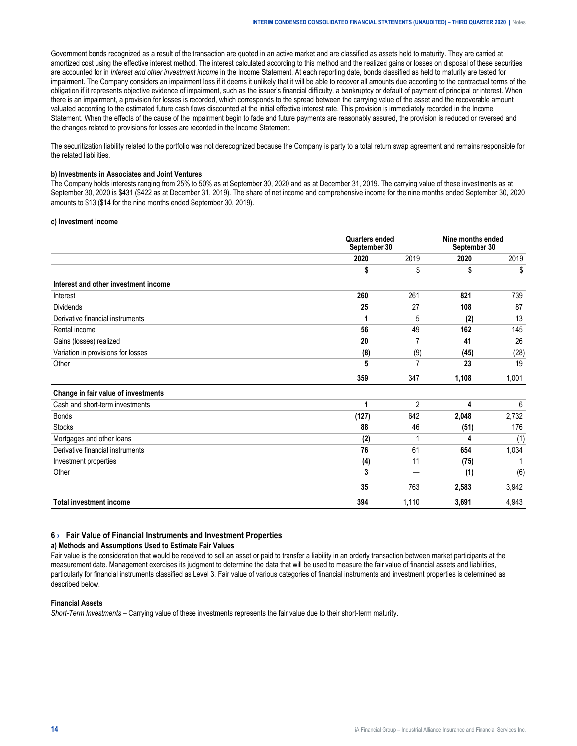Government bonds recognized as a result of the transaction are quoted in an active market and are classified as assets held to maturity. They are carried at amortized cost using the effective interest method. The interest calculated according to this method and the realized gains or losses on disposal of these securities are accounted for in *Interest and other investment income* in the Income Statement. At each reporting date, bonds classified as held to maturity are tested for impairment. The Company considers an impairment loss if it deems it unlikely that it will be able to recover all amounts due according to the contractual terms of the obligation if it represents objective evidence of impairment, such as the issuer's financial difficulty, a bankruptcy or default of payment of principal or interest. When there is an impairment, a provision for losses is recorded, which corresponds to the spread between the carrying value of the asset and the recoverable amount valuated according to the estimated future cash flows discounted at the initial effective interest rate. This provision is immediately recorded in the Income Statement. When the effects of the cause of the impairment begin to fade and future payments are reasonably assured, the provision is reduced or reversed and the changes related to provisions for losses are recorded in the Income Statement.

The securitization liability related to the portfolio was not derecognized because the Company is party to a total return swap agreement and remains responsible for the related liabilities.

**b) Investments in Associates and Joint Ventures**

The Company holds interests ranging from 25% to 50% as at September 30, 2020 and as at December 31, 2019. The carrying value of these investments as at September 30, 2020 is $431 ($422 as at December 31, 2019). The share of net income and comprehensive income for the nine months ended September 30, 2020 amounts to $13 ($14 for the nine months ended September 30, 2019).

**c) Investment Income**

| | Quarters ended September 30 | | Nine months ended September 30 | |
|---|---|---|---|---|
| | **2020** | 2019 | **2020** | 2019 |
| | **$** | $ | **$** | $ |
| **Interest and other investment income** | | | | |
| Interest | **260** | 261 | **821** | 739 |
| Dividends | **25** | 27 | **108** | 87 |
| Derivative financial instruments | **1** | 5 | **(2)** | 13 |
| Rental income | **56** | 49 | **162** | 145 |
| Gains (losses) realized | **20** | 7 | **41** | 26 |
| Variation in provisions for losses | **(8)** | (9) | **(45)** | (28) |
| Other | **5** | 7 | **23** | 19 |
| | **359** | 347 | **1,108** | 1,001 |
| **Change in fair value of investments** | | | | |
| Cash and short-term investments | **1** | 2 | **4** | 6 |
| Bonds | **(127)** | 642 | **2,048** | 2,732 |
| Stocks | **88** | 46 | **(51)** | 176 |
| Mortgages and other loans | **(2)** | 1 | **4** | (1) |
| Derivative financial instruments | **76** | 61 | **654** | 1,034 |
| Investment properties | **(4)** | 11 | **(75)** | 1 |
| Other | **3** | — | **(1)** | (6) |
| | **35** | 763 | **2,583** | 3,942 |
| **Total investment income** | **394** | 1,110 | **3,691** | 4,943 |

## 6 › Fair Value of Financial Instruments and Investment Properties

**a) Methods and Assumptions Used to Estimate Fair Values**

Fair value is the consideration that would be received to sell an asset or paid to transfer a liability in an orderly transaction between market participants at the measurement date. Management exercises its judgment to determine the data that will be used to measure the fair value of financial assets and liabilities, particularly for financial instruments classified as Level 3. Fair value of various categories of financial instruments and investment properties is determined as described below.

**Financial Assets**

*Short-Term Investments* – Carrying value of these investments represents the fair value due to their short-term maturity.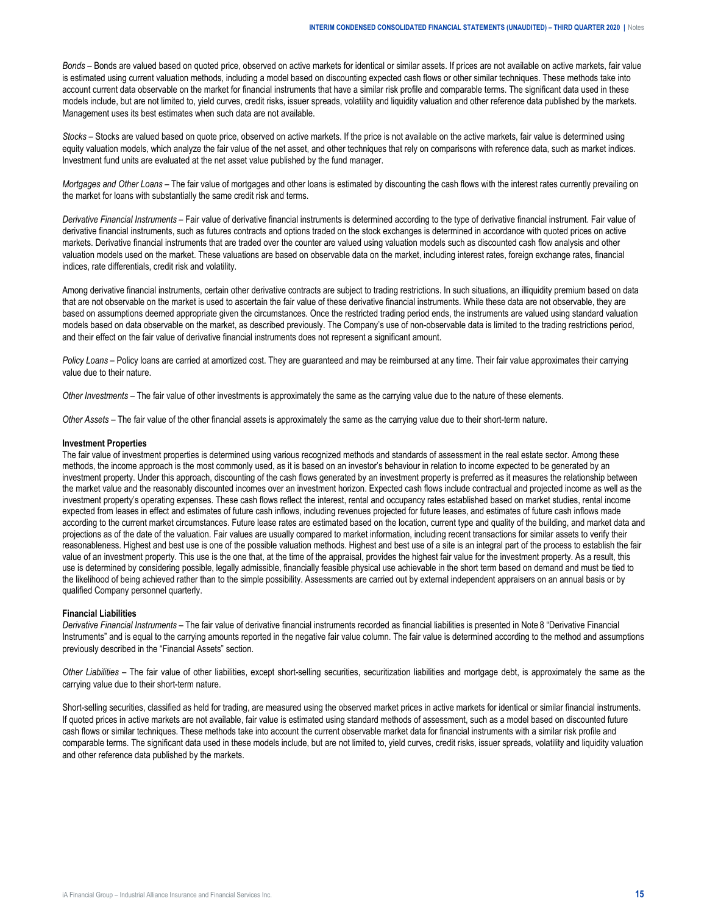*Bonds* – Bonds are valued based on quoted price, observed on active markets for identical or similar assets. If prices are not available on active markets, fair value is estimated using current valuation methods, including a model based on discounting expected cash flows or other similar techniques. These methods take into account current data observable on the market for financial instruments that have a similar risk profile and comparable terms. The significant data used in these models include, but are not limited to, yield curves, credit risks, issuer spreads, volatility and liquidity valuation and other reference data published by the markets. Management uses its best estimates when such data are not available.

*Stocks* – Stocks are valued based on quote price, observed on active markets. If the price is not available on the active markets, fair value is determined using equity valuation models, which analyze the fair value of the net asset, and other techniques that rely on comparisons with reference data, such as market indices. Investment fund units are evaluated at the net asset value published by the fund manager.

*Mortgages and Other Loans* – The fair value of mortgages and other loans is estimated by discounting the cash flows with the interest rates currently prevailing on the market for loans with substantially the same credit risk and terms.

*Derivative Financial Instruments* – Fair value of derivative financial instruments is determined according to the type of derivative financial instrument. Fair value of derivative financial instruments, such as futures contracts and options traded on the stock exchanges is determined in accordance with quoted prices on active markets. Derivative financial instruments that are traded over the counter are valued using valuation models such as discounted cash flow analysis and other valuation models used on the market. These valuations are based on observable data on the market, including interest rates, foreign exchange rates, financial indices, rate differentials, credit risk and volatility.

Among derivative financial instruments, certain other derivative contracts are subject to trading restrictions. In such situations, an illiquidity premium based on data that are not observable on the market is used to ascertain the fair value of these derivative financial instruments. While these data are not observable, they are based on assumptions deemed appropriate given the circumstances. Once the restricted trading period ends, the instruments are valued using standard valuation models based on data observable on the market, as described previously. The Company's use of non-observable data is limited to the trading restrictions period, and their effect on the fair value of derivative financial instruments does not represent a significant amount.

*Policy Loans* – Policy loans are carried at amortized cost. They are guaranteed and may be reimbursed at any time. Their fair value approximates their carrying value due to their nature.

*Other Investments* – The fair value of other investments is approximately the same as the carrying value due to the nature of these elements.

*Other Assets* – The fair value of the other financial assets is approximately the same as the carrying value due to their short-term nature.

**Investment Properties**

The fair value of investment properties is determined using various recognized methods and standards of assessment in the real estate sector. Among these methods, the income approach is the most commonly used, as it is based on an investor's behaviour in relation to income expected to be generated by an investment property. Under this approach, discounting of the cash flows generated by an investment property is preferred as it measures the relationship between the market value and the reasonably discounted incomes over an investment horizon. Expected cash flows include contractual and projected income as well as the investment property's operating expenses. These cash flows reflect the interest, rental and occupancy rates established based on market studies, rental income expected from leases in effect and estimates of future cash inflows, including revenues projected for future leases, and estimates of future cash inflows made according to the current market circumstances. Future lease rates are estimated based on the location, current type and quality of the building, and market data and projections as of the date of the valuation. Fair values are usually compared to market information, including recent transactions for similar assets to verify their reasonableness. Highest and best use is one of the possible valuation methods. Highest and best use of a site is an integral part of the process to establish the fair value of an investment property. This use is the one that, at the time of the appraisal, provides the highest fair value for the investment property. As a result, this use is determined by considering possible, legally admissible, financially feasible physical use achievable in the short term based on demand and must be tied to the likelihood of being achieved rather than to the simple possibility. Assessments are carried out by external independent appraisers on an annual basis or by qualified Company personnel quarterly.

**Financial Liabilities**

*Derivative Financial Instruments* – The fair value of derivative financial instruments recorded as financial liabilities is presented in Note 8 "Derivative Financial Instruments" and is equal to the carrying amounts reported in the negative fair value column. The fair value is determined according to the method and assumptions previously described in the "Financial Assets" section.

*Other Liabilities* – The fair value of other liabilities, except short-selling securities, securitization liabilities and mortgage debt, is approximately the same as the carrying value due to their short-term nature.

Short-selling securities, classified as held for trading, are measured using the observed market prices in active markets for identical or similar financial instruments. If quoted prices in active markets are not available, fair value is estimated using standard methods of assessment, such as a model based on discounted future cash flows or similar techniques. These methods take into account the current observable market data for financial instruments with a similar risk profile and comparable terms. The significant data used in these models include, but are not limited to, yield curves, credit risks, issuer spreads, volatility and liquidity valuation and other reference data published by the markets.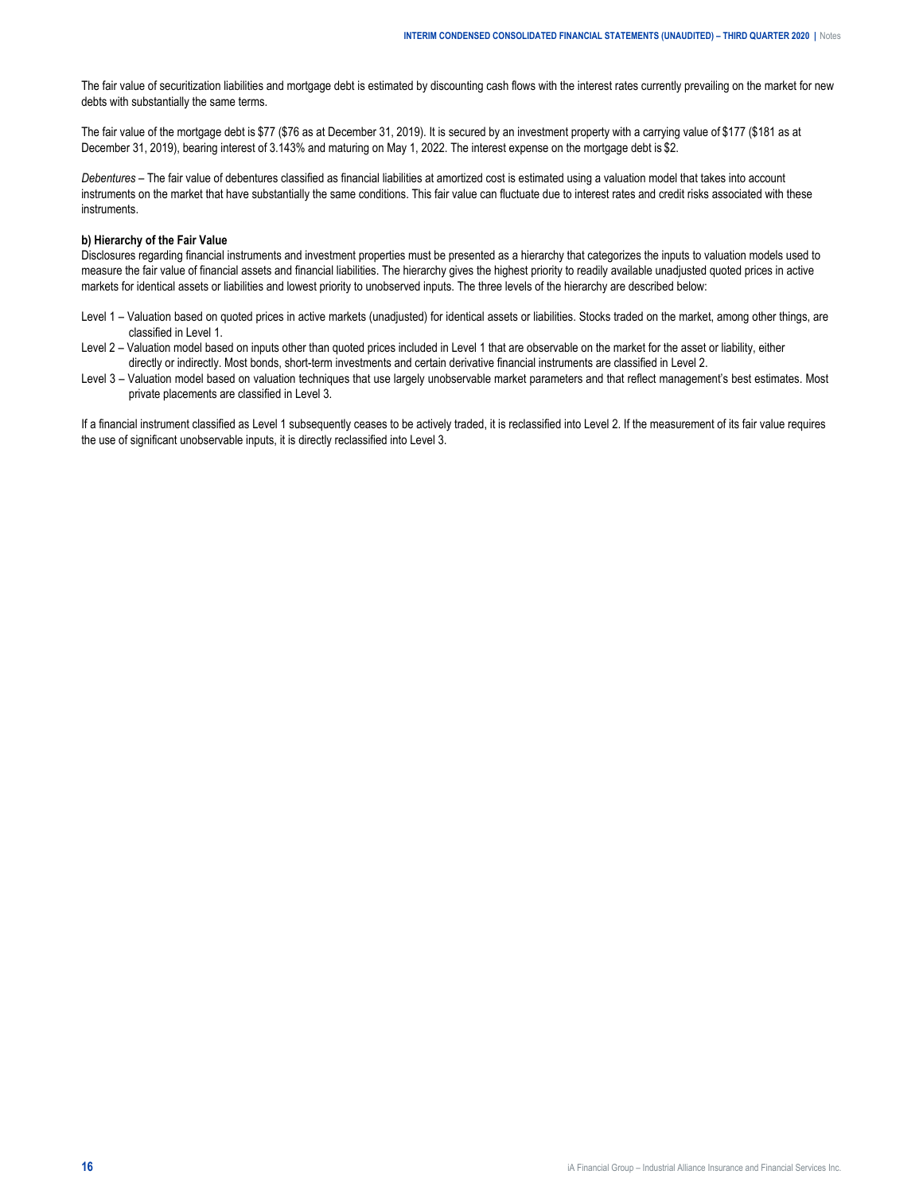The fair value of securitization liabilities and mortgage debt is estimated by discounting cash flows with the interest rates currently prevailing on the market for new debts with substantially the same terms.

The fair value of the mortgage debt is $77 ($76 as at December 31, 2019). It is secured by an investment property with a carrying value of $177 ($181 as at December 31, 2019), bearing interest of 3.143% and maturing on May 1, 2022. The interest expense on the mortgage debt is $2.

*Debentures* – The fair value of debentures classified as financial liabilities at amortized cost is estimated using a valuation model that takes into account instruments on the market that have substantially the same conditions. This fair value can fluctuate due to interest rates and credit risks associated with these instruments.

**b) Hierarchy of the Fair Value**

Disclosures regarding financial instruments and investment properties must be presented as a hierarchy that categorizes the inputs to valuation models used to measure the fair value of financial assets and financial liabilities. The hierarchy gives the highest priority to readily available unadjusted quoted prices in active markets for identical assets or liabilities and lowest priority to unobserved inputs. The three levels of the hierarchy are described below:

Level 1 – Valuation based on quoted prices in active markets (unadjusted) for identical assets or liabilities. Stocks traded on the market, among other things, are classified in Level 1.

Level 2 – Valuation model based on inputs other than quoted prices included in Level 1 that are observable on the market for the asset or liability, either directly or indirectly. Most bonds, short-term investments and certain derivative financial instruments are classified in Level 2.

Level 3 – Valuation model based on valuation techniques that use largely unobservable market parameters and that reflect management's best estimates. Most private placements are classified in Level 3.

If a financial instrument classified as Level 1 subsequently ceases to be actively traded, it is reclassified into Level 2. If the measurement of its fair value requires the use of significant unobservable inputs, it is directly reclassified into Level 3.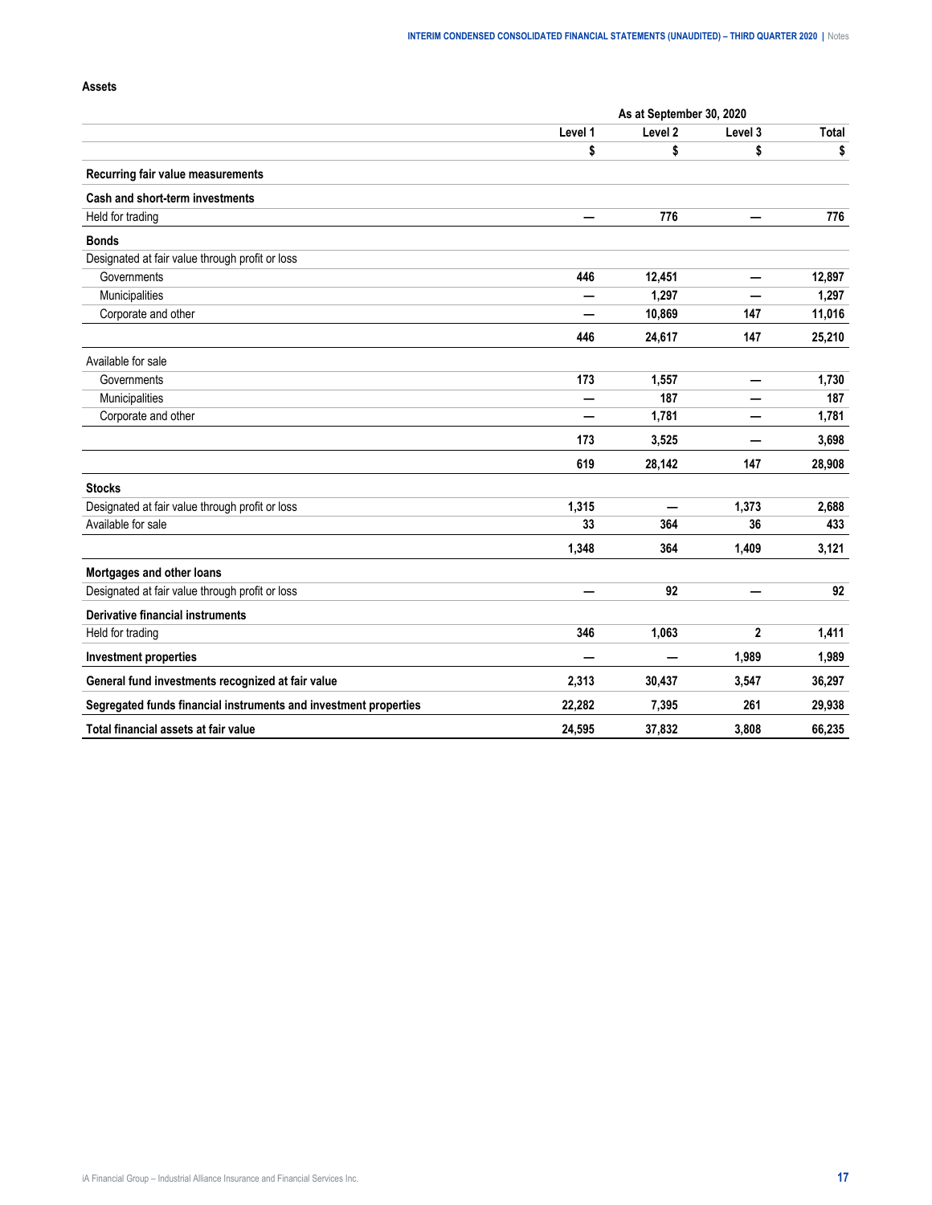**Assets**

| | As at September 30, 2020 | | | |
|---|---|---|---|---|
| | Level 1 | Level 2 | Level 3 | Total |
| | $ | $ | $ | $ |
| **Recurring fair value measurements** | | | | |
| **Cash and short-term investments** | | | | |
| Held for trading | — | 776 | — | 776 |
| **Bonds** | | | | |
| Designated at fair value through profit or loss | | | | |
| Governments | 446 | 12,451 | — | 12,897 |
| Municipalities | — | 1,297 | — | 1,297 |
| Corporate and other | — | 10,869 | 147 | 11,016 |
| | 446 | 24,617 | 147 | 25,210 |
| Available for sale | | | | |
| Governments | 173 | 1,557 | — | 1,730 |
| Municipalities | — | 187 | — | 187 |
| Corporate and other | — | 1,781 | — | 1,781 |
| | 173 | 3,525 | — | 3,698 |
| | 619 | 28,142 | 147 | 28,908 |
| **Stocks** | | | | |
| Designated at fair value through profit or loss | 1,315 | — | 1,373 | 2,688 |
| Available for sale | 33 | 364 | 36 | 433 |
| | 1,348 | 364 | 1,409 | 3,121 |
| **Mortgages and other loans** | | | | |
| Designated at fair value through profit or loss | — | 92 | — | 92 |
| **Derivative financial instruments** | | | | |
| Held for trading | 346 | 1,063 | 2 | 1,411 |
| **Investment properties** | — | — | 1,989 | 1,989 |
| **General fund investments recognized at fair value** | 2,313 | 30,437 | 3,547 | 36,297 |
| **Segregated funds financial instruments and investment properties** | 22,282 | 7,395 | 261 | 29,938 |
| **Total financial assets at fair value** | 24,595 | 37,832 | 3,808 | 66,235 |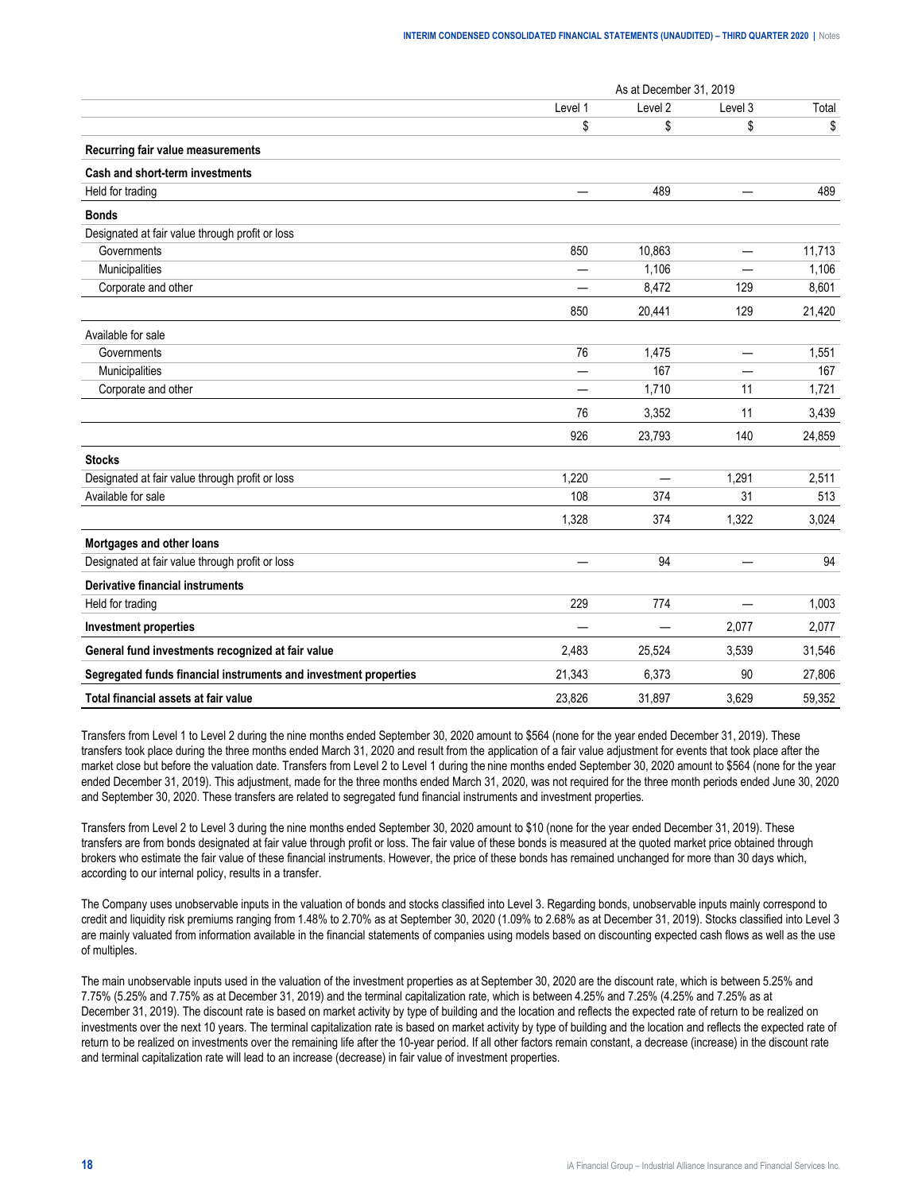| | As at December 31, 2019 | | | |
|---|---|---|---|---|
| | Level 1 | Level 2 | Level 3 | Total |
| | $ | $ | $ | $ |
| **Recurring fair value measurements** | | | | |
| **Cash and short-term investments** | | | | |
| Held for trading | — | 489 | — | 489 |
| **Bonds** | | | | |
| Designated at fair value through profit or loss | | | | |
| Governments | 850 | 10,863 | — | 11,713 |
| Municipalities | — | 1,106 | — | 1,106 |
| Corporate and other | — | 8,472 | 129 | 8,601 |
| | 850 | 20,441 | 129 | 21,420 |
| Available for sale | | | | |
| Governments | 76 | 1,475 | — | 1,551 |
| Municipalities | — | 167 | — | 167 |
| Corporate and other | — | 1,710 | 11 | 1,721 |
| | 76 | 3,352 | 11 | 3,439 |
| | 926 | 23,793 | 140 | 24,859 |
| **Stocks** | | | | |
| Designated at fair value through profit or loss | 1,220 | — | 1,291 | 2,511 |
| Available for sale | 108 | 374 | 31 | 513 |
| | 1,328 | 374 | 1,322 | 3,024 |
| **Mortgages and other loans** | | | | |
| Designated at fair value through profit or loss | — | 94 | — | 94 |
| **Derivative financial instruments** | | | | |
| Held for trading | 229 | 774 | — | 1,003 |
| **Investment properties** | — | — | 2,077 | 2,077 |
| **General fund investments recognized at fair value** | 2,483 | 25,524 | 3,539 | 31,546 |
| **Segregated funds financial instruments and investment properties** | 21,343 | 6,373 | 90 | 27,806 |
| **Total financial assets at fair value** | 23,826 | 31,897 | 3,629 | 59,352 |

Transfers from Level 1 to Level 2 during the nine months ended September 30, 2020 amount to $564 (none for the year ended December 31, 2019). These transfers took place during the three months ended March 31, 2020 and result from the application of a fair value adjustment for events that took place after the market close but before the valuation date. Transfers from Level 2 to Level 1 during the nine months ended September 30, 2020 amount to $564 (none for the year ended December 31, 2019). This adjustment, made for the three months ended March 31, 2020, was not required for the three month periods ended June 30, 2020 and September 30, 2020. These transfers are related to segregated fund financial instruments and investment properties.

Transfers from Level 2 to Level 3 during the nine months ended September 30, 2020 amount to $10 (none for the year ended December 31, 2019). These transfers are from bonds designated at fair value through profit or loss. The fair value of these bonds is measured at the quoted market price obtained through brokers who estimate the fair value of these financial instruments. However, the price of these bonds has remained unchanged for more than 30 days which, according to our internal policy, results in a transfer.

The Company uses unobservable inputs in the valuation of bonds and stocks classified into Level 3. Regarding bonds, unobservable inputs mainly correspond to credit and liquidity risk premiums ranging from 1.48% to 2.70% as at September 30, 2020 (1.09% to 2.68% as at December 31, 2019). Stocks classified into Level 3 are mainly valued from information available in the financial statements of companies using models based on discounting expected cash flows as well as the use of multiples.

The main unobservable inputs used in the valuation of the investment properties as at September 30, 2020 are the discount rate, which is between 5.25% and 7.75% (5.25% and 7.75% as at December 31, 2019) and the terminal capitalization rate, which is between 4.25% and 7.25% (4.25% and 7.25% as at December 31, 2019). The discount rate is based on market activity by type of building and the location and reflects the expected rate of return to be realized on investments over the next 10 years. The terminal capitalization rate is based on market activity by type of building and the location and reflects the expected rate of return to be realized on investments over the remaining life after the 10-year period. If all other factors remain constant, a decrease (increase) in the discount rate and terminal capitalization rate will lead to an increase (decrease) in fair value of investment properties.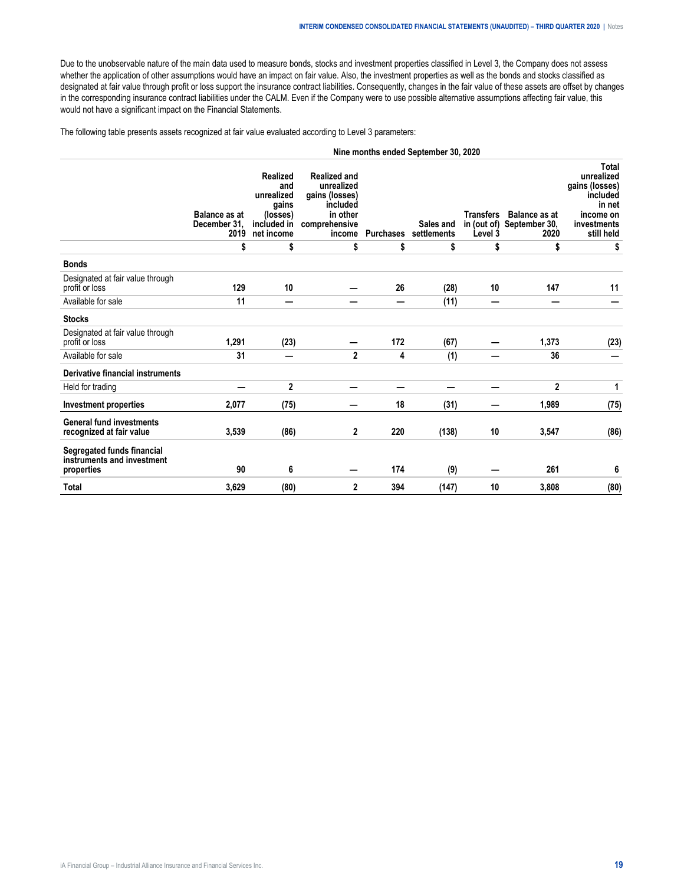Due to the unobservable nature of the main data used to measure bonds, stocks and investment properties classified in Level 3, the Company does not assess whether the application of other assumptions would have an impact on fair value. Also, the investment properties as well as the bonds and stocks classified as designated at fair value through profit or loss support the insurance contract liabilities. Consequently, changes in the fair value of these assets are offset by changes in the corresponding insurance contract liabilities under the CALM. Even if the Company were to use possible alternative assumptions affecting fair value, this would not have a significant impact on the Financial Statements.

The following table presents assets recognized at fair value evaluated according to Level 3 parameters:

| | Nine months ended September 30, 2020 | | | | | | | |
|---|---|---|---|---|---|---|---|---|
| | Balance as at December 31, 2019 | Realized and unrealized gains (losses) included in net income | Realized and unrealized gains (losses) included in other comprehensive income | Purchases | Sales and settlements | Transfers in (out of) Level 3 | Balance as at September 30, 2020 | Total unrealized gains (losses) included in net income on investments still held |
| | $ | $ | $ | $ | $ | $ | $ | $ |
| **Bonds** | | | | | | | | |
| Designated at fair value through profit or loss | 129 | 10 | — | 26 | (28) | 10 | 147 | 11 |
| Available for sale | 11 | — | — | — | (11) | — | — | — |
| **Stocks** | | | | | | | | |
| Designated at fair value through profit or loss | 1,291 | (23) | — | 172 | (67) | — | 1,373 | (23) |
| Available for sale | 31 | — | 2 | 4 | (1) | — | 36 | — |
| **Derivative financial instruments** | | | | | | | | |
| Held for trading | — | 2 | — | — | — | — | 2 | 1 |
| **Investment properties** | 2,077 | (75) | — | 18 | (31) | — | 1,989 | (75) |
| **General fund investments recognized at fair value** | 3,539 | (86) | 2 | 220 | (138) | 10 | 3,547 | (86) |
| **Segregated funds financial instruments and investment properties** | 90 | 6 | — | 174 | (9) | — | 261 | 6 |
| **Total** | 3,629 | (80) | 2 | 394 | (147) | 10 | 3,808 | (80) |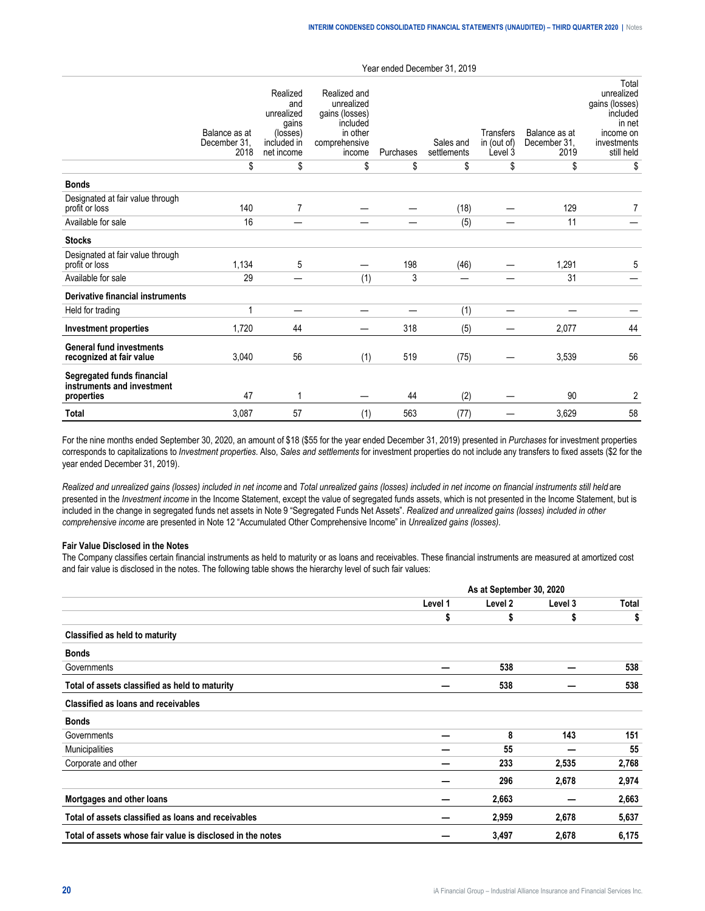| | Year ended December 31, 2019 | | | | | | | |
|---|---|---|---|---|---|---|---|---|
| | Balance as at December 31, 2018 | Realized and unrealized gains (losses) included in net income | Realized and unrealized gains (losses) included in other comprehensive income | Purchases | Sales and settlements | Transfers in (out of) Level 3 | Balance as at December 31, 2019 | Total unrealized gains (losses) included in net income on investments still held |
| | $ | $ | $ | $ | $ | $ | $ | $ |
| **Bonds** | | | | | | | | |
| Designated at fair value through profit or loss | 140 | 7 | — | — | (18) | — | 129 | 7 |
| Available for sale | 16 | — | — | — | (5) | — | 11 | — |
| **Stocks** | | | | | | | | |
| Designated at fair value through profit or loss | 1,134 | 5 | — | 198 | (46) | — | 1,291 | 5 |
| Available for sale | 29 | — | (1) | 3 | — | — | 31 | — |
| **Derivative financial instruments** | | | | | | | | |
| Held for trading | 1 | — | — | — | (1) | — | — | — |
| **Investment properties** | 1,720 | 44 | — | 318 | (5) | — | 2,077 | 44 |
| **General fund investments recognized at fair value** | 3,040 | 56 | (1) | 519 | (75) | — | 3,539 | 56 |
| **Segregated funds financial instruments and investment properties** | 47 | 1 | — | 44 | (2) | — | 90 | 2 |
| **Total** | 3,087 | 57 | (1) | 563 | (77) | — | 3,629 | 58 |

For the nine months ended September 30, 2020, an amount of $18 ($55 for the year ended December 31, 2019) presented in *Purchases* for investment properties corresponds to capitalizations to *Investment properties*. Also, *Sales and settlements* for investment properties do not include any transfers to fixed assets ($2 for the year ended December 31, 2019).

*Realized and unrealized gains (losses) included in net income* and *Total unrealized gains (losses) included in net income on financial instruments still held* are presented in the *Investment income* in the Income Statement, except the value of segregated funds assets, which is not presented in the Income Statement, but is included in the change in segregated funds net assets in Note 9 "Segregated Funds Net Assets". *Realized and unrealized gains (losses) included in other comprehensive income* are presented in Note 12 "Accumulated Other Comprehensive Income" in *Unrealized gains (losses).*

**Fair Value Disclosed in the Notes**

The Company classifies certain financial instruments as held to maturity or as loans and receivables. These financial instruments are measured at amortized cost and fair value is disclosed in the notes. The following table shows the hierarchy level of such fair values:

| | As at September 30, 2020 | | | |
|---|---|---|---|---|
| | **Level 1** | **Level 2** | **Level 3** | **Total** |
| | **$** | **$** | **$** | **$** |
| **Classified as held to maturity** | | | | |
| **Bonds** | | | | |
| Governments | — | 538 | — | 538 |
| **Total of assets classified as held to maturity** | — | 538 | — | 538 |
| **Classified as loans and receivables** | | | | |
| **Bonds** | | | | |
| Governments | — | 8 | 143 | 151 |
| Municipalities | — | 55 | — | 55 |
| Corporate and other | — | 233 | 2,535 | 2,768 |
| | — | 296 | 2,678 | 2,974 |
| **Mortgages and other loans** | — | 2,663 | — | 2,663 |
| **Total of assets classified as loans and receivables** | — | 2,959 | 2,678 | 5,637 |
| **Total of assets whose fair value is disclosed in the notes** | — | 3,497 | 2,678 | 6,175 |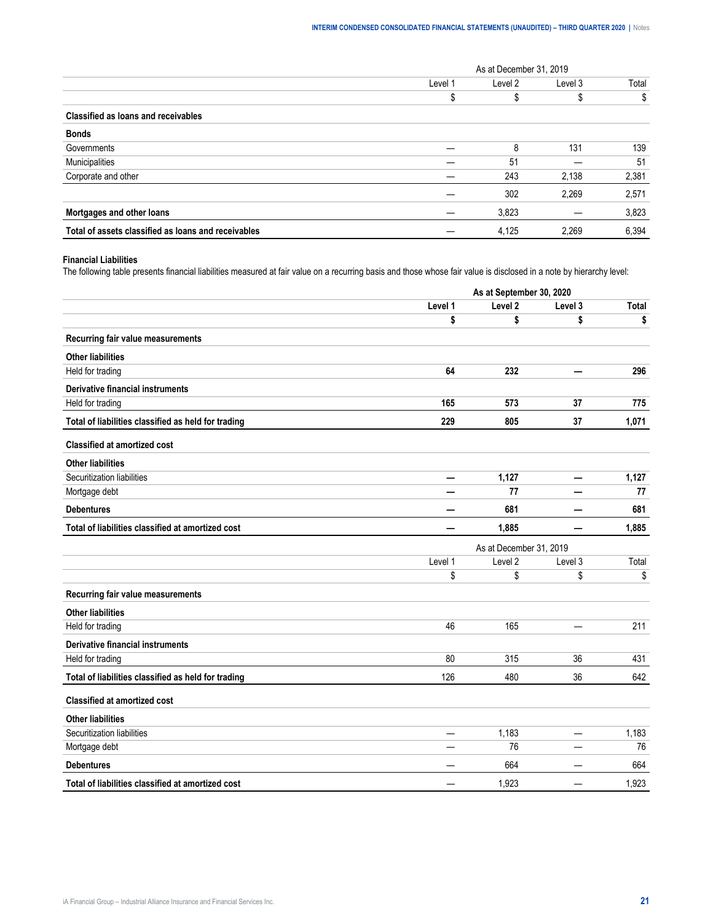| | As at December 31, 2019 | | | |
|---|---|---|---|---|
| | Level 1 | Level 2 | Level 3 | Total |
| | $ | $ | $ | $ |
| **Classified as loans and receivables** | | | | |
| **Bonds** | | | | |
| Governments | — | 8 | 131 | 139 |
| Municipalities | — | 51 | — | 51 |
| Corporate and other | — | 243 | 2,138 | 2,381 |
| | — | 302 | 2,269 | 2,571 |
| **Mortgages and other loans** | — | 3,823 | — | 3,823 |
| **Total of assets classified as loans and receivables** | — | 4,125 | 2,269 | 6,394 |

**Financial Liabilities**

The following table presents financial liabilities measured at fair value on a recurring basis and those whose fair value is disclosed in a note by hierarchy level:

| | **As at September 30, 2020** | | | |
|---|---|---|---|---|
| | **Level 1** | **Level 2** | **Level 3** | **Total** |
| | **$** | **$** | **$** | **$** |
| **Recurring fair value measurements** | | | | |
| **Other liabilities** | | | | |
| Held for trading | **64** | **232** | **—** | **296** |
| **Derivative financial instruments** | | | | |
| Held for trading | **165** | **573** | **37** | **775** |
| **Total of liabilities classified as held for trading** | **229** | **805** | **37** | **1,071** |
| **Classified at amortized cost** | | | | |
| **Other liabilities** | | | | |
| Securitization liabilities | **—** | **1,127** | **—** | **1,127** |
| Mortgage debt | **—** | **77** | **—** | **77** |
| **Debentures** | **—** | **681** | **—** | **681** |
| **Total of liabilities classified at amortized cost** | **—** | **1,885** | **—** | **1,885** |

| | As at December 31, 2019 | | | |
|---|---|---|---|---|
| | Level 1 | Level 2 | Level 3 | Total |
| | $ | $ | $ | $ |
| **Recurring fair value measurements** | | | | |
| **Other liabilities** | | | | |
| Held for trading | 46 | 165 | — | 211 |
| **Derivative financial instruments** | | | | |
| Held for trading | 80 | 315 | 36 | 431 |
| **Total of liabilities classified as held for trading** | 126 | 480 | 36 | 642 |
| **Classified at amortized cost** | | | | |
| **Other liabilities** | | | | |
| Securitization liabilities | — | 1,183 | — | 1,183 |
| Mortgage debt | — | 76 | — | 76 |
| **Debentures** | — | 664 | — | 664 |
| **Total of liabilities classified at amortized cost** | — | 1,923 | — | 1,923 |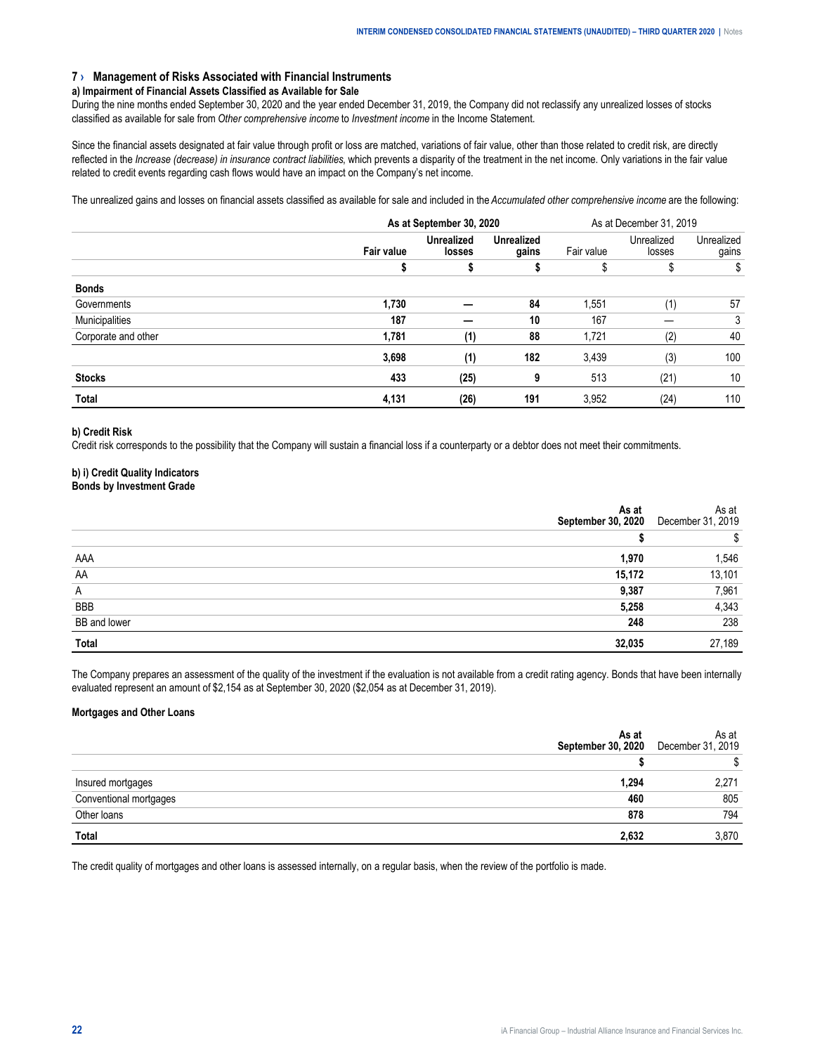## 7 › Management of Risks Associated with Financial Instruments

### a) Impairment of Financial Assets Classified as Available for Sale

During the nine months ended September 30, 2020 and the year ended December 31, 2019, the Company did not reclassify any unrealized losses of stocks classified as available for sale from *Other comprehensive income* to *Investment income* in the Income Statement.

Since the financial assets designated at fair value through profit or loss are matched, variations of fair value, other than those related to credit risk, are directly reflected in the *Increase (decrease) in insurance contract liabilities,* which prevents a disparity of the treatment in the net income. Only variations in the fair value related to credit events regarding cash flows would have an impact on the Company's net income.

The unrealized gains and losses on financial assets classified as available for sale and included in the *Accumulated other comprehensive income* are the following:

| | **As at September 30, 2020** | | | As at December 31, 2019 | | |
|---|---|---|---|---|---|---|
| | **Fair value** | **Unrealized losses** | **Unrealized gains** | Fair value | Unrealized losses | Unrealized gains |
| | **\$** | **\$** | **\$** | \$ | \$ | \$ |
| **Bonds** | | | | | | |
| Governments | **1,730** | **—** | **84** | 1,551 | (1) | 57 |
| Municipalities | **187** | **—** | **10** | 167 | — | 3 |
| Corporate and other | **1,781** | **(1)** | **88** | 1,721 | (2) | 40 |
| | **3,698** | **(1)** | **182** | 3,439 | (3) | 100 |
| **Stocks** | **433** | **(25)** | **9** | 513 | (21) | 10 |
| **Total** | **4,131** | **(26)** | **191** | 3,952 | (24) | 110 |

### b) Credit Risk

Credit risk corresponds to the possibility that the Company will sustain a financial loss if a counterparty or a debtor does not meet their commitments.

### b) i) Credit Quality Indicators

**Bonds by Investment Grade**

| | **As at September 30, 2020** | As at December 31, 2019 |
|---|---|---|
| | **\$** | \$ |
| AAA | **1,970** | 1,546 |
| AA | **15,172** | 13,101 |
| A | **9,387** | 7,961 |
| BBB | **5,258** | 4,343 |
| BB and lower | **248** | 238 |
| **Total** | **32,035** | 27,189 |

The Company prepares an assessment of the quality of the investment if the evaluation is not available from a credit rating agency. Bonds that have been internally evaluated represent an amount of \$2,154 as at September 30, 2020 (\$2,054 as at December 31, 2019).

**Mortgages and Other Loans**

| | **As at September 30, 2020** | As at December 31, 2019 |
|---|---|---|
| | **\$** | \$ |
| Insured mortgages | **1,294** | 2,271 |
| Conventional mortgages | **460** | 805 |
| Other loans | **878** | 794 |
| **Total** | **2,632** | 3,870 |

The credit quality of mortgages and other loans is assessed internally, on a regular basis, when the review of the portfolio is made.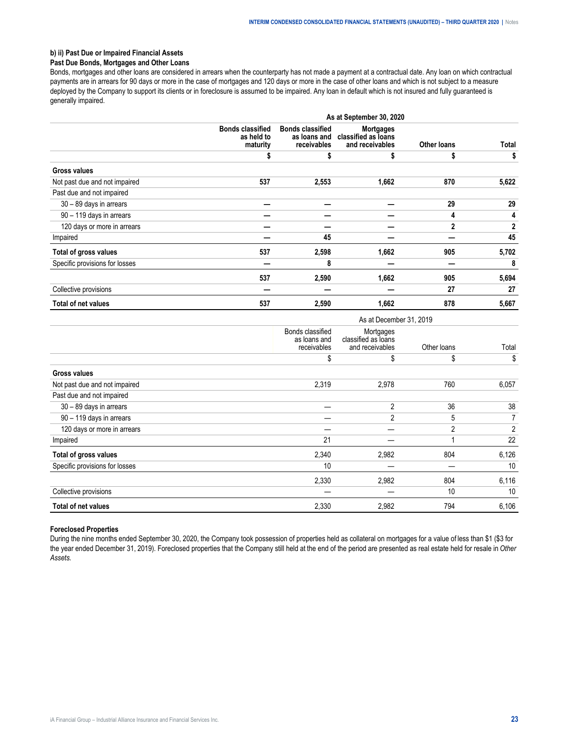### b) ii) Past Due or Impaired Financial Assets

#### Past Due Bonds, Mortgages and Other Loans

Bonds, mortgages and other loans are considered in arrears when the counterparty has not made a payment at a contractual date. Any loan on which contractual payments are in arrears for 90 days or more in the case of mortgages and 120 days or more in the case of other loans and which is not subject to a measure deployed by the Company to support its clients or in foreclosure is assumed to be impaired. Any loan in default which is not insured and fully guaranteed is generally impaired.

| | As at September 30, 2020 | | | | |
|---|---|---|---|---|---|
| | **Bonds classified as held to maturity** | **Bonds classified as loans and receivables** | **Mortgages classified as loans and receivables** | **Other loans** | **Total** |
| | **$** | **$** | **$** | **$** | **$** |
| **Gross values** | | | | | |
| Not past due and not impaired | **537** | **2,553** | **1,662** | **870** | **5,622** |
| Past due and not impaired | | | | | |
| 30 – 89 days in arrears | **—** | **—** | **—** | **29** | **29** |
| 90 – 119 days in arrears | **—** | **—** | **—** | **4** | **4** |
| 120 days or more in arrears | **—** | **—** | **—** | **2** | **2** |
| Impaired | **—** | **45** | **—** | **—** | **45** |
| **Total of gross values** | **537** | **2,598** | **1,662** | **905** | **5,702** |
| Specific provisions for losses | **—** | **8** | **—** | **—** | **8** |
| | **537** | **2,590** | **1,662** | **905** | **5,694** |
| Collective provisions | **—** | **—** | **—** | **27** | **27** |
| **Total of net values** | **537** | **2,590** | **1,662** | **878** | **5,667** |

| | As at December 31, 2019 | | | |
|---|---|---|---|---|
| | Bonds classified as loans and receivables | Mortgages classified as loans and receivables | Other loans | Total |
| | $ | $ | $ | $ |
| **Gross values** | | | | |
| Not past due and not impaired | 2,319 | 2,978 | 760 | 6,057 |
| Past due and not impaired | | | | |
| 30 – 89 days in arrears | — | 2 | 36 | 38 |
| 90 – 119 days in arrears | — | 2 | 5 | 7 |
| 120 days or more in arrears | — | — | 2 | 2 |
| Impaired | 21 | — | 1 | 22 |
| **Total of gross values** | 2,340 | 2,982 | 804 | 6,126 |
| Specific provisions for losses | 10 | — | — | 10 |
| | 2,330 | 2,982 | 804 | 6,116 |
| Collective provisions | — | — | 10 | 10 |
| **Total of net values** | 2,330 | 2,982 | 794 | 6,106 |

#### Foreclosed Properties

During the nine months ended September 30, 2020, the Company took possession of properties held as collateral on mortgages for a value of less than $1 ($3 for the year ended December 31, 2019). Foreclosed properties that the Company still held at the end of the period are presented as real estate held for resale in *Other Assets.*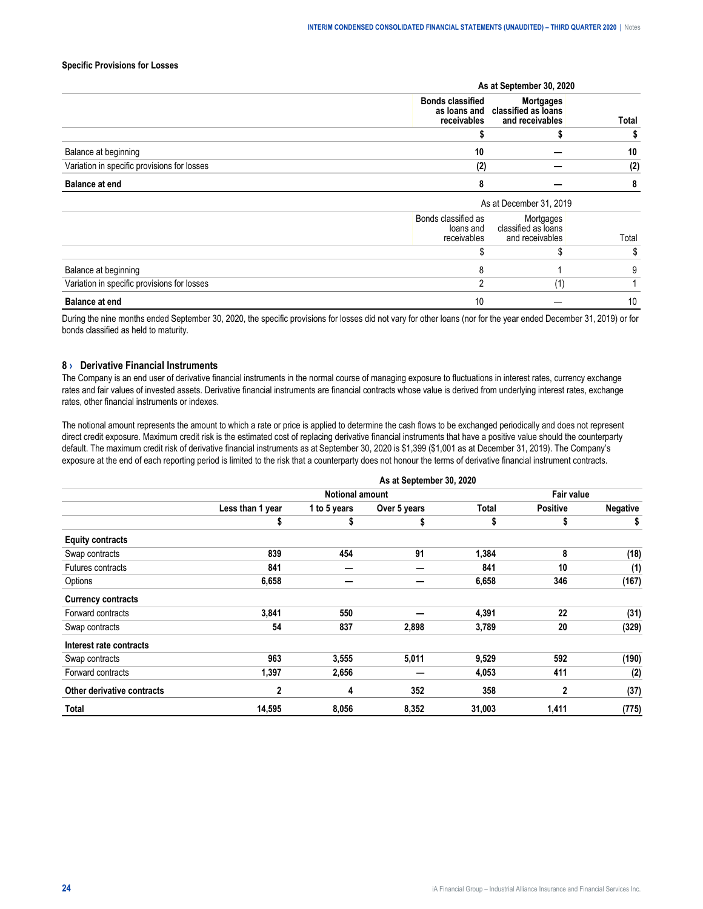**Specific Provisions for Losses**

| | As at September 30, 2020 | | |
|---|---|---|---|
| | Bonds classified as loans and receivables | Mortgages classified as loans and receivables | Total |
| | $ | $ | $ |
| Balance at beginning | 10 | — | 10 |
| Variation in specific provisions for losses | (2) | — | (2) |
| **Balance at end** | **8** | **—** | **8** |

| | As at December 31, 2019 | | |
|---|---|---|---|
| | Bonds classified as loans and receivables | Mortgages classified as loans and receivables | Total |
| | $ | $ | $ |
| Balance at beginning | 8 | 1 | 9 |
| Variation in specific provisions for losses | 2 | (1) | 1 |
| **Balance at end** | 10 | — | 10 |

During the nine months ended September 30, 2020, the specific provisions for losses did not vary for other loans (nor for the year ended December 31, 2019) or for bonds classified as held to maturity.

## 8 › Derivative Financial Instruments

The Company is an end user of derivative financial instruments in the normal course of managing exposure to fluctuations in interest rates, currency exchange rates and fair values of invested assets. Derivative financial instruments are financial contracts whose value is derived from underlying interest rates, exchange rates, other financial instruments or indexes.

The notional amount represents the amount to which a rate or price is applied to determine the cash flows to be exchanged periodically and does not represent direct credit exposure. Maximum credit risk is the estimated cost of replacing derivative financial instruments that have a positive value should the counterparty default. The maximum credit risk of derivative financial instruments as at September 30, 2020 is $1,399 ($1,001 as at December 31, 2019). The Company's exposure at the end of each reporting period is limited to the risk that a counterparty does not honour the terms of derivative financial instrument contracts.

| | As at September 30, 2020 | | | | | |
|---|---|---|---|---|---|---|
| | Notional amount | | | | Fair value | |
| | Less than 1 year | 1 to 5 years | Over 5 years | Total | Positive | Negative |
| | $ | $ | $ | $ | $ | $ |
| **Equity contracts** | | | | | | |
| Swap contracts | 839 | 454 | 91 | 1,384 | 8 | (18) |
| Futures contracts | 841 | — | — | 841 | 10 | (1) |
| Options | 6,658 | — | — | 6,658 | 346 | (167) |
| **Currency contracts** | | | | | | |
| Forward contracts | 3,841 | 550 | — | 4,391 | 22 | (31) |
| Swap contracts | 54 | 837 | 2,898 | 3,789 | 20 | (329) |
| **Interest rate contracts** | | | | | | |
| Swap contracts | 963 | 3,555 | 5,011 | 9,529 | 592 | (190) |
| Forward contracts | 1,397 | 2,656 | — | 4,053 | 411 | (2) |
| **Other derivative contracts** | 2 | 4 | 352 | 358 | 2 | (37) |
| **Total** | 14,595 | 8,056 | 8,352 | 31,003 | 1,411 | (775) |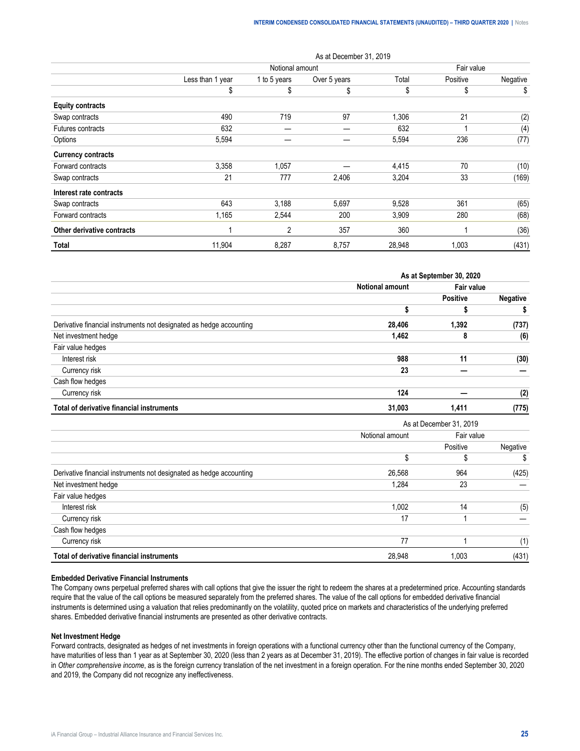| | As at December 31, 2019 | | | | | |
|---|---|---|---|---|---|---|
| | Notional amount | | | | Fair value | |
| | Less than 1 year | 1 to 5 years | Over 5 years | Total | Positive | Negative |
| | $ | $ | $ | $ | $ | $ |
| **Equity contracts** | | | | | | |
| Swap contracts | 490 | 719 | 97 | 1,306 | 21 | (2) |
| Futures contracts | 632 | — | — | 632 | 1 | (4) |
| Options | 5,594 | — | — | 5,594 | 236 | (77) |
| **Currency contracts** | | | | | | |
| Forward contracts | 3,358 | 1,057 | — | 4,415 | 70 | (10) |
| Swap contracts | 21 | 777 | 2,406 | 3,204 | 33 | (169) |
| **Interest rate contracts** | | | | | | |
| Swap contracts | 643 | 3,188 | 5,697 | 9,528 | 361 | (65) |
| Forward contracts | 1,165 | 2,544 | 200 | 3,909 | 280 | (68) |
| **Other derivative contracts** | 1 | 2 | 357 | 360 | 1 | (36) |
| **Total** | 11,904 | 8,287 | 8,757 | 28,948 | 1,003 | (431) |

| | **As at September 30, 2020** | | |
|---|---|---|---|
| | **Notional amount** | **Fair value** | |
| | | **Positive** | **Negative** |
| | **$** | **$** | **$** |
| Derivative financial instruments not designated as hedge accounting | **28,406** | **1,392** | **(737)** |
| Net investment hedge | **1,462** | **8** | **(6)** |
| Fair value hedges | | | |
| Interest risk | **988** | **11** | **(30)** |
| Currency risk | **23** | **—** | **—** |
| Cash flow hedges | | | |
| Currency risk | **124** | **—** | **(2)** |
| **Total of derivative financial instruments** | **31,003** | **1,411** | **(775)** |

| | As at December 31, 2019 | | |
|---|---|---|---|
| | Notional amount | Fair value | |
| | | Positive | Negative |
| | $ | $ | $ |
| Derivative financial instruments not designated as hedge accounting | 26,568 | 964 | (425) |
| Net investment hedge | 1,284 | 23 | — |
| Fair value hedges | | | |
| Interest risk | 1,002 | 14 | (5) |
| Currency risk | 17 | 1 | — |
| Cash flow hedges | | | |
| Currency risk | 77 | 1 | (1) |
| **Total of derivative financial instruments** | 28,948 | 1,003 | (431) |

**Embedded Derivative Financial Instruments**

The Company owns perpetual preferred shares with call options that give the issuer the right to redeem the shares at a predetermined price. Accounting standards require that the value of the call options be measured separately from the preferred shares. The value of the call options for embedded derivative financial instruments is determined using a valuation that relies predominantly on the volatility, quoted price on markets and characteristics of the underlying preferred shares. Embedded derivative financial instruments are presented as other derivative contracts.

**Net Investment Hedge**

Forward contracts, designated as hedges of net investments in foreign operations with a functional currency other than the functional currency of the Company, have maturities of less than 1 year as at September 30, 2020 (less than 2 years as at December 31, 2019). The effective portion of changes in fair value is recorded in *Other comprehensive income*, as is the foreign currency translation of the net investment in a foreign operation. For the nine months ended September 30, 2020 and 2019, the Company did not recognize any ineffectiveness.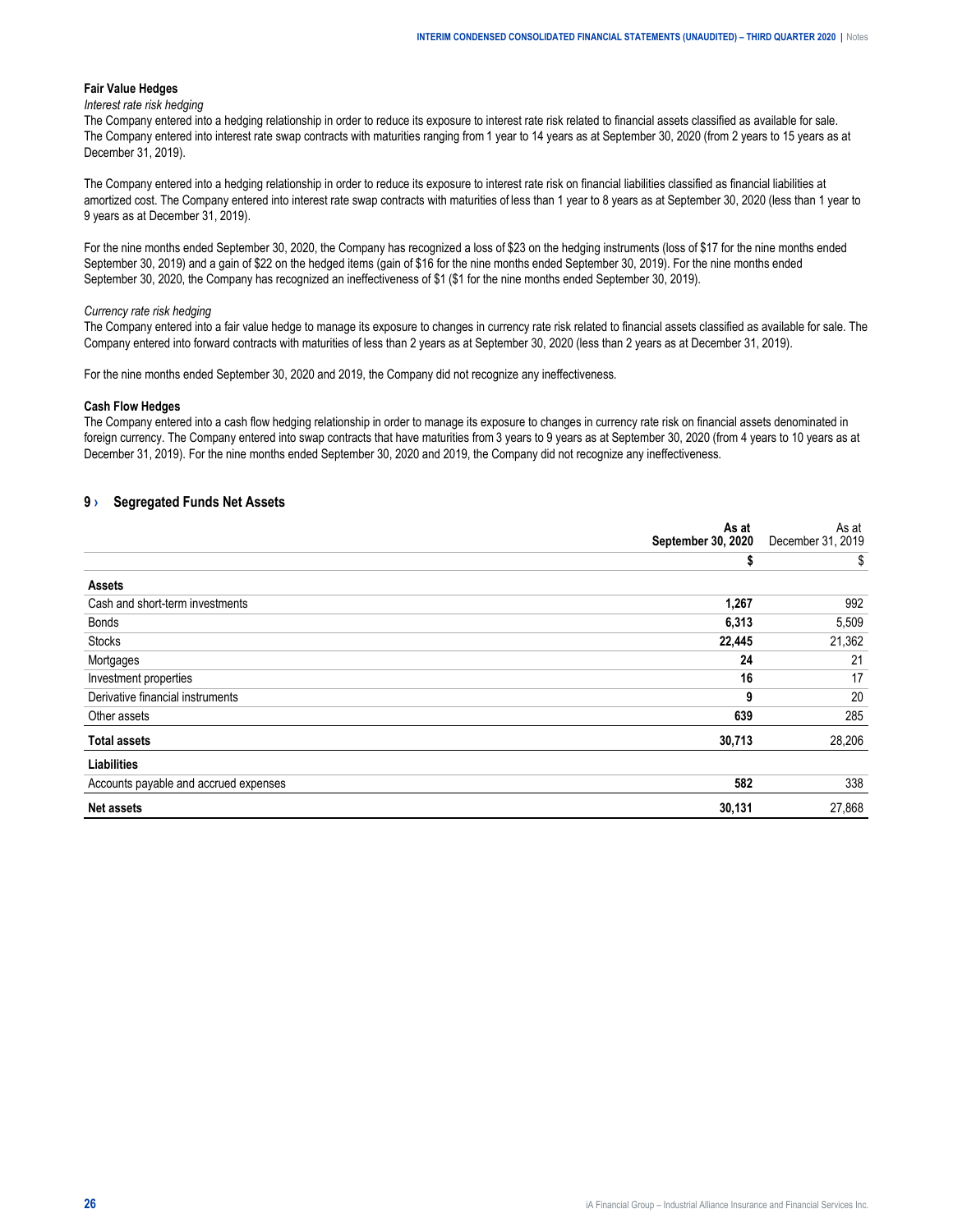**Fair Value Hedges**

*Interest rate risk hedging*

The Company entered into a hedging relationship in order to reduce its exposure to interest rate risk related to financial assets classified as available for sale. The Company entered into interest rate swap contracts with maturities ranging from 1 year to 14 years as at September 30, 2020 (from 2 years to 15 years as at December 31, 2019).

The Company entered into a hedging relationship in order to reduce its exposure to interest rate risk on financial liabilities classified as financial liabilities at amortized cost. The Company entered into interest rate swap contracts with maturities of less than 1 year to 8 years as at September 30, 2020 (less than 1 year to 9 years as at December 31, 2019).

For the nine months ended September 30, 2020, the Company has recognized a loss of $23 on the hedging instruments (loss of $17 for the nine months ended September 30, 2019) and a gain of $22 on the hedged items (gain of $16 for the nine months ended September 30, 2019). For the nine months ended September 30, 2020, the Company has recognized an ineffectiveness of $1 ($1 for the nine months ended September 30, 2019).

*Currency rate risk hedging*

The Company entered into a fair value hedge to manage its exposure to changes in currency rate risk related to financial assets classified as available for sale. The Company entered into forward contracts with maturities of less than 2 years as at September 30, 2020 (less than 2 years as at December 31, 2019).

For the nine months ended September 30, 2020 and 2019, the Company did not recognize any ineffectiveness.

**Cash Flow Hedges**

The Company entered into a cash flow hedging relationship in order to manage its exposure to changes in currency rate risk on financial assets denominated in foreign currency. The Company entered into swap contracts that have maturities from 3 years to 9 years as at September 30, 2020 (from 4 years to 10 years as at December 31, 2019). For the nine months ended September 30, 2020 and 2019, the Company did not recognize any ineffectiveness.

## 9 › Segregated Funds Net Assets

| | **As at September 30, 2020** | As at December 31, 2019 |
|---|---|---|
| | **$** | $ |
| **Assets** | | |
| Cash and short-term investments | **1,267** | 992 |
| Bonds | **6,313** | 5,509 |
| Stocks | **22,445** | 21,362 |
| Mortgages | **24** | 21 |
| Investment properties | **16** | 17 |
| Derivative financial instruments | **9** | 20 |
| Other assets | **639** | 285 |
| **Total assets** | **30,713** | 28,206 |
| **Liabilities** | | |
| Accounts payable and accrued expenses | **582** | 338 |
| **Net assets** | **30,131** | 27,868 |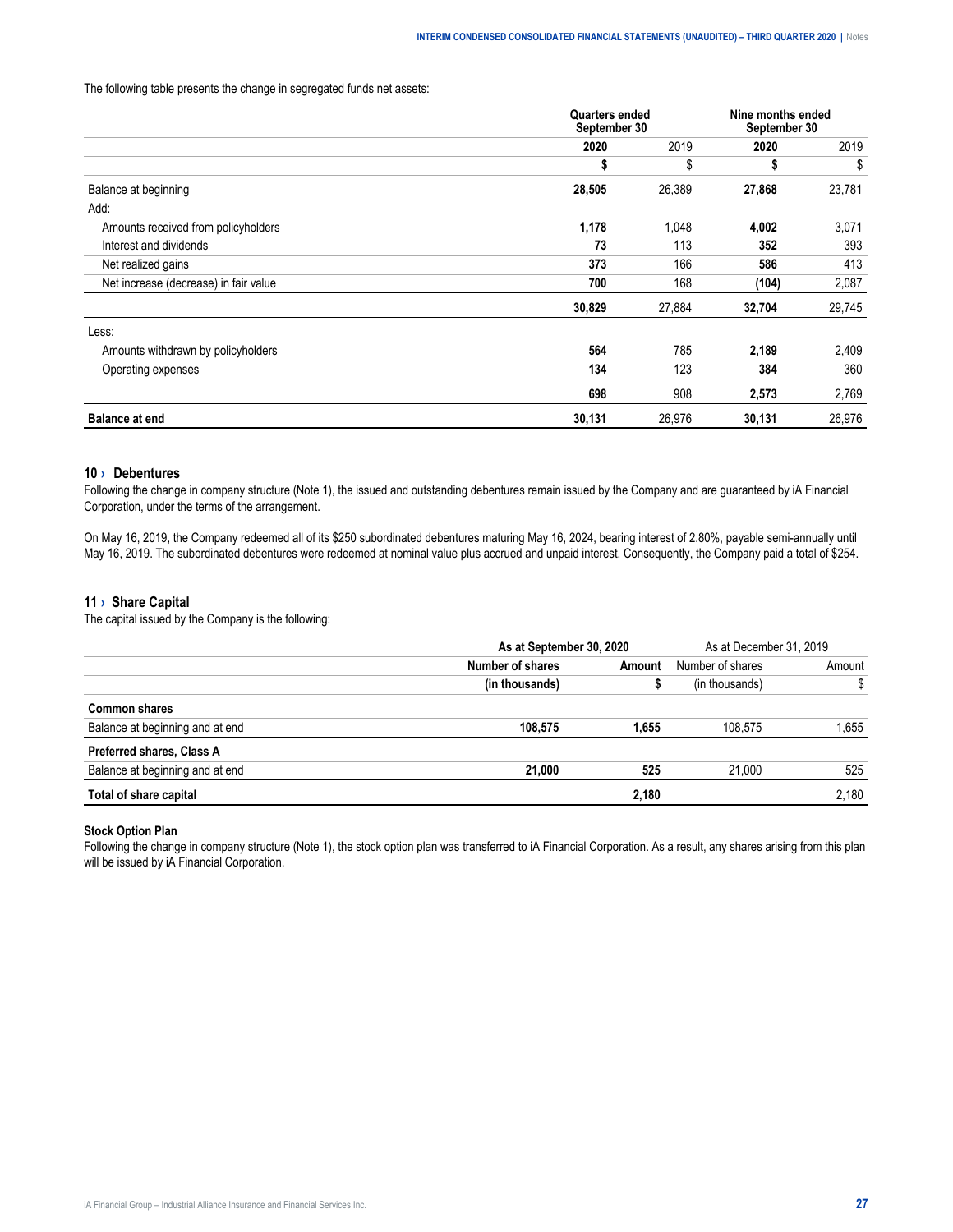The following table presents the change in segregated funds net assets:

| | Quarters ended September 30 | | Nine months ended September 30 | |
|---|---|---|---|---|
| | **2020** | 2019 | **2020** | 2019 |
| | **$** | $ | **$** | $ |
| Balance at beginning | **28,505** | 26,389 | **27,868** | 23,781 |
| Add: | | | | |
| Amounts received from policyholders | **1,178** | 1,048 | **4,002** | 3,071 |
| Interest and dividends | **73** | 113 | **352** | 393 |
| Net realized gains | **373** | 166 | **586** | 413 |
| Net increase (decrease) in fair value | **700** | 168 | **(104)** | 2,087 |
| | **30,829** | 27,884 | **32,704** | 29,745 |
| Less: | | | | |
| Amounts withdrawn by policyholders | **564** | 785 | **2,189** | 2,409 |
| Operating expenses | **134** | 123 | **384** | 360 |
| | **698** | 908 | **2,573** | 2,769 |
| **Balance at end** | **30,131** | 26,976 | **30,131** | 26,976 |

## 10 › Debentures

Following the change in company structure (Note 1), the issued and outstanding debentures remain issued by the Company and are guaranteed by iA Financial Corporation, under the terms of the arrangement.

On May 16, 2019, the Company redeemed all of its $250 subordinated debentures maturing May 16, 2024, bearing interest of 2.80%, payable semi-annually until May 16, 2019. The subordinated debentures were redeemed at nominal value plus accrued and unpaid interest. Consequently, the Company paid a total of $254.

## 11 › Share Capital

The capital issued by the Company is the following:

| | As at September 30, 2020 | | As at December 31, 2019 | |
|---|---|---|---|---|
| | **Number of shares** | **Amount** | Number of shares | Amount |
| | **(in thousands)** | **$** | (in thousands) | $ |
| **Common shares** | | | | |
| Balance at beginning and at end | **108,575** | **1,655** | 108,575 | 1,655 |
| **Preferred shares, Class A** | | | | |
| Balance at beginning and at end | **21,000** | **525** | 21,000 | 525 |
| **Total of share capital** | | **2,180** | | 2,180 |

### Stock Option Plan

Following the change in company structure (Note 1), the stock option plan was transferred to iA Financial Corporation. As a result, any shares arising from this plan will be issued by iA Financial Corporation.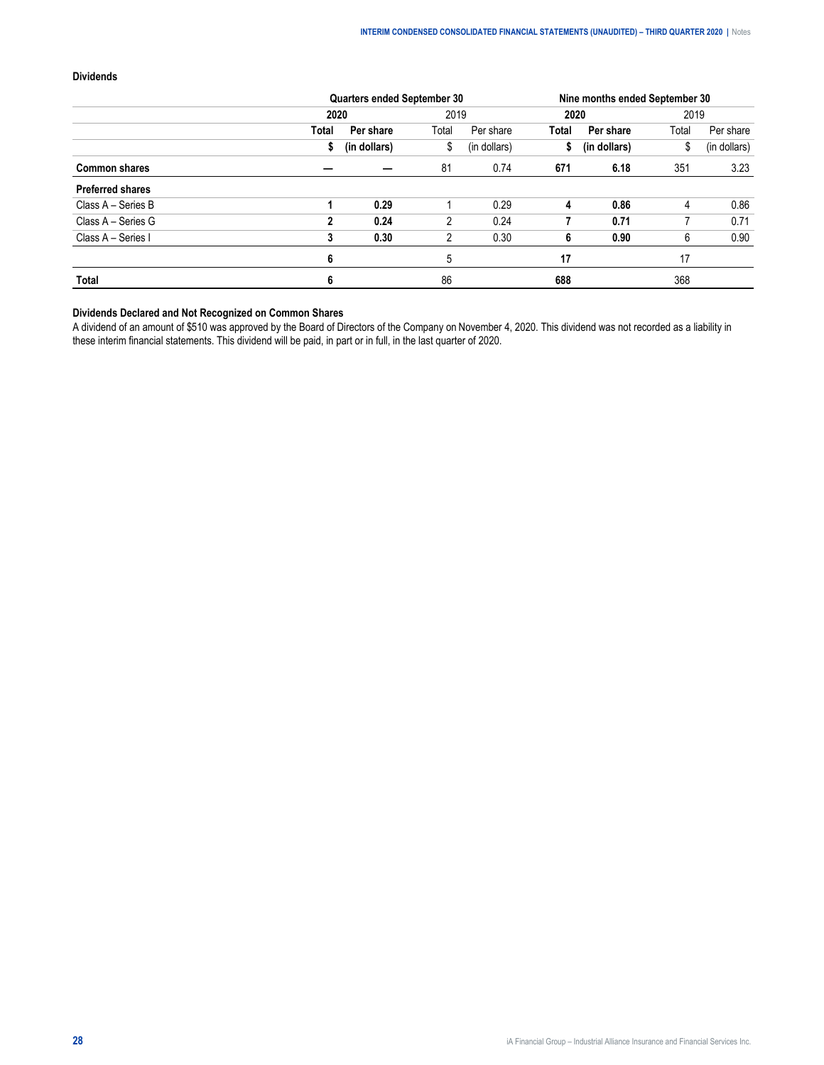### Dividends

| | Quarters ended September 30 | | | | Nine months ended September 30 | | | |
|---|---|---|---|---|---|---|---|---|
| | **2020** | | 2019 | | **2020** | | 2019 | |
| | **Total** | **Per share** | Total | Per share | **Total** | **Per share** | Total | Per share |
| | **$** | **(in dollars)** | $ | (in dollars) | **$** | **(in dollars)** | $ | (in dollars) |
| **Common shares** | **—** | **—** | 81 | 0.74 | **671** | **6.18** | 351 | 3.23 |
| **Preferred shares** | | | | | | | | |
| Class A – Series B | **1** | **0.29** | 1 | 0.29 | **4** | **0.86** | 4 | 0.86 |
| Class A – Series G | **2** | **0.24** | 2 | 0.24 | **7** | **0.71** | 7 | 0.71 |
| Class A – Series I | **3** | **0.30** | 2 | 0.30 | **6** | **0.90** | 6 | 0.90 |
| | **6** | | 5 | | **17** | | 17 | |
| **Total** | **6** | | 86 | | **688** | | 368 | |

### Dividends Declared and Not Recognized on Common Shares

A dividend of an amount of $510 was approved by the Board of Directors of the Company on November 4, 2020. This dividend was not recorded as a liability in these interim financial statements. This dividend will be paid, in part or in full, in the last quarter of 2020.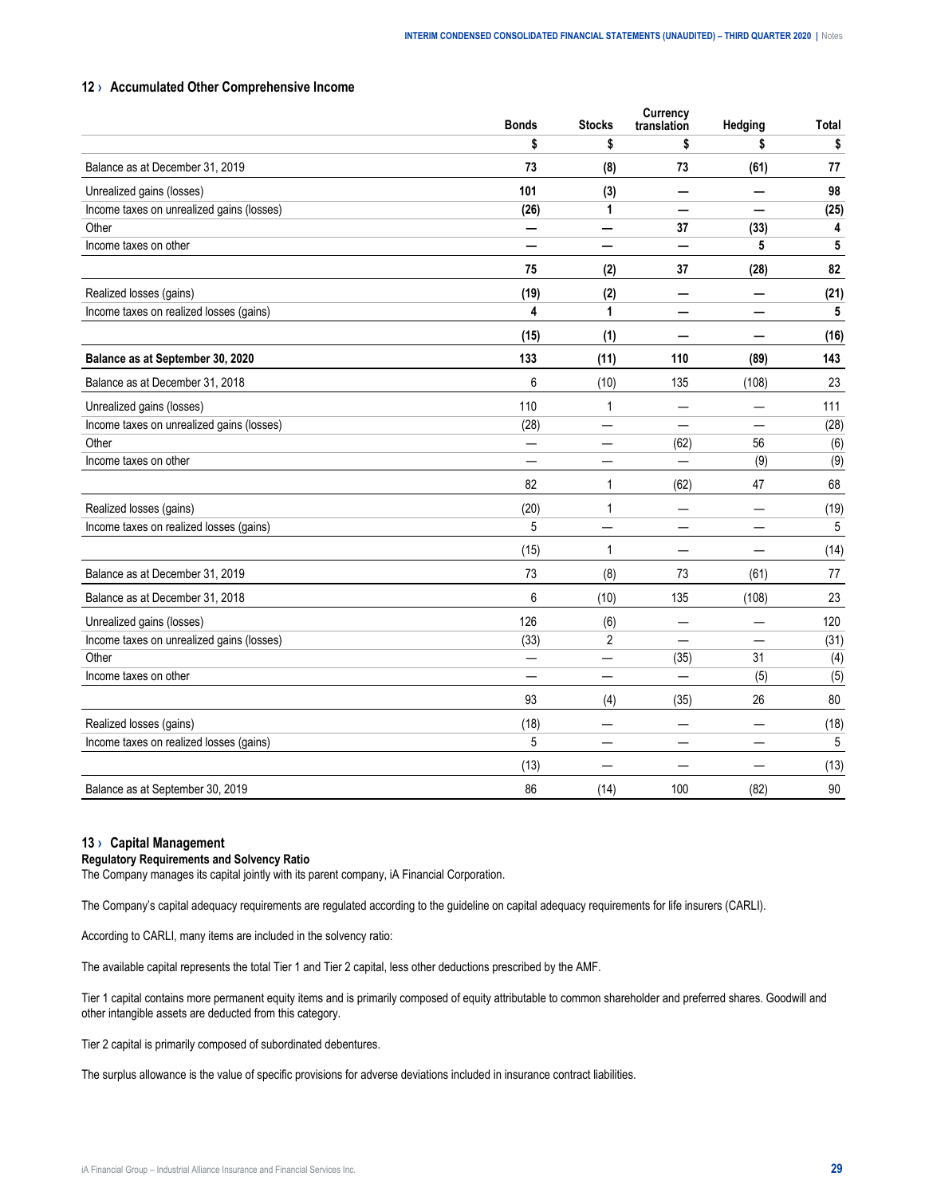## 12 › Accumulated Other Comprehensive Income

| | Bonds | Stocks | Currency translation | Hedging | Total |
|---|---|---|---|---|---|
| | **$** | **$** | **$** | **$** | **$** |
| Balance as at December 31, 2019 | **73** | **(8)** | **73** | **(61)** | **77** |
| Unrealized gains (losses) | **101** | **(3)** | **—** | **—** | **98** |
| Income taxes on unrealized gains (losses) | **(26)** | **1** | **—** | **—** | **(25)** |
| Other | **—** | **—** | **37** | **(33)** | **4** |
| Income taxes on other | **—** | **—** | **—** | **5** | **5** |
| | **75** | **(2)** | **37** | **(28)** | **82** |
| Realized losses (gains) | **(19)** | **(2)** | **—** | **—** | **(21)** |
| Income taxes on realized losses (gains) | **4** | **1** | **—** | **—** | **5** |
| | **(15)** | **(1)** | **—** | **—** | **(16)** |
| **Balance as at September 30, 2020** | **133** | **(11)** | **110** | **(89)** | **143** |
| Balance as at December 31, 2018 | 6 | (10) | 135 | (108) | 23 |
| Unrealized gains (losses) | 110 | 1 | — | — | 111 |
| Income taxes on unrealized gains (losses) | (28) | — | — | — | (28) |
| Other | — | — | (62) | 56 | (6) |
| Income taxes on other | — | — | — | (9) | (9) |
| | 82 | 1 | (62) | 47 | 68 |
| Realized losses (gains) | (20) | 1 | — | — | (19) |
| Income taxes on realized losses (gains) | 5 | — | — | — | 5 |
| | (15) | 1 | — | — | (14) |
| Balance as at December 31, 2019 | 73 | (8) | 73 | (61) | 77 |
| Balance as at December 31, 2018 | 6 | (10) | 135 | (108) | 23 |
| Unrealized gains (losses) | 126 | (6) | — | — | 120 |
| Income taxes on unrealized gains (losses) | (33) | 2 | — | — | (31) |
| Other | — | — | (35) | 31 | (4) |
| Income taxes on other | — | — | — | (5) | (5) |
| | 93 | (4) | (35) | 26 | 80 |
| Realized losses (gains) | (18) | — | — | — | (18) |
| Income taxes on realized losses (gains) | 5 | — | — | — | 5 |
| | (13) | — | — | — | (13) |
| Balance as at September 30, 2019 | 86 | (14) | 100 | (82) | 90 |

## 13 › Capital Management

**Regulatory Requirements and Solvency Ratio**

The Company manages its capital jointly with its parent company, iA Financial Corporation.

The Company's capital adequacy requirements are regulated according to the guideline on capital adequacy requirements for life insurers (CARLI).

According to CARLI, many items are included in the solvency ratio:

The available capital represents the total Tier 1 and Tier 2 capital, less other deductions prescribed by the AMF.

Tier 1 capital contains more permanent equity items and is primarily composed of equity attributable to common shareholder and preferred shares. Goodwill and other intangible assets are deducted from this category.

Tier 2 capital is primarily composed of subordinated debentures.

The surplus allowance is the value of specific provisions for adverse deviations included in insurance contract liabilities.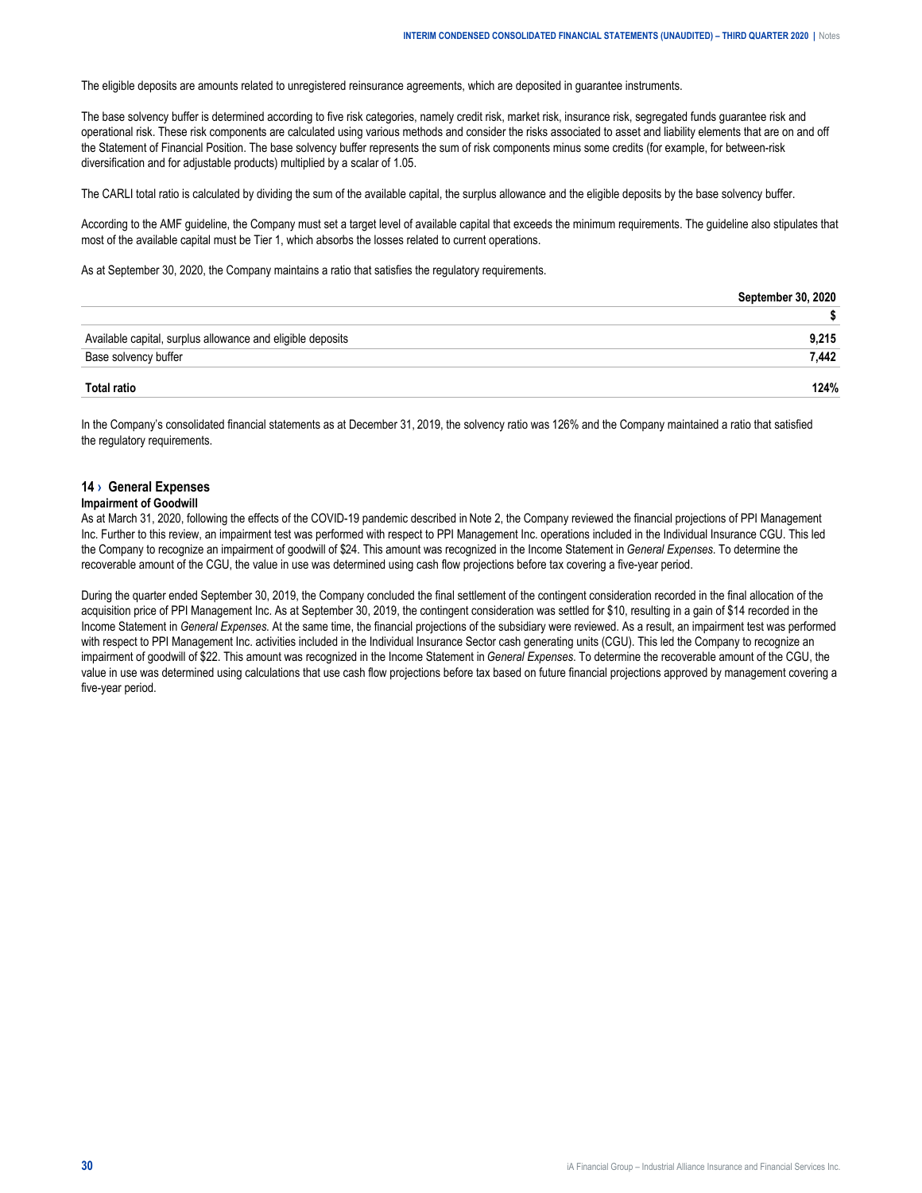The eligible deposits are amounts related to unregistered reinsurance agreements, which are deposited in guarantee instruments.

The base solvency buffer is determined according to five risk categories, namely credit risk, market risk, insurance risk, segregated funds guarantee risk and operational risk. These risk components are calculated using various methods and consider the risks associated to asset and liability elements that are on and off the Statement of Financial Position. The base solvency buffer represents the sum of risk components minus some credits (for example, for between-risk diversification and for adjustable products) multiplied by a scalar of 1.05.

The CARLI total ratio is calculated by dividing the sum of the available capital, the surplus allowance and the eligible deposits by the base solvency buffer.

According to the AMF guideline, the Company must set a target level of available capital that exceeds the minimum requirements. The guideline also stipulates that most of the available capital must be Tier 1, which absorbs the losses related to current operations.

As at September 30, 2020, the Company maintains a ratio that satisfies the regulatory requirements.

| | **September 30, 2020** |
|---|---|
| | **$** |
| Available capital, surplus allowance and eligible deposits | **9,215** |
| Base solvency buffer | **7,442** |
| **Total ratio** | **124%** |

In the Company's consolidated financial statements as at December 31, 2019, the solvency ratio was 126% and the Company maintained a ratio that satisfied the regulatory requirements.

## 14 › General Expenses

**Impairment of Goodwill**

As at March 31, 2020, following the effects of the COVID-19 pandemic described in Note 2, the Company reviewed the financial projections of PPI Management Inc. Further to this review, an impairment test was performed with respect to PPI Management Inc. operations included in the Individual Insurance CGU. This led the Company to recognize an impairment of goodwill of $24. This amount was recognized in the Income Statement in *General Expenses*. To determine the recoverable amount of the CGU, the value in use was determined using cash flow projections before tax covering a five-year period.

During the quarter ended September 30, 2019, the Company concluded the final settlement of the contingent consideration recorded in the final allocation of the acquisition price of PPI Management Inc. As at September 30, 2019, the contingent consideration was settled for $10, resulting in a gain of $14 recorded in the Income Statement in *General Expenses*. At the same time, the financial projections of the subsidiary were reviewed. As a result, an impairment test was performed with respect to PPI Management Inc. activities included in the Individual Insurance Sector cash generating units (CGU). This led the Company to recognize an impairment of goodwill of $22. This amount was recognized in the Income Statement in *General Expenses*. To determine the recoverable amount of the CGU, the value in use was determined using calculations that use cash flow projections before tax based on future financial projections approved by management covering a five-year period.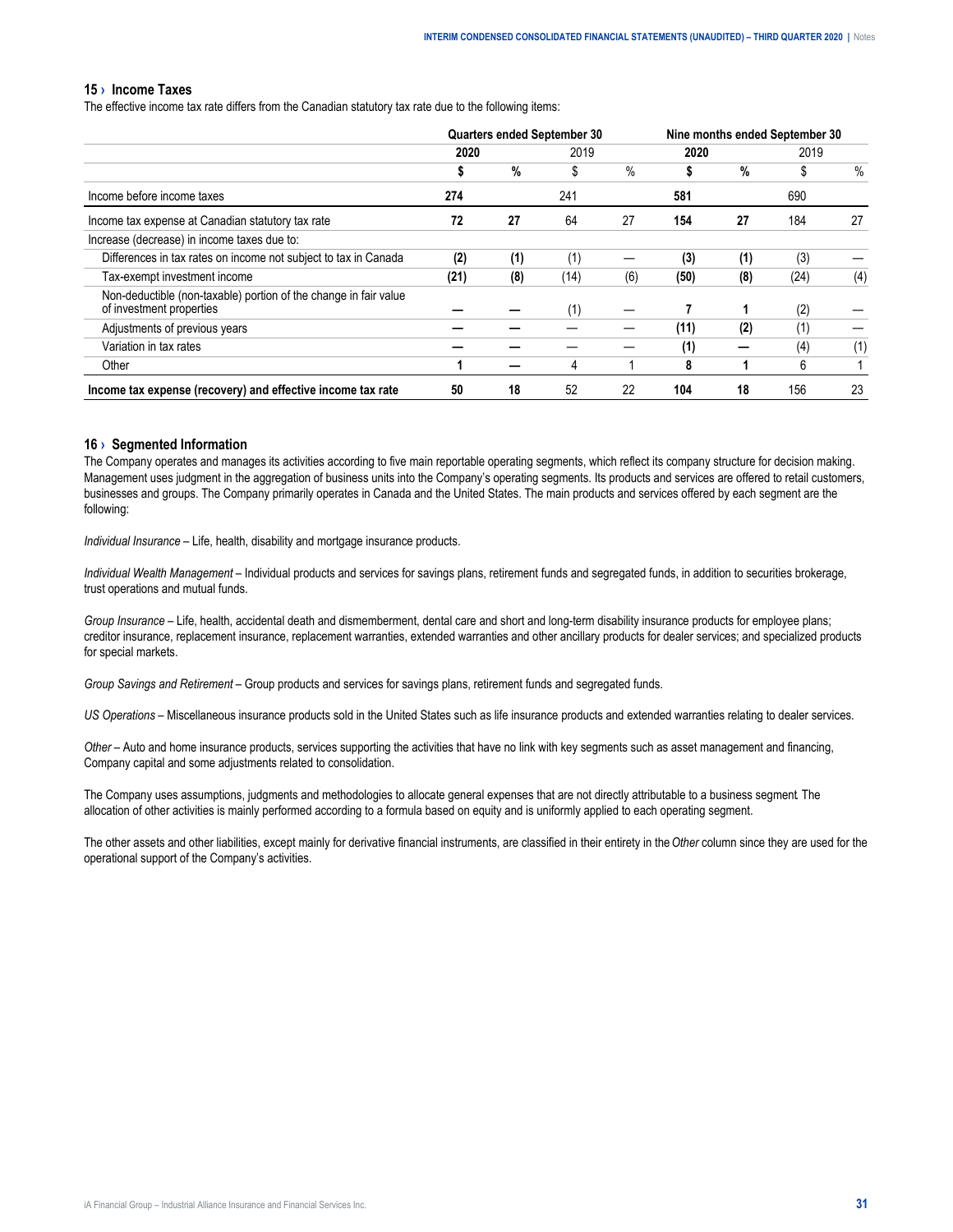## 15 › Income Taxes

The effective income tax rate differs from the Canadian statutory tax rate due to the following items:

| | Quarters ended September 30 | | | | Nine months ended September 30 | | | |
|---|---|---|---|---|---|---|---|---|
| | **2020** | | 2019 | | **2020** | | 2019 | |
| | **$** | **%** | $ | % | **$** | **%** | $ | % |
| Income before income taxes | **274** | | 241 | | **581** | | 690 | |
| Income tax expense at Canadian statutory tax rate | **72** | **27** | 64 | 27 | **154** | **27** | 184 | 27 |
| Increase (decrease) in income taxes due to: | | | | | | | | |
| Differences in tax rates on income not subject to tax in Canada | **(2)** | **(1)** | (1) | — | **(3)** | **(1)** | (3) | — |
| Tax-exempt investment income | **(21)** | **(8)** | (14) | (6) | **(50)** | **(8)** | (24) | (4) |
| Non-deductible (non-taxable) portion of the change in fair value of investment properties | **—** | **—** | (1) | — | **7** | **1** | (2) | — |
| Adjustments of previous years | **—** | **—** | — | — | **(11)** | **(2)** | (1) | — |
| Variation in tax rates | **—** | **—** | — | — | **(1)** | **—** | (4) | (1) |
| Other | **1** | **—** | 4 | 1 | **8** | **1** | 6 | 1 |
| **Income tax expense (recovery) and effective income tax rate** | **50** | **18** | 52 | 22 | **104** | **18** | 156 | 23 |

## 16 › Segmented Information

The Company operates and manages its activities according to five main reportable operating segments, which reflect its company structure for decision making. Management uses judgment in the aggregation of business units into the Company's operating segments. Its products and services are offered to retail customers, businesses and groups. The Company primarily operates in Canada and the United States. The main products and services offered by each segment are the following:

*Individual Insurance* – Life, health, disability and mortgage insurance products.

*Individual Wealth Management* – Individual products and services for savings plans, retirement funds and segregated funds, in addition to securities brokerage, trust operations and mutual funds.

*Group Insurance* – Life, health, accidental death and dismemberment, dental care and short and long-term disability insurance products for employee plans; creditor insurance, replacement insurance, replacement warranties, extended warranties and other ancillary products for dealer services; and specialized products for special markets.

*Group Savings and Retirement* – Group products and services for savings plans, retirement funds and segregated funds.

*US Operations* – Miscellaneous insurance products sold in the United States such as life insurance products and extended warranties relating to dealer services.

*Other* – Auto and home insurance products, services supporting the activities that have no link with key segments such as asset management and financing, Company capital and some adjustments related to consolidation.

The Company uses assumptions, judgments and methodologies to allocate general expenses that are not directly attributable to a business segment. The allocation of other activities is mainly performed according to a formula based on equity and is uniformly applied to each operating segment.

The other assets and other liabilities, except mainly for derivative financial instruments, are classified in their entirety in the *Other* column since they are used for the operational support of the Company's activities.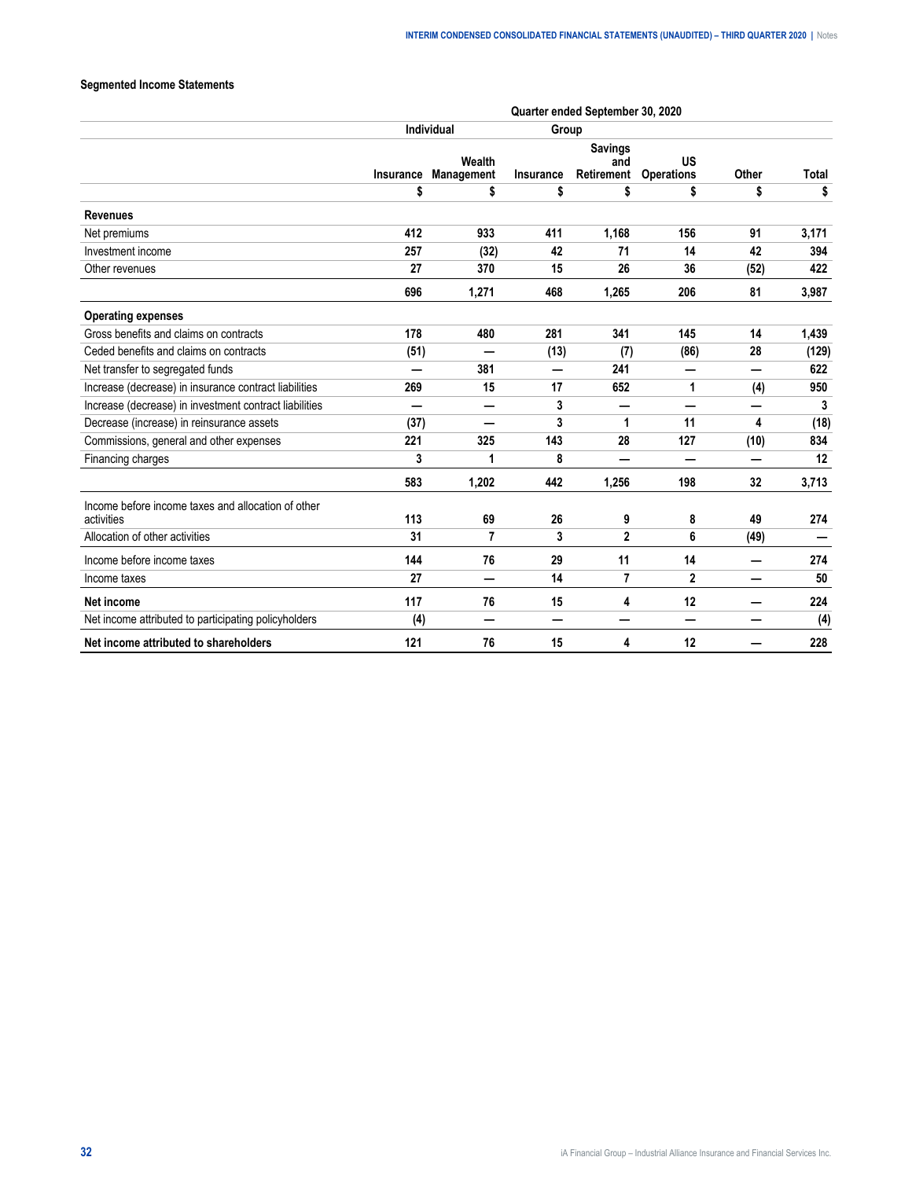### Segmented Income Statements

| | Quarter ended September 30, 2020 | | | | | | |
|---|---|---|---|---|---|---|---|
| | Individual | | Group | | | | |
| | Insurance | Wealth Management | Insurance | Savings and Retirement | US Operations | Other | Total |
| | $ | $ | $ | $ | $ | $ | $ |
| **Revenues** | | | | | | | |
| Net premiums | 412 | 933 | 411 | 1,168 | 156 | 91 | 3,171 |
| Investment income | 257 | (32) | 42 | 71 | 14 | 42 | 394 |
| Other revenues | 27 | 370 | 15 | 26 | 36 | (52) | 422 |
| | 696 | 1,271 | 468 | 1,265 | 206 | 81 | 3,987 |
| **Operating expenses** | | | | | | | |
| Gross benefits and claims on contracts | 178 | 480 | 281 | 341 | 145 | 14 | 1,439 |
| Ceded benefits and claims on contracts | (51) | — | (13) | (7) | (86) | 28 | (129) |
| Net transfer to segregated funds | — | 381 | — | 241 | — | — | 622 |
| Increase (decrease) in insurance contract liabilities | 269 | 15 | 17 | 652 | 1 | (4) | 950 |
| Increase (decrease) in investment contract liabilities | — | — | 3 | — | — | — | 3 |
| Decrease (increase) in reinsurance assets | (37) | — | 3 | 1 | 11 | 4 | (18) |
| Commissions, general and other expenses | 221 | 325 | 143 | 28 | 127 | (10) | 834 |
| Financing charges | 3 | 1 | 8 | — | — | — | 12 |
| | 583 | 1,202 | 442 | 1,256 | 198 | 32 | 3,713 |
| Income before income taxes and allocation of other activities | 113 | 69 | 26 | 9 | 8 | 49 | 274 |
| Allocation of other activities | 31 | 7 | 3 | 2 | 6 | (49) | — |
| Income before income taxes | 144 | 76 | 29 | 11 | 14 | — | 274 |
| Income taxes | 27 | — | 14 | 7 | 2 | — | 50 |
| **Net income** | 117 | 76 | 15 | 4 | 12 | — | 224 |
| Net income attributed to participating policyholders | (4) | — | — | — | — | — | (4) |
| **Net income attributed to shareholders** | 121 | 76 | 15 | 4 | 12 | — | 228 |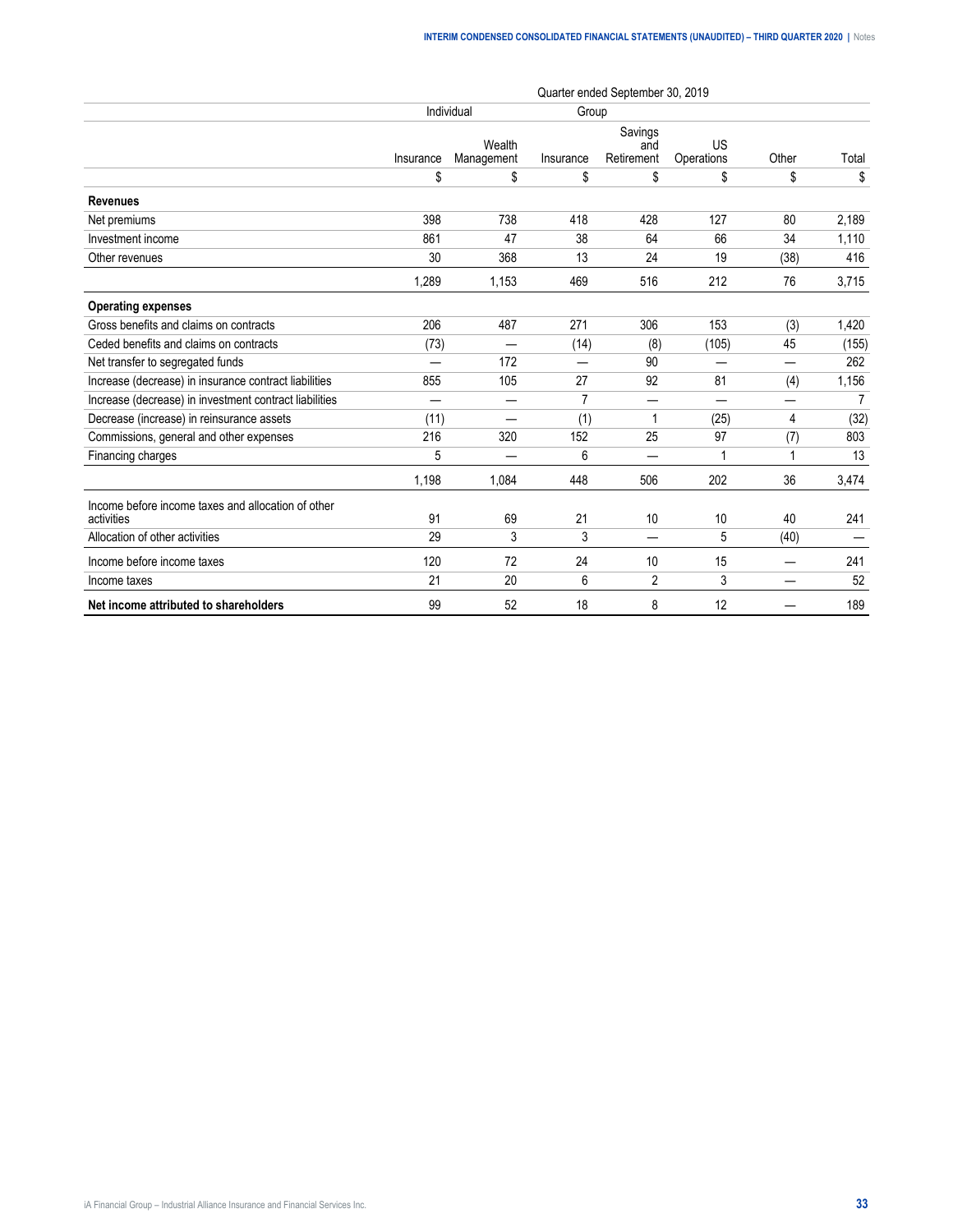| | Quarter ended September 30, 2019 | | | | | | |
|---|---|---|---|---|---|---|---|
| | Individual | | Group | | | | |
| | Insurance | Wealth Management | Insurance | Savings and Retirement | US Operations | Other | Total |
| | $ | $ | $ | $ | $ | $ | $ |
| **Revenues** | | | | | | | |
| Net premiums | 398 | 738 | 418 | 428 | 127 | 80 | 2,189 |
| Investment income | 861 | 47 | 38 | 64 | 66 | 34 | 1,110 |
| Other revenues | 30 | 368 | 13 | 24 | 19 | (38) | 416 |
| | 1,289 | 1,153 | 469 | 516 | 212 | 76 | 3,715 |
| **Operating expenses** | | | | | | | |
| Gross benefits and claims on contracts | 206 | 487 | 271 | 306 | 153 | (3) | 1,420 |
| Ceded benefits and claims on contracts | (73) | — | (14) | (8) | (105) | 45 | (155) |
| Net transfer to segregated funds | — | 172 | — | 90 | — | — | 262 |
| Increase (decrease) in insurance contract liabilities | 855 | 105 | 27 | 92 | 81 | (4) | 1,156 |
| Increase (decrease) in investment contract liabilities | — | — | 7 | — | — | — | 7 |
| Decrease (increase) in reinsurance assets | (11) | — | (1) | 1 | (25) | 4 | (32) |
| Commissions, general and other expenses | 216 | 320 | 152 | 25 | 97 | (7) | 803 |
| Financing charges | 5 | — | 6 | — | 1 | 1 | 13 |
| | 1,198 | 1,084 | 448 | 506 | 202 | 36 | 3,474 |
| Income before income taxes and allocation of other activities | 91 | 69 | 21 | 10 | 10 | 40 | 241 |
| Allocation of other activities | 29 | 3 | 3 | — | 5 | (40) | — |
| Income before income taxes | 120 | 72 | 24 | 10 | 15 | — | 241 |
| Income taxes | 21 | 20 | 6 | 2 | 3 | — | 52 |
| **Net income attributed to shareholders** | 99 | 52 | 18 | 8 | 12 | — | 189 |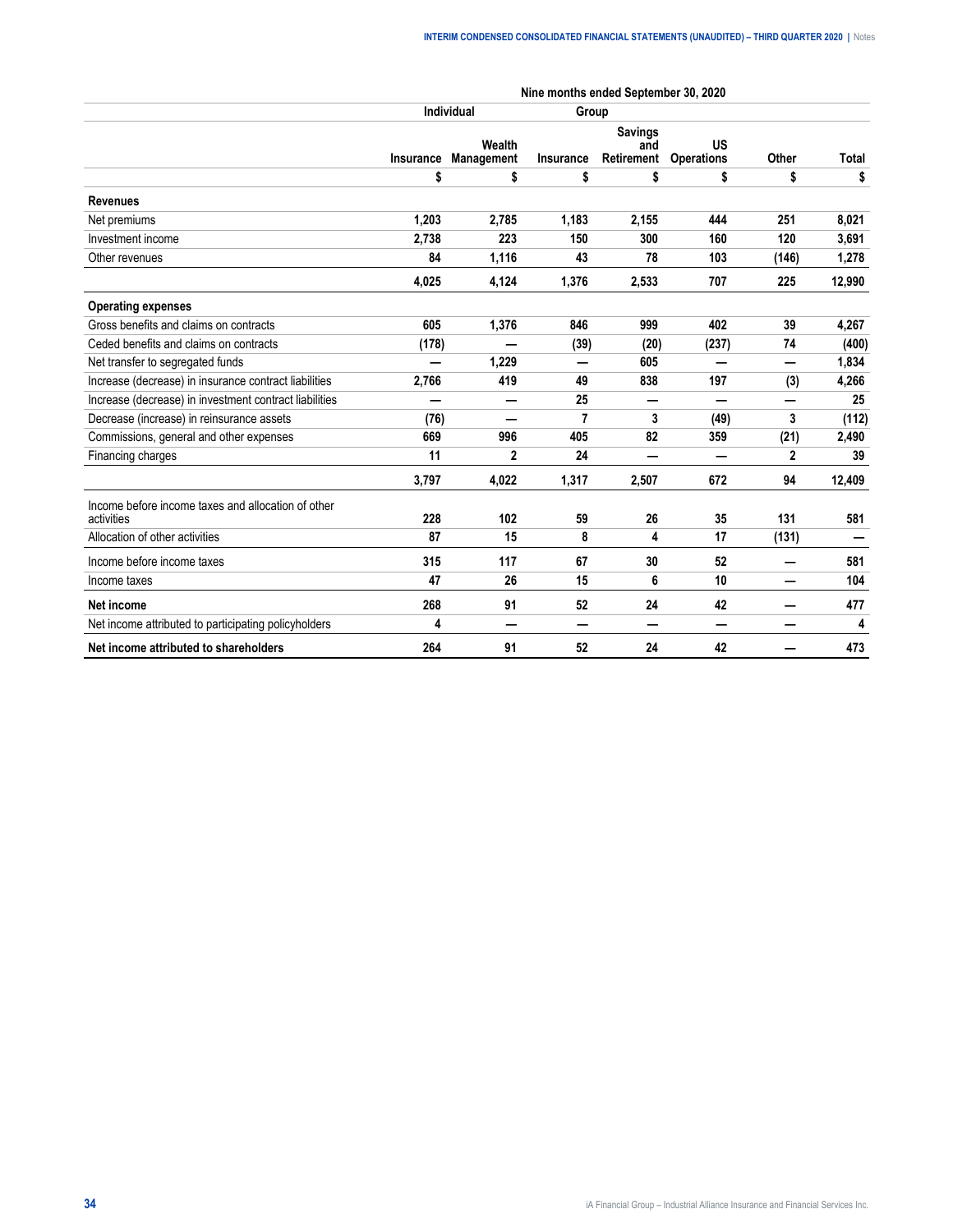| | Nine months ended September 30, 2020 | | | | | | |
|---|---|---|---|---|---|---|---|
| | Individual | | Group | | | | |
| | Insurance | Wealth Management | Insurance | Savings and Retirement | US Operations | Other | Total |
| | $ | $ | $ | $ | $ | $ | $ |
| **Revenues** | | | | | | | |
| Net premiums | **1,203** | **2,785** | **1,183** | **2,155** | **444** | **251** | **8,021** |
| Investment income | **2,738** | **223** | **150** | **300** | **160** | **120** | **3,691** |
| Other revenues | **84** | **1,116** | **43** | **78** | **103** | **(146)** | **1,278** |
| | **4,025** | **4,124** | **1,376** | **2,533** | **707** | **225** | **12,990** |
| **Operating expenses** | | | | | | | |
| Gross benefits and claims on contracts | **605** | **1,376** | **846** | **999** | **402** | **39** | **4,267** |
| Ceded benefits and claims on contracts | **(178)** | **—** | **(39)** | **(20)** | **(237)** | **74** | **(400)** |
| Net transfer to segregated funds | **—** | **1,229** | **—** | **605** | **—** | **—** | **1,834** |
| Increase (decrease) in insurance contract liabilities | **2,766** | **419** | **49** | **838** | **197** | **(3)** | **4,266** |
| Increase (decrease) in investment contract liabilities | **—** | **—** | **25** | **—** | **—** | **—** | **25** |
| Decrease (increase) in reinsurance assets | **(76)** | **—** | **7** | **3** | **(49)** | **3** | **(112)** |
| Commissions, general and other expenses | **669** | **996** | **405** | **82** | **359** | **(21)** | **2,490** |
| Financing charges | **11** | **2** | **24** | **—** | **—** | **2** | **39** |
| | **3,797** | **4,022** | **1,317** | **2,507** | **672** | **94** | **12,409** |
| Income before income taxes and allocation of other activities | **228** | **102** | **59** | **26** | **35** | **131** | **581** |
| Allocation of other activities | **87** | **15** | **8** | **4** | **17** | **(131)** | **—** |
| Income before income taxes | **315** | **117** | **67** | **30** | **52** | **—** | **581** |
| Income taxes | **47** | **26** | **15** | **6** | **10** | **—** | **104** |
| **Net income** | **268** | **91** | **52** | **24** | **42** | **—** | **477** |
| Net income attributed to participating policyholders | **4** | **—** | **—** | **—** | **—** | **—** | **4** |
| **Net income attributed to shareholders** | **264** | **91** | **52** | **24** | **42** | **—** | **473** |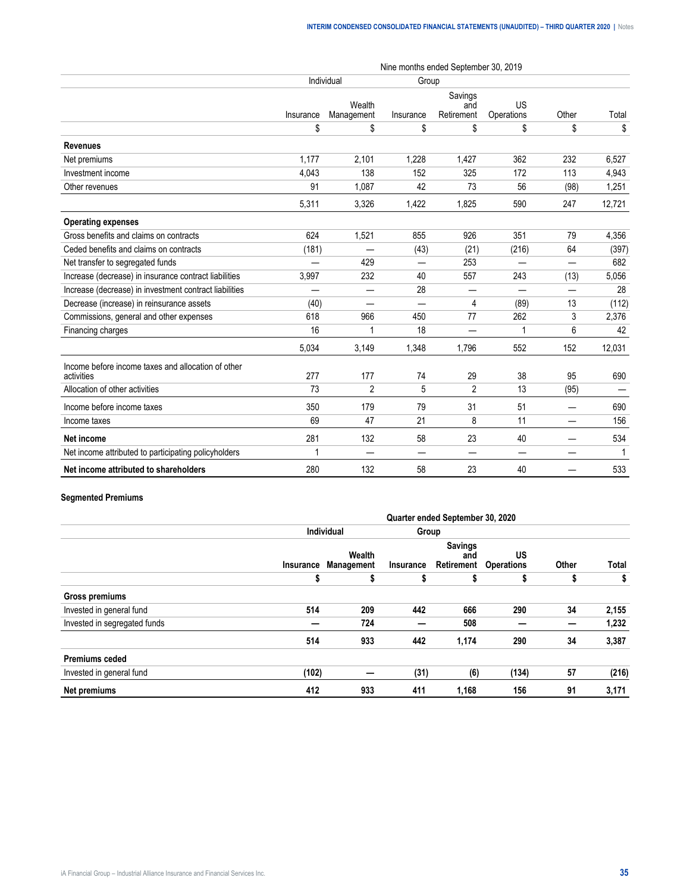| | Nine months ended September 30, 2019 | | | | | | |
|---|---|---|---|---|---|---|---|
| | Individual | | Group | | | | |
| | Insurance | Wealth Management | Insurance | Savings and Retirement | US Operations | Other | Total |
| | $ | $ | $ | $ | $ | $ | $ |
| **Revenues** | | | | | | | |
| Net premiums | 1,177 | 2,101 | 1,228 | 1,427 | 362 | 232 | 6,527 |
| Investment income | 4,043 | 138 | 152 | 325 | 172 | 113 | 4,943 |
| Other revenues | 91 | 1,087 | 42 | 73 | 56 | (98) | 1,251 |
| | 5,311 | 3,326 | 1,422 | 1,825 | 590 | 247 | 12,721 |
| **Operating expenses** | | | | | | | |
| Gross benefits and claims on contracts | 624 | 1,521 | 855 | 926 | 351 | 79 | 4,356 |
| Ceded benefits and claims on contracts | (181) | — | (43) | (21) | (216) | 64 | (397) |
| Net transfer to segregated funds | — | 429 | — | 253 | — | — | 682 |
| Increase (decrease) in insurance contract liabilities | 3,997 | 232 | 40 | 557 | 243 | (13) | 5,056 |
| Increase (decrease) in investment contract liabilities | — | — | 28 | — | — | — | 28 |
| Decrease (increase) in reinsurance assets | (40) | — | — | 4 | (89) | 13 | (112) |
| Commissions, general and other expenses | 618 | 966 | 450 | 77 | 262 | 3 | 2,376 |
| Financing charges | 16 | 1 | 18 | — | 1 | 6 | 42 |
| | 5,034 | 3,149 | 1,348 | 1,796 | 552 | 152 | 12,031 |
| Income before income taxes and allocation of other activities | 277 | 177 | 74 | 29 | 38 | 95 | 690 |
| Allocation of other activities | 73 | 2 | 5 | 2 | 13 | (95) | — |
| Income before income taxes | 350 | 179 | 79 | 31 | 51 | — | 690 |
| Income taxes | 69 | 47 | 21 | 8 | 11 | — | 156 |
| **Net income** | 281 | 132 | 58 | 23 | 40 | — | 534 |
| Net income attributed to participating policyholders | 1 | — | — | — | — | — | 1 |
| **Net income attributed to shareholders** | 280 | 132 | 58 | 23 | 40 | — | 533 |

**Segmented Premiums**

| | **Quarter ended September 30, 2020** | | | | | | |
|---|---|---|---|---|---|---|---|
| | **Individual** | | **Group** | | | | |
| | **Insurance** | **Wealth Management** | **Insurance** | **Savings and Retirement** | **US Operations** | **Other** | **Total** |
| | **$** | **$** | **$** | **$** | **$** | **$** | **$** |
| **Gross premiums** | | | | | | | |
| Invested in general fund | **514** | **209** | **442** | **666** | **290** | **34** | **2,155** |
| Invested in segregated funds | **—** | **724** | **—** | **508** | **—** | **—** | **1,232** |
| | **514** | **933** | **442** | **1,174** | **290** | **34** | **3,387** |
| **Premiums ceded** | | | | | | | |
| Invested in general fund | **(102)** | **—** | **(31)** | **(6)** | **(134)** | **57** | **(216)** |
| **Net premiums** | **412** | **933** | **411** | **1,168** | **156** | **91** | **3,171** |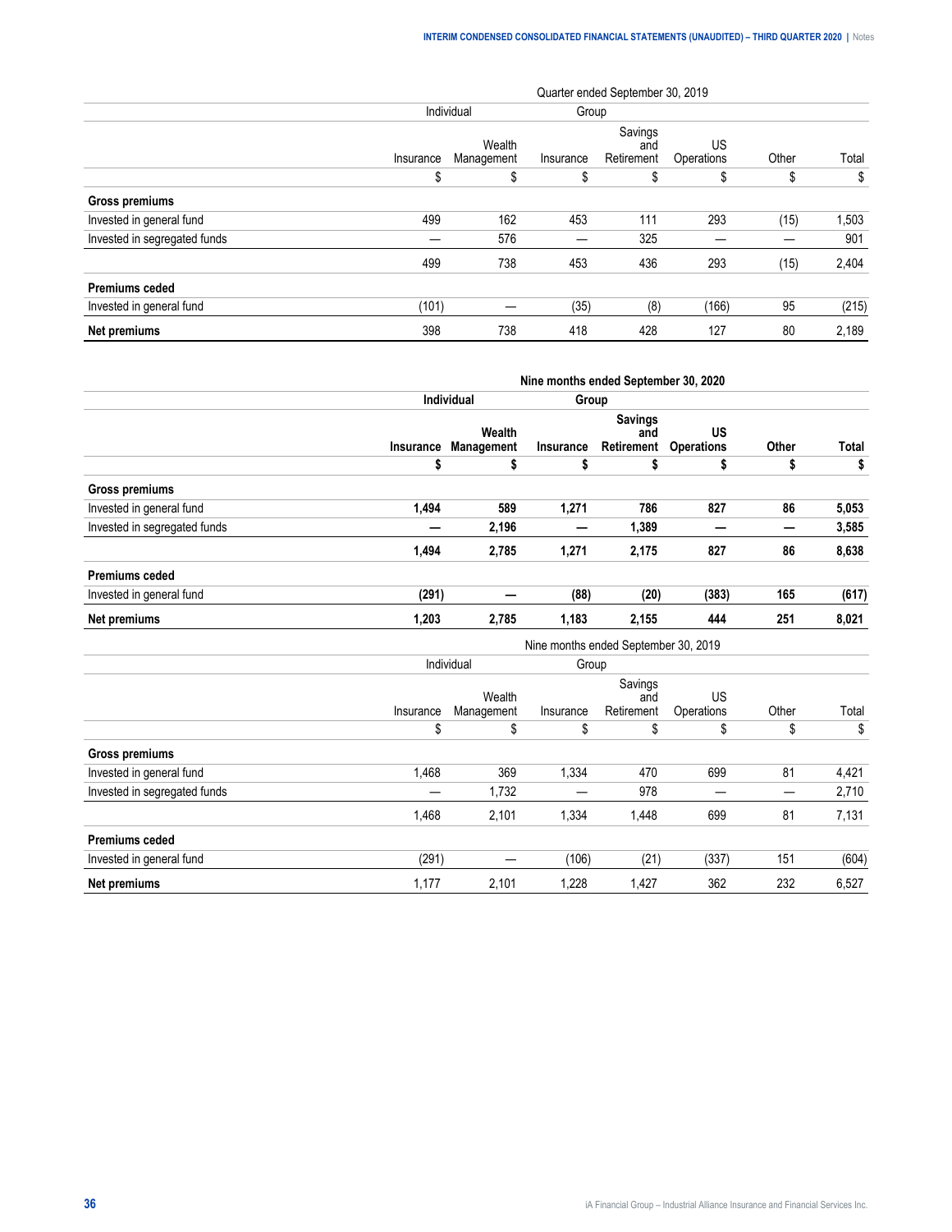| | Quarter ended September 30, 2019 | | | | | | |
|---|---|---|---|---|---|---|---|
| | Individual | | Group | | | | |
| | Insurance | Wealth Management | Insurance | Savings and Retirement | US Operations | Other | Total |
| | $ | $ | $ | $ | $ | $ | $ |
| **Gross premiums** | | | | | | | |
| Invested in general fund | 499 | 162 | 453 | 111 | 293 | (15) | 1,503 |
| Invested in segregated funds | — | 576 | — | 325 | — | — | 901 |
| | 499 | 738 | 453 | 436 | 293 | (15) | 2,404 |
| **Premiums ceded** | | | | | | | |
| Invested in general fund | (101) | — | (35) | (8) | (166) | 95 | (215) |
| **Net premiums** | 398 | 738 | 418 | 428 | 127 | 80 | 2,189 |

| | **Nine months ended September 30, 2020** | | | | | | |
|---|---|---|---|---|---|---|---|
| | **Individual** | | **Group** | | | | |
| | **Insurance** | **Wealth Management** | **Insurance** | **Savings and Retirement** | **US Operations** | **Other** | **Total** |
| | **$** | **$** | **$** | **$** | **$** | **$** | **$** |
| **Gross premiums** | | | | | | | |
| Invested in general fund | **1,494** | **589** | **1,271** | **786** | **827** | **86** | **5,053** |
| Invested in segregated funds | **—** | **2,196** | **—** | **1,389** | **—** | **—** | **3,585** |
| | **1,494** | **2,785** | **1,271** | **2,175** | **827** | **86** | **8,638** |
| **Premiums ceded** | | | | | | | |
| Invested in general fund | **(291)** | **—** | **(88)** | **(20)** | **(383)** | **165** | **(617)** |
| **Net premiums** | **1,203** | **2,785** | **1,183** | **2,155** | **444** | **251** | **8,021** |

| | Nine months ended September 30, 2019 | | | | | | |
|---|---|---|---|---|---|---|---|
| | Individual | | Group | | | | |
| | Insurance | Wealth Management | Insurance | Savings and Retirement | US Operations | Other | Total |
| | $ | $ | $ | $ | $ | $ | $ |
| **Gross premiums** | | | | | | | |
| Invested in general fund | 1,468 | 369 | 1,334 | 470 | 699 | 81 | 4,421 |
| Invested in segregated funds | — | 1,732 | — | 978 | — | — | 2,710 |
| | 1,468 | 2,101 | 1,334 | 1,448 | 699 | 81 | 7,131 |
| **Premiums ceded** | | | | | | | |
| Invested in general fund | (291) | — | (106) | (21) | (337) | 151 | (604) |
| **Net premiums** | 1,177 | 2,101 | 1,228 | 1,427 | 362 | 232 | 6,527 |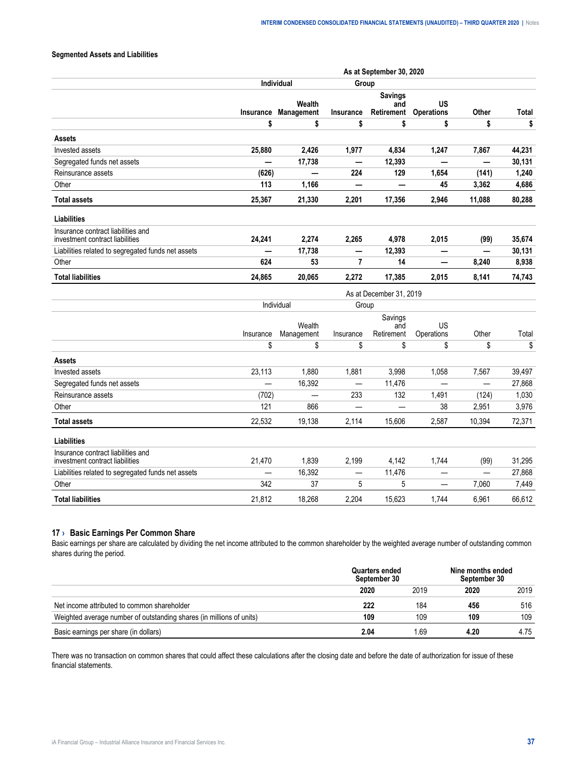### Segmented Assets and Liabilities

| | As at September 30, 2020 | | | | | | |
|---|---|---|---|---|---|---|---|
| | Individual | | Group | | | | |
| | Insurance | Wealth Management | Insurance | Savings and Retirement | US Operations | Other | Total |
| | $ | $ | $ | $ | $ | $ | $ |
| **Assets** | | | | | | | |
| Invested assets | **25,880** | **2,426** | **1,977** | **4,834** | **1,247** | **7,867** | **44,231** |
| Segregated funds net assets | **—** | **17,738** | **—** | **12,393** | **—** | **—** | **30,131** |
| Reinsurance assets | **(626)** | **—** | **224** | **129** | **1,654** | **(141)** | **1,240** |
| Other | **113** | **1,166** | **—** | **—** | **45** | **3,362** | **4,686** |
| **Total assets** | **25,367** | **21,330** | **2,201** | **17,356** | **2,946** | **11,088** | **80,288** |
| **Liabilities** | | | | | | | |
| Insurance contract liabilities and investment contract liabilities | **24,241** | **2,274** | **2,265** | **4,978** | **2,015** | **(99)** | **35,674** |
| Liabilities related to segregated funds net assets | **—** | **17,738** | **—** | **12,393** | **—** | **—** | **30,131** |
| Other | **624** | **53** | **7** | **14** | **—** | **8,240** | **8,938** |
| **Total liabilities** | **24,865** | **20,065** | **2,272** | **17,385** | **2,015** | **8,141** | **74,743** |

| | As at December 31, 2019 | | | | | | |
|---|---|---|---|---|---|---|---|
| | Individual | | Group | | | | |
| | Insurance | Wealth Management | Insurance | Savings and Retirement | US Operations | Other | Total |
| | $ | $ | $ | $ | $ | $ | $ |
| **Assets** | | | | | | | |
| Invested assets | 23,113 | 1,880 | 1,881 | 3,998 | 1,058 | 7,567 | 39,497 |
| Segregated funds net assets | — | 16,392 | — | 11,476 | — | — | 27,868 |
| Reinsurance assets | (702) | — | 233 | 132 | 1,491 | (124) | 1,030 |
| Other | 121 | 866 | — | — | 38 | 2,951 | 3,976 |
| **Total assets** | 22,532 | 19,138 | 2,114 | 15,606 | 2,587 | 10,394 | 72,371 |
| **Liabilities** | | | | | | | |
| Insurance contract liabilities and investment contract liabilities | 21,470 | 1,839 | 2,199 | 4,142 | 1,744 | (99) | 31,295 |
| Liabilities related to segregated funds net assets | — | 16,392 | — | 11,476 | — | — | 27,868 |
| Other | 342 | 37 | 5 | 5 | — | 7,060 | 7,449 |
| **Total liabilities** | 21,812 | 18,268 | 2,204 | 15,623 | 1,744 | 6,961 | 66,612 |

## 17 › Basic Earnings Per Common Share

Basic earnings per share are calculated by dividing the net income attributed to the common shareholder by the weighted average number of outstanding common shares during the period.

| | Quarters ended September 30 | | Nine months ended September 30 | |
|---|---|---|---|---|
| | **2020** | 2019 | **2020** | 2019 |
| Net income attributed to common shareholder | **222** | 184 | **456** | 516 |
| Weighted average number of outstanding shares (in millions of units) | **109** | 109 | **109** | 109 |
| Basic earnings per share (in dollars) | **2.04** | 1.69 | **4.20** | 4.75 |

There was no transaction on common shares that could affect these calculations after the closing date and before the date of authorization for issue of these financial statements.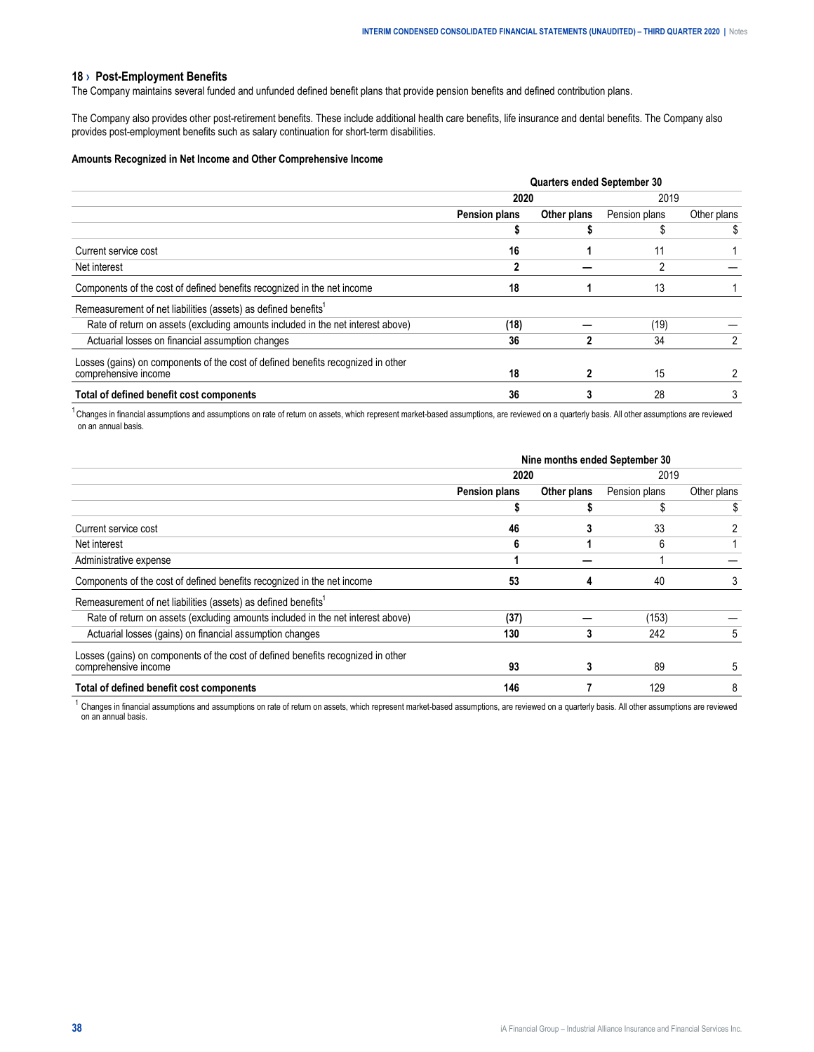## 18 › Post-Employment Benefits

The Company maintains several funded and unfunded defined benefit plans that provide pension benefits and defined contribution plans.

The Company also provides other post-retirement benefits. These include additional health care benefits, life insurance and dental benefits. The Company also provides post-employment benefits such as salary continuation for short-term disabilities.

**Amounts Recognized in Net Income and Other Comprehensive Income**

| | Quarters ended September 30 | | | |
|---|---|---|---|---|
| | **2020** | | 2019 | |
| | **Pension plans** | **Other plans** | Pension plans | Other plans |
| | **$** | **$** | $ | $ |
| Current service cost | **16** | **1** | 11 | 1 |
| Net interest | **2** | **—** | 2 | — |
| Components of the cost of defined benefits recognized in the net income | **18** | **1** | 13 | 1 |
| Remeasurement of net liabilities (assets) as defined benefits[1] | | | | |
| Rate of return on assets (excluding amounts included in the net interest above) | **(18)** | **—** | (19) | — |
| Actuarial losses on financial assumption changes | **36** | **2** | 34 | 2 |
| Losses (gains) on components of the cost of defined benefits recognized in other comprehensive income | **18** | **2** | 15 | 2 |
| **Total of defined benefit cost components** | **36** | **3** | 28 | 3 |

[1] Changes in financial assumptions and assumptions on rate of return on assets, which represent market-based assumptions, are reviewed on a quarterly basis. All other assumptions are reviewed on an annual basis.

| | Nine months ended September 30 | | | |
|---|---|---|---|---|
| | **2020** | | 2019 | |
| | **Pension plans** | **Other plans** | Pension plans | Other plans |
| | **$** | **$** | $ | $ |
| Current service cost | **46** | **3** | 33 | 2 |
| Net interest | **6** | **1** | 6 | 1 |
| Administrative expense | **1** | **—** | 1 | — |
| Components of the cost of defined benefits recognized in the net income | **53** | **4** | 40 | 3 |
| Remeasurement of net liabilities (assets) as defined benefits[1] | | | | |
| Rate of return on assets (excluding amounts included in the net interest above) | **(37)** | **—** | (153) | — |
| Actuarial losses (gains) on financial assumption changes | **130** | **3** | 242 | 5 |
| Losses (gains) on components of the cost of defined benefits recognized in other comprehensive income | **93** | **3** | 89 | 5 |
| **Total of defined benefit cost components** | **146** | **7** | 129 | 8 |

[1] Changes in financial assumptions and assumptions on rate of return on assets, which represent market-based assumptions, are reviewed on a quarterly basis. All other assumptions are reviewed on an annual basis.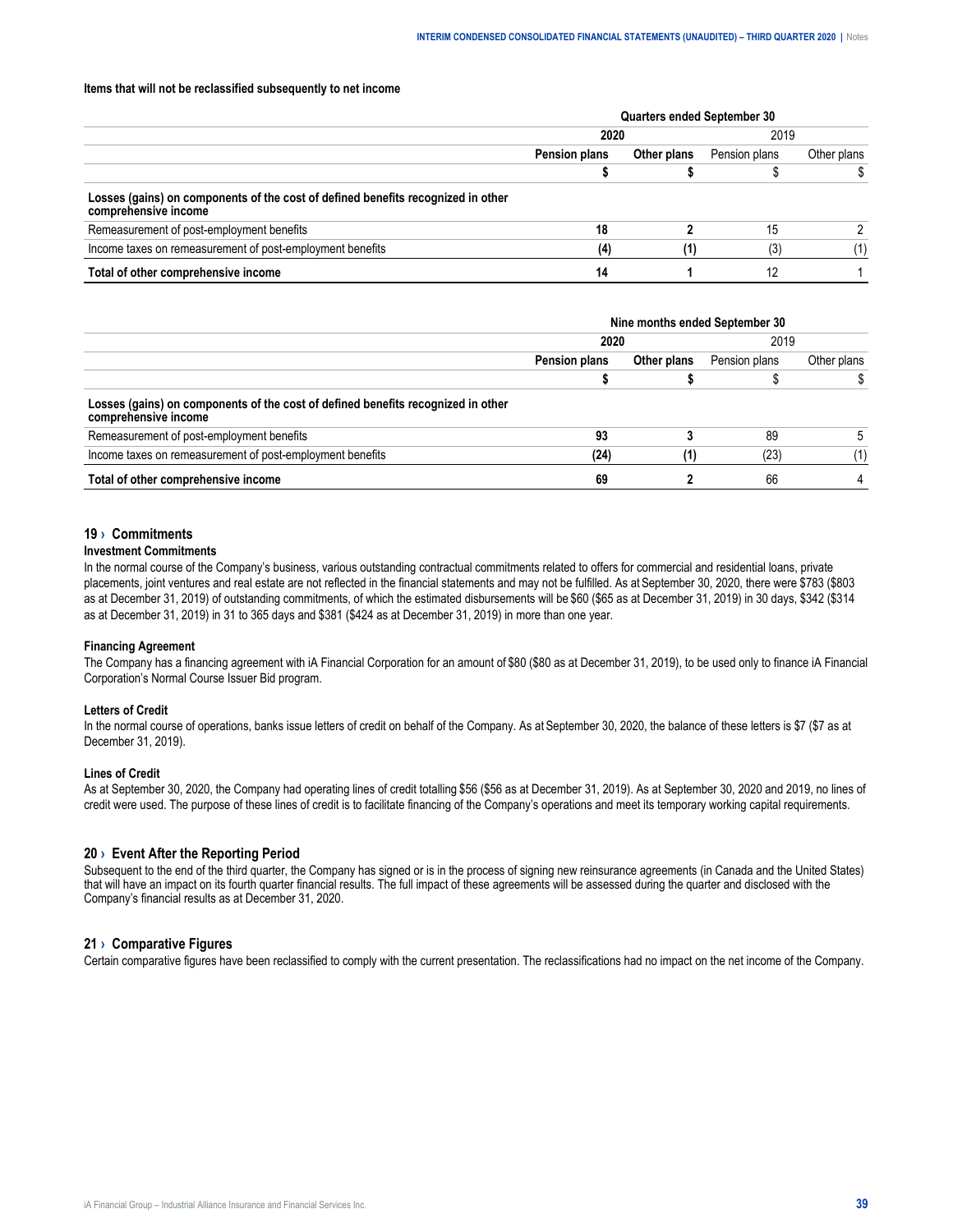**Items that will not be reclassified subsequently to net income**

| | Quarters ended September 30 | | | |
|---|---|---|---|---|
| | **2020** | | 2019 | |
| | **Pension plans** | **Other plans** | Pension plans | Other plans |
| | **$** | **$** | $ | $ |
| **Losses (gains) on components of the cost of defined benefits recognized in other comprehensive income** | | | | |
| Remeasurement of post-employment benefits | **18** | **2** | 15 | 2 |
| Income taxes on remeasurement of post-employment benefits | **(4)** | **(1)** | (3) | (1) |
| **Total of other comprehensive income** | **14** | **1** | 12 | 1 |

| | Nine months ended September 30 | | | |
|---|---|---|---|---|
| | **2020** | | 2019 | |
| | **Pension plans** | **Other plans** | Pension plans | Other plans |
| | **$** | **$** | $ | $ |
| **Losses (gains) on components of the cost of defined benefits recognized in other comprehensive income** | | | | |
| Remeasurement of post-employment benefits | **93** | **3** | 89 | 5 |
| Income taxes on remeasurement of post-employment benefits | **(24)** | **(1)** | (23) | (1) |
| **Total of other comprehensive income** | **69** | **2** | 66 | 4 |

## 19 › Commitments

**Investment Commitments**

In the normal course of the Company's business, various outstanding contractual commitments related to offers for commercial and residential loans, private placements, joint ventures and real estate are not reflected in the financial statements and may not be fulfilled. As at September 30, 2020, there were $783 ($803 as at December 31, 2019) of outstanding commitments, of which the estimated disbursements will be $60 ($65 as at December 31, 2019) in 30 days, $342 ($314 as at December 31, 2019) in 31 to 365 days and $381 ($424 as at December 31, 2019) in more than one year.

**Financing Agreement**

The Company has a financing agreement with iA Financial Corporation for an amount of $80 ($80 as at December 31, 2019), to be used only to finance iA Financial Corporation's Normal Course Issuer Bid program.

**Letters of Credit**

In the normal course of operations, banks issue letters of credit on behalf of the Company. As at September 30, 2020, the balance of these letters is $7 ($7 as at December 31, 2019).

**Lines of Credit**

As at September 30, 2020, the Company had operating lines of credit totalling $56 ($56 as at December 31, 2019). As at September 30, 2020 and 2019, no lines of credit were used. The purpose of these lines of credit is to facilitate financing of the Company's operations and meet its temporary working capital requirements.

## 20 › Event After the Reporting Period

Subsequent to the end of the third quarter, the Company has signed or is in the process of signing new reinsurance agreements (in Canada and the United States) that will have an impact on its fourth quarter financial results. The full impact of these agreements will be assessed during the quarter and disclosed with the Company's financial results as at December 31, 2020.

## 21 › Comparative Figures

Certain comparative figures have been reclassified to comply with the current presentation. The reclassifications had no impact on the net income of the Company.